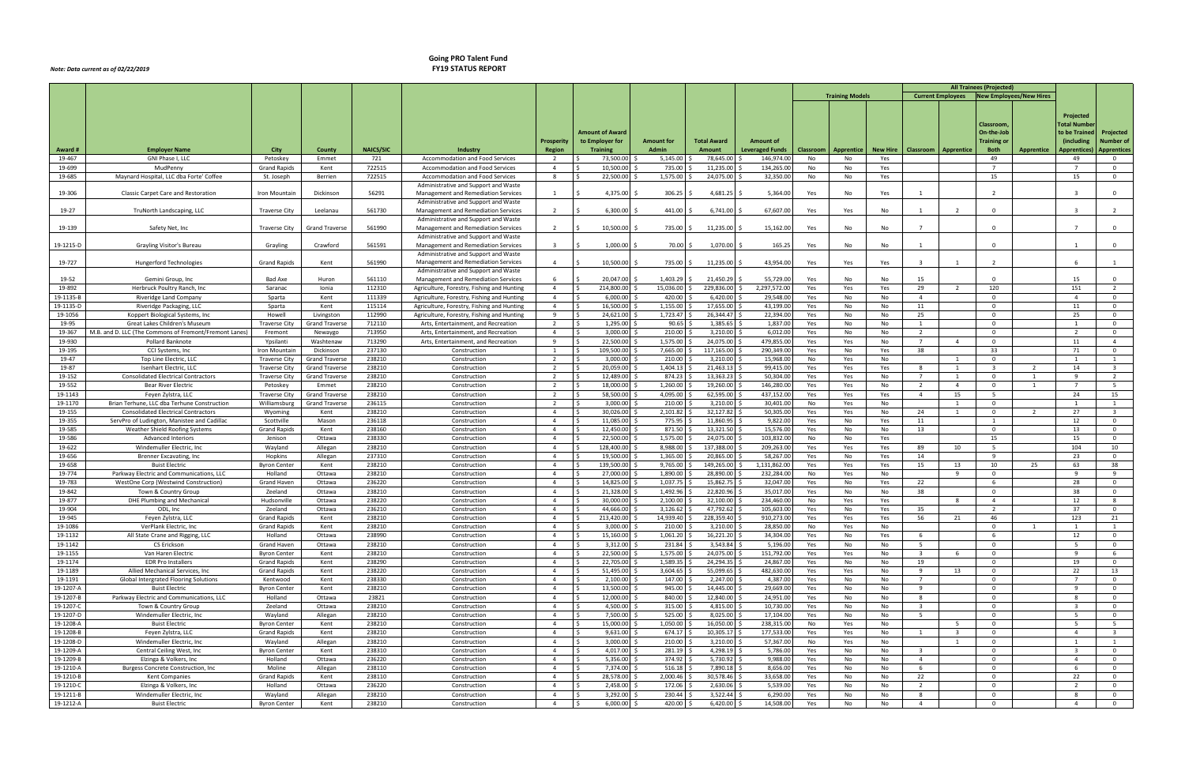*Note: Data current as of 02/22/2019*

# Going PRO Talent Fund
## FY19 STATUS REPORT

| | | | | | | | | | | | Training Models | | | All Trainees (Projected) | | | | | |
|---|---|---|---|---|---|---|---|---|---|---|---|---|---|---|---|---|---|---|---|
| | | | | | | | | | | | | | | Current Employees | | New Employees/New Hires | | | |
| Award # | Employer Name | City | County | NAICS/SIC | Industry | Prosperity Region | Amount of Award to Employer for Training | Amount for Admin | Total Award Amount | Amount of Leveraged Funds | Classroom | Apprentice | New Hire | Classroom | Apprentice | Classroom, On-the-Job Training or Both | Apprentice | Projected Total Number to be Trained (including Apprentices) | Projected Number of Apprentices |
| 19-467 | GNI Phase I, LLC | Petoskey | Emmet | 721 | Accommodation and Food Services | 2 | $73,500.00 | $5,145.00 | $78,645.00 | $146,974.00 | No | No | Yes | | | 49 | | 49 | 0 |
| 19-699 | MudPenny | Grand Rapids | Kent | 722515 | Accommodation and Food Services | 4 | $10,500.00 | $735.00 | $11,235.00 | $134,265.00 | No | No | Yes | | | 7 | | 7 | 0 |
| 19-685 | Maynard Hospital, LLC dba Forte' Coffee | St. Joseph | Berrien | 722515 | Accommodation and Food Services | 8 | $22,500.00 | $1,575.00 | $24,075.00 | $32,350.00 | No | No | Yes | | | 15 | | 15 | 0 |
| 19-306 | Classic Carpet Care and Restoration | Iron Mountain | Dickinson | 56291 | Administrative and Support and Waste Management and Remediation Services | 1 | $4,375.00 | $306.25 | $4,681.25 | $5,364.00 | Yes | No | Yes | 1 | | 2 | | 3 | 0 |
| 19-27 | TruNorth Landscaping, LLC | Traverse City | Leelanau | 561730 | Administrative and Support and Waste Management and Remediation Services | 2 | $6,300.00 | $441.00 | $6,741.00 | $67,607.00 | Yes | Yes | No | 1 | 2 | 0 | | 3 | 2 |
| 19-139 | Safety Net, Inc | Traverse City | Grand Traverse | 561990 | Administrative and Support and Waste Management and Remediation Services | 2 | $10,500.00 | $735.00 | $11,235.00 | $15,162.00 | Yes | No | No | 7 | | 0 | | 7 | 0 |
| 19-1215-D | Grayling Visitor's Bureau | Grayling | Crawford | 561591 | Administrative and Support and Waste Management and Remediation Services | 3 | $1,000.00 | $70.00 | $1,070.00 | $165.25 | Yes | No | No | 1 | | 0 | | 1 | 0 |
| 19-727 | Hungerford Technologies | Grand Rapids | Kent | 561990 | Administrative and Support and Waste Management and Remediation Services | 4 | $10,500.00 | $735.00 | $11,235.00 | $43,954.00 | Yes | Yes | Yes | 3 | 1 | 2 | | 6 | 1 |
| 19-52 | Gemini Group, Inc | Bad Axe | Huron | 561110 | Administrative and Support and Waste Management and Remediation Services | 6 | $20,047.00 | $1,403.29 | $21,450.29 | $55,729.00 | Yes | No | No | 15 | | 0 | | 15 | 0 |
| 19-892 | Herbruck Poultry Ranch, Inc | Saranac | Ionia | 112310 | Agriculture, Forestry, Fishing and Hunting | 4 | $214,800.00 | $15,036.00 | $229,836.00 | $2,297,572.00 | Yes | Yes | Yes | 29 | 2 | 120 | | 151 | 2 |
| 19-1135-B | Riveridge Land Company | Sparta | Kent | 111339 | Agriculture, Forestry, Fishing and Hunting | 4 | $6,000.00 | $420.00 | $6,420.00 | $29,548.00 | Yes | No | No | 4 | | 0 | | 4 | 0 |
| 19-1135-D | Riveridge Packaging, LLC | Sparta | Kent | 115114 | Agriculture, Forestry, Fishing and Hunting | 4 | $16,500.00 | $1,155.00 | $17,655.00 | $43,199.00 | Yes | No | No | 11 | | 0 | | 11 | 0 |
| 19-1056 | Koppert Biological Systems, Inc | Howell | Livingston | 112990 | Agriculture, Forestry, Fishing and Hunting | 9 | $24,621.00 | $1,723.47 | $26,344.47 | $22,394.00 | Yes | No | No | 25 | | 0 | | 25 | 0 |
| 19-95 | Great Lakes Children's Museum | Traverse City | Grand Traverse | 712110 | Arts, Entertainment, and Recreation | 2 | $1,295.00 | $90.65 | $1,385.65 | $1,837.00 | Yes | No | No | 1 | | 0 | | 1 | 0 |
| 19-367 | M.B. and D. LLC (The Commons of Fremont/Fremont Lanes) | Fremont | Newaygo | 713950 | Arts, Entertainment, and Recreation | 4 | $3,000.00 | $210.00 | $3,210.00 | $6,012.00 | Yes | No | No | 2 | | 0 | | 2 | 0 |
| 19-930 | Pollard Banknote | Ypsilanti | Washtenaw | 713290 | Arts, Entertainment, and Recreation | 9 | $22,500.00 | $1,575.00 | $24,075.00 | $479,855.00 | Yes | Yes | No | 7 | 4 | 0 | | 11 | 4 |
| 19-195 | CCI Systems, Inc | Iron Mountain | Dickinson | 237130 | Construction | 1 | $109,500.00 | $7,665.00 | $117,165.00 | $290,349.00 | Yes | No | Yes | 38 | | 33 | | 71 | 0 |
| 19-47 | Top Line Electric, LLC | Traverse City | Grand Traverse | 238210 | Construction | 2 | $3,000.00 | $210.00 | $3,210.00 | $15,968.00 | No | Yes | No | | 1 | 0 | | 1 | 1 |
| 19-87 | Isenhart Electric, LLC | Traverse City | Grand Traverse | 238210 | Construction | 2 | $20,059.00 | $1,404.13 | $21,463.13 | $99,415.00 | Yes | Yes | Yes | 8 | 1 | 3 | 2 | 14 | 3 |
| 19-152 | Consolidated Electrical Contractors | Traverse City | Grand Traverse | 238210 | Construction | 2 | $12,489.00 | $874.23 | $13,363.23 | $50,304.00 | Yes | Yes | No | 7 | 1 | 0 | 1 | 9 | 2 |
| 19-552 | Bear River Electric | Petoskey | Emmet | 238210 | Construction | 2 | $18,000.00 | $1,260.00 | $19,260.00 | $146,280.00 | Yes | Yes | No | 2 | 4 | 0 | 1 | 7 | 5 |
| 19-1143 | Feyen Zylstra, LLC | Traverse City | Grand Traverse | 238210 | Construction | 2 | $58,500.00 | $4,095.00 | $62,595.00 | $437,152.00 | Yes | Yes | Yes | 4 | 15 | 5 | | 24 | 15 |
| 19-1170 | Brian Terhune, LLC dba Terhune Construction | Williamsburg | Grand Traverse | 236115 | Construction | 2 | $3,000.00 | $210.00 | $3,210.00 | $30,401.00 | No | Yes | No | | 1 | 0 | | 1 | 1 |
| 19-155 | Consolidated Electrical Contractors | Wyoming | Kent | 238210 | Construction | 4 | $30,026.00 | $2,101.82 | $32,127.82 | $50,305.00 | Yes | Yes | No | 24 | 1 | 0 | 2 | 27 | 3 |
| 19-355 | ServPro of Ludington, Manistee and Cadillac | Scottville | Mason | 236118 | Construction | 4 | $11,085.00 | $775.95 | $11,860.95 | $9,822.00 | Yes | No | Yes | 11 | | 1 | | 12 | 0 |
| 19-585 | Weather Shield Roofing Systems | Grand Rapids | Kent | 238160 | Construction | 4 | $12,450.00 | $871.50 | $13,321.50 | $15,576.00 | Yes | No | No | 13 | | 0 | | 13 | 0 |
| 19-586 | Advanced Interiors | Jenison | Ottawa | 238330 | Construction | 4 | $22,500.00 | $1,575.00 | $24,075.00 | $103,832.00 | No | No | Yes | | | 15 | | 15 | 0 |
| 19-622 | Windemuller Electric, Inc | Wayland | Allegan | 238210 | Construction | 4 | $128,400.00 | $8,988.00 | $137,388.00 | $209,263.00 | Yes | Yes | Yes | 89 | 10 | 5 | | 104 | 10 |
| 19-656 | Brenner Excavating, Inc | Hopkins | Allegan | 237310 | Construction | 4 | $19,500.00 | $1,365.00 | $20,865.00 | $58,267.00 | Yes | No | Yes | 14 | | 9 | | 23 | 0 |
| 19-658 | Buist Electric | Byron Center | Kent | 238210 | Construction | 4 | $139,500.00 | $9,765.00 | $149,265.00 | $1,131,862.00 | Yes | Yes | Yes | 15 | 13 | 10 | 25 | 63 | 38 |
| 19-774 | Parkway Electric and Communications, LLC | Holland | Ottawa | 238210 | Construction | 4 | $27,000.00 | $1,890.00 | $28,890.00 | $232,284.00 | No | Yes | No | | 9 | 0 | | 9 | 9 |
| 19-783 | WestOne Corp (Westwind Construction) | Grand Haven | Ottawa | 236220 | Construction | 4 | $14,825.00 | $1,037.75 | $15,862.75 | $32,047.00 | Yes | No | Yes | 22 | | 6 | | 28 | 0 |
| 19-842 | Town & Country Group | Zeeland | Ottawa | 238210 | Construction | 4 | $21,328.00 | $1,492.96 | $22,820.96 | $35,017.00 | Yes | No | No | 38 | | 0 | | 38 | 0 |
| 19-877 | DHE Plumbing and Mechanical | Hudsonville | Ottawa | 238220 | Construction | 4 | $30,000.00 | $2,100.00 | $32,100.00 | $234,460.00 | No | Yes | Yes | | 8 | 4 | | 12 | 8 |
| 19-904 | ODL, Inc | Zeeland | Ottawa | 236210 | Construction | 4 | $44,666.00 | $3,126.62 | $47,792.62 | $105,603.00 | Yes | No | Yes | 35 | | 2 | | 37 | 0 |
| 19-945 | Feyen Zylstra, LLC | Grand Rapids | Kent | 238210 | Construction | 4 | $213,420.00 | $14,939.40 | $228,359.40 | $910,273.00 | Yes | Yes | Yes | 56 | 21 | 46 | | 123 | 21 |
| 19-1086 | VerPlank Electric, Inc | Grand Rapids | Kent | 238210 | Construction | 4 | $3,000.00 | $210.00 | $3,210.00 | $28,850.00 | No | Yes | No | | | 0 | 1 | 1 | 1 |
| 19-1132 | All State Crane and Rigging, LLC | Holland | Ottawa | 238990 | Construction | 4 | $15,160.00 | $1,061.20 | $16,221.20 | $34,304.00 | Yes | No | Yes | 6 | | 6 | | 12 | 0 |
| 19-1142 | CS Erickson | Grand Haven | Ottawa | 238210 | Construction | 4 | $3,312.00 | $231.84 | $3,543.84 | $5,196.00 | Yes | No | No | 5 | | 0 | | 5 | 0 |
| 19-1155 | Van Haren Electric | Byron Center | Kent | 238210 | Construction | 4 | $22,500.00 | $1,575.00 | $24,075.00 | $151,792.00 | Yes | Yes | No | 3 | 6 | 0 | | 9 | 6 |
| 19-1174 | EDR Pro Installers | Grand Rapids | Kent | 238290 | Construction | 4 | $22,705.00 | $1,589.35 | $24,294.35 | $24,867.00 | Yes | No | No | 19 | | 0 | | 19 | 0 |
| 19-1189 | Allied Mechanical Services, Inc | Grand Rapids | Kent | 238220 | Construction | 4 | $51,495.00 | $3,604.65 | $55,099.65 | $482,630.00 | Yes | Yes | No | 9 | 13 | 0 | | 22 | 13 |
| 19-1191 | Global Intergrated Flooring Solutions | Kentwood | Kent | 238330 | Construction | 4 | $2,100.00 | $147.00 | $2,247.00 | $4,387.00 | Yes | No | No | 7 | | 0 | | 7 | 0 |
| 19-1207-A | Buist Electric | Byron Center | Kent | 238210 | Construction | 4 | $13,500.00 | $945.00 | $14,445.00 | $29,669.00 | Yes | No | No | 9 | | 0 | | 9 | 0 |
| 19-1207-B | Parkway Electric and Communications, LLC | Holland | Ottawa | 23821 | Construction | 4 | $12,000.00 | $840.00 | $12,840.00 | $24,951.00 | Yes | No | No | 8 | | 0 | | 8 | 0 |
| 19-1207-C | Town & Country Group | Zeeland | Ottawa | 238210 | Construction | 4 | $4,500.00 | $315.00 | $4,815.00 | $10,730.00 | Yes | No | No | 3 | | 0 | | 3 | 0 |
| 19-1207-D | Windemuller Electric, Inc | Wayland | Allegan | 238210 | Construction | 4 | $7,500.00 | $525.00 | $8,025.00 | $17,104.00 | Yes | No | No | 5 | | 0 | | 5 | 0 |
| 19-1208-A | Buist Electric | Byron Center | Kent | 238210 | Construction | 4 | $15,000.00 | $1,050.00 | $16,050.00 | $238,315.00 | No | Yes | No | | 5 | 0 | | 5 | 5 |
| 19-1208-B | Feyen Zylstra, LLC | Grand Rapids | Kent | 238210 | Construction | 4 | $9,631.00 | $674.17 | $10,305.17 | $177,533.00 | Yes | Yes | No | 1 | 3 | 0 | | 4 | 3 |
| 19-1208-D | Windemuller Electric, Inc | Wayland | Allegan | 238210 | Construction | 4 | $3,000.00 | $210.00 | $3,210.00 | $57,367.00 | No | Yes | No | | 1 | 0 | | 1 | 1 |
| 19-1209-A | Central Ceiling West, Inc | Byron Center | Kent | 238310 | Construction | 4 | $4,017.00 | $281.19 | $4,298.19 | $5,786.00 | Yes | No | No | 3 | | 0 | | 3 | 0 |
| 19-1209-B | Elzinga & Volkers, Inc | Holland | Ottawa | 236220 | Construction | 4 | $5,356.00 | $374.92 | $5,730.92 | $9,988.00 | Yes | No | No | 4 | | 0 | | 4 | 0 |
| 19-1210-A | Burgess Concrete Construction, Inc | Moline | Allegan | 238110 | Construction | 4 | $7,374.00 | $516.18 | $7,890.18 | $8,656.00 | Yes | No | No | 6 | | 0 | | 6 | 0 |
| 19-1210-B | Kent Companies | Grand Rapids | Kent | 238110 | Construction | 4 | $28,578.00 | $2,000.46 | $30,578.46 | $33,658.00 | Yes | No | No | 22 | | 0 | | 22 | 0 |
| 19-1210-C | Elzinga & Volkers, Inc | Holland | Ottawa | 236220 | Construction | 4 | $2,458.00 | $172.06 | $2,630.06 | $5,539.00 | Yes | No | No | 2 | | 0 | | 2 | 0 |
| 19-1211-B | Windemuller Electric, Inc | Wayland | Allegan | 238210 | Construction | 4 | $3,292.00 | $230.44 | $3,522.44 | $6,290.00 | Yes | No | No | 8 | | 0 | | 8 | 0 |
| 19-1212-A | Buist Electric | Byron Center | Kent | 238210 | Construction | 4 | $6,000.00 | $420.00 | $6,420.00 | $14,508.00 | Yes | No | No | 4 | | 0 | | 4 | 0 |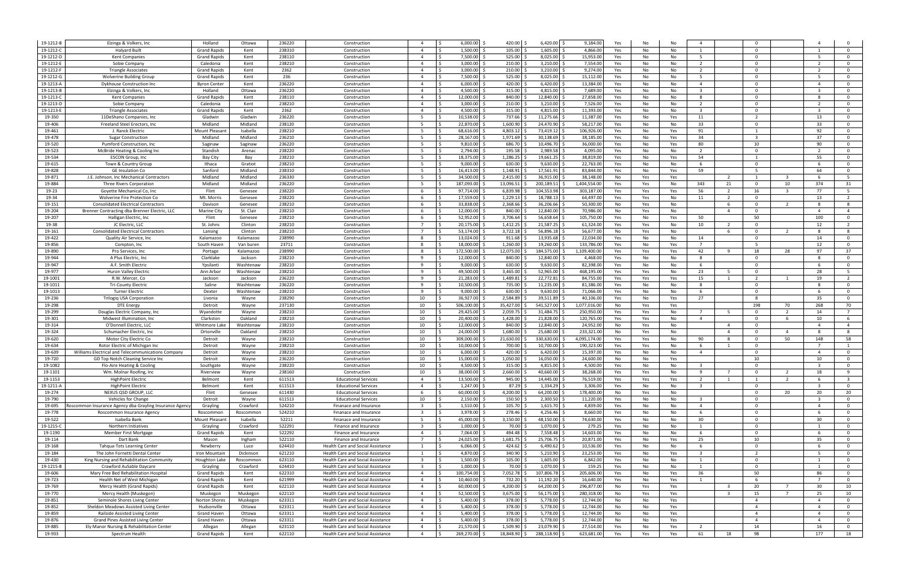| | | | | | | | | | | | | | | | | | | | |
|---|---|---|---|---|---|---|---|---|---|---|---|---|---|---|---|---|---|---|---|
| 19-1212-B | Elzinga & Volkers, Inc | Holland | Ottawa | 236220 | Construction | 4 | $ 6,000.00 | $ 420.00 | $ 6,420.00 | $ 9,184.00 | Yes | No | No | 4 | | 0 | | 4 | 0 |
| 19-1212-C | Halyard Built | Grand Rapids | Kent | 238310 | Construction | 4 | $ 1,500.00 | $ 105.00 | $ 1,605.00 | $ 4,866.00 | Yes | No | No | 1 | | 0 | | 1 | 0 |
| 19-1212-D | Kent Companies | Grand Rapids | Kent | 238110 | Construction | 4 | $ 7,500.00 | $ 525.00 | $ 8,025.00 | $ 15,953.00 | Yes | No | No | 5 | | 0 | | 5 | 0 |
| 19-1212-E | Sobie Company | Caledonia | Kent | 238210 | Construction | 4 | $ 3,000.00 | $ 210.00 | $ 3,210.00 | $ 7,554.00 | Yes | No | No | 2 | | 0 | | 2 | 0 |
| 19-1212-F | Triangle Associates | Grand Rapids | Kent | 2362 | Construction | 4 | $ 3,000.00 | $ 210.00 | $ 3,210.00 | $ 9,274.00 | Yes | No | No | 2 | | 0 | | 2 | 0 |
| 19-1212-G | Wolverine Building Group | Grand Rapids | Kent | 236 | Construction | 4 | $ 7,500.00 | $ 525.00 | $ 8,025.00 | $ 15,112.00 | Yes | No | No | 5 | | 0 | | 5 | 0 |
| 19-1213-A | Dykhouse Construction Inc | Byron Center | Kent | 236220 | Construction | 4 | $ 6,000.00 | $ 420.00 | $ 6,420.00 | $ 13,384.00 | Yes | No | No | 4 | | 0 | | 4 | 0 |
| 19-1213-B | Elzinga & Volkers, Inc | Holland | Ottawa | 236220 | Construction | 4 | $ 4,500.00 | $ 315.00 | $ 4,815.00 | $ 7,689.00 | Yes | No | No | 3 | | 0 | | 3 | 0 |
| 19-1213-C | Kent Companies | Grand Rapids | Kent | 238110 | Construction | 4 | $ 12,000.00 | $ 840.00 | $ 12,840.00 | $ 27,858.00 | Yes | No | No | 8 | | 0 | | 8 | 0 |
| 19-1213-D | Sobie Company | Caledonia | Kent | 238210 | Construction | 4 | $ 3,000.00 | $ 210.00 | $ 3,210.00 | $ 7,526.00 | Yes | No | No | 2 | | 0 | | 2 | 0 |
| 19-1213-E | Triangle Associates | Grand Rapids | Kent | 2362 | Construction | 4 | $ 4,500.00 | $ 315.00 | $ 4,815.00 | $ 11,393.00 | Yes | No | No | 3 | | 0 | | 3 | 0 |
| 19-350 | 11DeShano Companies, Inc | Gladwin | Gladwin | 236220 | Construction | 5 | $ 10,538.00 | $ 737.66 | $ 11,275.66 | $ 11,387.00 | Yes | No | Yes | 11 | | 2 | | 13 | 0 |
| 19-406 | Freeland Steel Erectors, Inc | Midland | Midland | 238120 | Construction | 5 | $ 22,870.00 | $ 1,600.90 | $ 24,470.90 | $ 58,217.00 | Yes | No | No | 33 | | 0 | | 33 | 0 |
| 19-461 | J. Ranck Electric | Mount Pleasant | Isabella | 238210 | Construction | 5 | $ 68,616.00 | $ 4,803.12 | $ 73,419.12 | $ 106,926.00 | Yes | No | Yes | 91 | | 1 | | 92 | 0 |
| 19-478 | Sugar Construction | Midland | Midland | 236210 | Construction | 5 | $ 28,167.00 | $ 1,971.69 | $ 30,138.69 | $ 38,185.00 | Yes | No | Yes | 34 | | 3 | | 37 | 0 |
| 19-520 | Pumford Construction, Inc | Saginaw | Saginaw | 236220 | Construction | 5 | $ 9,810.00 | $ 686.70 | $ 10,496.70 | $ 36,000.00 | Yes | No | Yes | 80 | | 10 | | 90 | 0 |
| 19-523 | McBride Heating & Cooling Inc | Standish | Arenac | 238220 | Construction | 5 | $ 2,794.00 | $ 195.58 | $ 2,989.58 | $ 4,095.00 | Yes | No | No | 2 | | 0 | | 2 | 0 |
| 19-534 | ESCON Group, Inc | Bay City | Bay | 238210 | Construction | 5 | $ 18,375.00 | $ 1,286.25 | $ 19,661.25 | $ 38,819.00 | Yes | No | Yes | 54 | | 1 | | 55 | 0 |
| 19-615 | Town & Country Group | Ithaca | Gratiot | 238210 | Construction | 5 | $ 9,000.00 | $ 630.00 | $ 9,630.00 | $ 22,763.00 | Yes | No | No | 6 | | 0 | | 6 | 0 |
| 19-828 | GE Insulation Co | Sanford | Midland | 238310 | Construction | 5 | $ 16,413.00 | $ 1,148.91 | $ 17,561.91 | $ 83,844.00 | Yes | No | Yes | 59 | | 5 | | 64 | 0 |
| 19-871 | J.E. Johnson, Inc Mechanical Contractors | Midland | Midland | 236330 | Construction | 5 | $ 34,500.00 | $ 2,415.00 | $ 36,915.00 | $ 38,148.00 | No | Yes | Yes | | 2 | 1 | 3 | 6 | 5 |
| 19-884 | Three Rivers Corporation | Midland | Midland | 236220 | Construction | 5 | $ 187,093.00 | $ 13,096.51 | $ 200,189.51 | $ 1,404,554.00 | Yes | Yes | No | 343 | 21 | 0 | 10 | 374 | 31 |
| 19-23 | Goyette Mechanical Co, Inc | Flint | Genesee | 238220 | Construction | 6 | $ 97,714.00 | $ 6,839.98 | $ 104,553.98 | $ 303,187.00 | Yes | Yes | Yes | 56 | 2 | 16 | 3 | 77 | 5 |
| 19-34 | Wolverine Fire Protection Co | Mt. Morris | Genesee | 238220 | Construction | 6 | $ 17,559.00 | $ 1,229.13 | $ 18,788.13 | $ 64,497.00 | Yes | Yes | No | 11 | 2 | 0 | | 13 | 2 |
| 19-151 | Consolidated Electrical Contractors | Davison | Genesee | 238210 | Construction | 6 | $ 33,838.00 | $ 2,368.66 | $ 36,206.66 | $ 50,300.00 | No | Yes | No | | 6 | 0 | 2 | 8 | 8 |
| 19-204 | Brenner Contracting dba Brenner Electric, LLC | Marine City | St. Clair | 238210 | Construction | 6 | $ 12,000.00 | $ 840.00 | $ 12,840.00 | $ 70,986.00 | No | Yes | No | | 4 | 0 | | 4 | 4 |
| 19-207 | Halligan Electric, Inc | Flint | Genesee | 238210 | Construction | 6 | $ 52,952.00 | $ 3,706.64 | $ 56,658.64 | $ 105,750.00 | Yes | No | Yes | 50 | | 50 | | 100 | 0 |
| 19-38 | JC Electric, LLC | St. Johns | Clinton | 238210 | Construction | 7 | $ 20,175.00 | $ 1,412.25 | $ 21,587.25 | $ 61,324.00 | Yes | Yes | No | 10 | 2 | 0 | | 12 | 2 |
| 19-161 | Consolidated Electrical Contractors | Lansing | Clinton | 238210 | Construction | 7 | $ 53,174.00 | $ 3,722.18 | $ 56,896.18 | $ 56,677.00 | No | Yes | No | | 6 | 0 | 2 | 8 | 8 |
| 19-422 | Quality Air Service, Inc | Kalamazoo | Kalamazoo | 238990 | Construction | 8 | $ 13,024.00 | $ 911.68 | $ 13,935.68 | $ 22,034.00 | Yes | No | No | 14 | | 0 | | 14 | 0 |
| 19-856 | Compton, Inc | South Haven | Van buren | 23711 | Construction | 8 | $ 18,000.00 | $ 1,260.00 | $ 19,260.00 | $ 133,786.00 | Yes | No | Yes | 7 | | 5 | | 12 | 0 |
| 19-890 | Pro Services, Inc | Portage | Kalamazoo | 238990 | Construction | 8 | $ 172,500.00 | $ 12,075.00 | $ 184,575.00 | $ 1,109,400.00 | Yes | Yes | Yes | 42 | 9 | 18 | 28 | 97 | 37 |
| 19-944 | A Plus Electric, Inc | Clarklake | Jackson | 238210 | Construction | 9 | $ 12,000.00 | $ 840.00 | $ 12,840.00 | $ 4,468.00 | Yes | No | No | 8 | | 0 | | 8 | 0 |
| 19-947 | A.F. Smith Electric | Ypsilanti | Washtenaw | 238210 | Construction | 9 | $ 9,000.00 | $ 630.00 | $ 9,630.00 | $ 82,398.00 | Yes | No | No | 6 | | 0 | | 6 | 0 |
| 19-977 | Huron Valley Electric | Ann Arbor | Washtenaw | 238210 | Construction | 9 | $ 49,500.00 | $ 3,465.00 | $ 52,965.00 | $ 468,195.00 | Yes | Yes | No | 23 | 5 | 0 | | 28 | 5 |
| 19-1001 | R.W. Mercer, Co | Jackson | Jackson | 236220 | Construction | 9 | $ 21,283.00 | $ 1,489.81 | $ 22,772.81 | $ 84,755.00 | Yes | Yes | Yes | 15 | 1 | 2 | 1 | 19 | 2 |
| 19-1011 | Tri-County Electric | Saline | Washtenaw | 238210 | Construction | 9 | $ 10,500.00 | $ 735.00 | $ 11,235.00 | $ 81,386.00 | Yes | No | No | 8 | | 0 | | 8 | 0 |
| 19-1013 | Turner Electric | Dexter | Washtenaw | 238210 | Construction | 9 | $ 9,000.00 | $ 630.00 | $ 9,630.00 | $ 71,066.00 | Yes | No | No | 6 | | 0 | | 6 | 0 |
| 19-236 | Trilogiq USA Corporation | Livonia | Wayne | 238290 | Construction | 10 | $ 36,927.00 | $ 2,584.89 | $ 39,511.89 | $ 40,106.00 | Yes | No | Yes | 27 | | 8 | | 35 | 0 |
| 19-298 | DTE Energy | Detroit | Wayne | 237130 | Construction | 10 | $ 506,100.00 | $ 35,427.00 | $ 541,527.00 | $ 1,077,016.00 | No | Yes | Yes | | | 198 | 70 | 268 | 70 |
| 19-299 | Douglas Electric Company, Inc | Wyandotte | Wayne | 238210 | Construction | 10 | $ 29,425.00 | $ 2,059.75 | $ 31,484.75 | $ 250,950.00 | Yes | Yes | No | 7 | 5 | 0 | 2 | 14 | 7 |
| 19-301 | Midwest Illumination, Inc | Clarkston | Oakland | 238210 | Construction | 10 | $ 20,400.00 | $ 1,428.00 | $ 21,828.00 | $ 120,765.00 | Yes | Yes | No | 4 | | 0 | 6 | 10 | 6 |
| 19-314 | O'Donnell Electric, LLC | Whitmore Lake | Washtenaw | 238210 | Construction | 10 | $ 12,000.00 | $ 840.00 | $ 12,840.00 | $ 24,952.00 | No | Yes | No | | 4 | 0 | | 4 | 4 |
| 19-324 | Schumacher Electric, Inc | Ortonville | Oakland | 238210 | Construction | 10 | $ 24,000.00 | $ 1,680.00 | $ 25,680.00 | $ 233,321.00 | No | Yes | No | | 4 | 0 | 4 | 8 | 8 |
| 19-620 | Motor City Electric Co | Detroit | Wayne | 238210 | Construction | 10 | $ 309,000.00 | $ 21,630.00 | $ 330,630.00 | $ 4,095,174.00 | Yes | Yes | No | 90 | 8 | 0 | 50 | 148 | 58 |
| 19-634 | Rotor Electric of Michigan Inc | Detroit | Wayne | 238210 | Construction | 10 | $ 10,000.00 | $ 700.00 | $ 10,700.00 | $ 190,323.00 | Yes | Yes | No | 6 | 1 | 0 | | 7 | 1 |
| 19-639 | Williams Electrical and Telecommunications Company | Detroit | Wayne | 238210 | Construction | 10 | $ 6,000.00 | $ 420.00 | $ 6,420.00 | $ 15,397.00 | Yes | No | No | 4 | | 0 | | 4 | 0 |
| 19-720 | GD Top Notch Cleaning Service Inc | Detroit | Wayne | 236220 | Construction | 10 | $ 15,000.00 | $ 1,050.00 | $ 16,050.00 | $ 24,600.00 | No | No | Yes | | | 10 | | 10 | 0 |
| 19-1082 | Flo-Aire Heating & Cooling | Southgate | Wayne | 238220 | Construction | 10 | $ 4,500.00 | $ 315.00 | $ 4,815.00 | $ 4,500.00 | Yes | No | No | 3 | | 0 | | 3 | 0 |
| 19-1101 | Wm. Molnar Roofing, Inc | Riverview | Wayne | 238160 | Construction | 10 | $ 38,000.00 | $ 2,660.00 | $ 40,660.00 | $ 38,268.00 | Yes | Yes | No | 9 | 7 | 0 | 2 | 18 | 9 |
| 19-1153 | HighPoint Electric | Belmont | Kent | 611513 | Educational Services | 4 | $ 13,500.00 | $ 945.00 | $ 14,445.00 | $ 76,519.00 | Yes | Yes | Yes | 2 | 1 | 1 | 2 | 6 | 3 |
| 19-1211-A | HighPoint Electric | Belmont | Kent | 611513 | Educational Services | 4 | $ 1,247.00 | $ 87.29 | $ 1,334.29 | $ 3,306.00 | Yes | No | No | 3 | | 0 | | 3 | 0 |
| 19-274 | NEXUS QSD GROUP, LLC | Flint | Genesee | 611430 | Educational Services | 6 | $ 60,000.00 | $ 4,200.00 | $ 64,200.00 | $ 178,400.00 | No | Yes | No | | | 0 | 20 | 20 | 20 |
| 19-790 | Vehicles for Change | Detroit | Wayne | 611513 | Educational Services | 10 | $ 2,150.00 | $ 150.50 | $ 2,300.50 | $ 11,220.00 | Yes | No | No | 3 | | 0 | | 3 | 0 |
| 19-695 | Roscommon Insurance Agency dba Grayling Insurance Agency | Grayling | Crawford | 524210 | Finance and Insurance | 3 | $ 1,510.00 | $ 105.70 | $ 1,615.70 | $ 4,839.00 | Yes | No | No | 4 | | 0 | | 4 | 0 |
| 19-778 | Roscommon Insurance Agency | Roscommon | Roscommon | 524210 | Finance and Insurance | 3 | $ 3,978.00 | $ 278.46 | $ 4,256.46 | $ 8,660.00 | Yes | No | No | 6 | | 0 | | 6 | 0 |
| 19-522 | Isabella Bank | Mount Pleasant | Isabella | 52211 | Finance and Insurance | 5 | $ 45,000.00 | $ 3,150.00 | $ 48,150.00 | $ 74,630.00 | Yes | No | No | 30 | | 0 | | 30 | 0 |
| 19-1215-C | Northern Initiatives | Grayling | Crawford | 522291 | Finance and Insurance | 3 | $ 1,000.00 | $ 70.00 | $ 1,070.00 | $ 279.25 | Yes | No | No | 1 | | 0 | | 1 | 0 |
| 19-1190 | Member First Mortgage | Grand Rapids | Kent | 522292 | Finance and Insurance | 4 | $ 7,064.00 | $ 494.48 | $ 7,558.48 | $ 14,603.00 | Yes | No | No | 6 | | 0 | | 6 | 0 |
| 19-114 | Dart Bank | Mason | Ingham | 522110 | Finance and Insurance | 7 | $ 24,025.00 | $ 1,681.75 | $ 25,706.75 | $ 20,871.00 | Yes | No | Yes | 25 | | 10 | | 35 | 0 |
| 19-168 | Tahqua-Tots Learning Center | Newberry | Luce | 624410 | Health Care and Social Assistance | 1 | $ 6,066.00 | $ 424.62 | $ 6,490.62 | $ 10,536.00 | Yes | No | No | 6 | | 0 | | 6 | 0 |
| 19-184 | The John Fornetti Dental Center | Iron Mountain | Dickinson | 621210 | Health Care and Social Assistance | 1 | $ 4,870.00 | $ 340.90 | $ 5,210.90 | $ 23,253.00 | Yes | No | Yes | 3 | | 2 | | 5 | 0 |
| 19-430 | King Nursing and Rehabilitation Community | Houghton Lake | Roscommon | 623110 | Health Care and Social Assistance | 3 | $ 1,500.00 | $ 105.00 | $ 1,605.00 | $ 6,842.00 | Yes | No | No | 1 | | 0 | | 1 | 0 |
| 19-1215-B | Crawford AuSable Daycare | Grayling | Crawford | 624410 | Health Care and Social Assistance | 3 | $ 1,000.00 | $ 70.00 | $ 1,070.00 | $ 159.25 | Yes | No | No | 1 | | 0 | | 1 | 0 |
| 19-606 | Mary Free Bed Rehabilitation Hospital | Grand Rapids | Kent | 622310 | Health Care and Social Assistance | 4 | $ 100,754.00 | $ 7,052.78 | $ 107,806.78 | $ 205,606.00 | Yes | No | Yes | 36 | | 50 | | 86 | 0 |
| 19-723 | Health Net of West Michigan | Grand Rapids | Kent | 621999 | Health Care and Social Assistance | 4 | $ 10,460.00 | $ 732.20 | $ 11,192.20 | $ 16,640.00 | Yes | No | Yes | 1 | | 6 | | 7 | 0 |
| 19-769 | Mercy Health (Grand Rapids) | Grand Rapids | Kent | 622110 | Health Care and Social Assistance | 4 | $ 60,000.00 | $ 4,200.00 | $ 64,200.00 | $ 296,877.00 | No | Yes | Yes | | 3 | 20 | 7 | 30 | 10 |
| 19-770 | Mercy Health (Muskegon) | Muskegon | Muskegon | 622110 | Health Care and Social Assistance | 4 | $ 52,500.00 | $ 3,675.00 | $ 56,175.00 | $ 280,318.00 | No | Yes | Yes | | 3 | 15 | 7 | 25 | 10 |
| 19-851 | Seminole Shores Living Center | Norton Shores | Muskegon | 623311 | Health Care and Social Assistance | 4 | $ 5,400.00 | $ 378.00 | $ 5,778.00 | $ 12,744.00 | No | No | Yes | | | 4 | | 4 | 0 |
| 19-852 | Sheldon Meadows Assisted Living Center | Hudsonville | Ottawa | 623311 | Health Care and Social Assistance | 4 | $ 5,400.00 | $ 378.00 | $ 5,778.00 | $ 12,744.00 | No | No | Yes | | | 4 | | 4 | 0 |
| 19-859 | Railside Assisted Living Center | Grand Haven | Ottawa | 623311 | Health Care and Social Assistance | 4 | $ 5,400.00 | $ 378.00 | $ 5,778.00 | $ 12,744.00 | No | No | Yes | | | 4 | | 4 | 0 |
| 19-876 | Grand Pines Assisted Living Center | Grand Haven | Ottawa | 623311 | Health Care and Social Assistance | 4 | $ 5,400.00 | $ 378.00 | $ 5,778.00 | $ 12,744.00 | No | No | Yes | | | 4 | | 4 | 0 |
| 19-885 | Ely Manor Nursing & Rehabilitation Center | Allegan | Allegan | 623110 | Health Care and Social Assistance | 4 | $ 21,570.00 | $ 1,509.90 | $ 23,079.90 | $ 27,514.00 | Yes | No | Yes | 2 | | 14 | | 16 | 0 |
| 19-933 | Spectrum Health | Grand Rapids | Kent | 622110 | Health Care and Social Assistance | 4 | $ 269,270.00 | $ 18,848.90 | $ 288,118.90 | $ 623,681.00 | Yes | Yes | Yes | 61 | 18 | 98 | | 177 | 18 |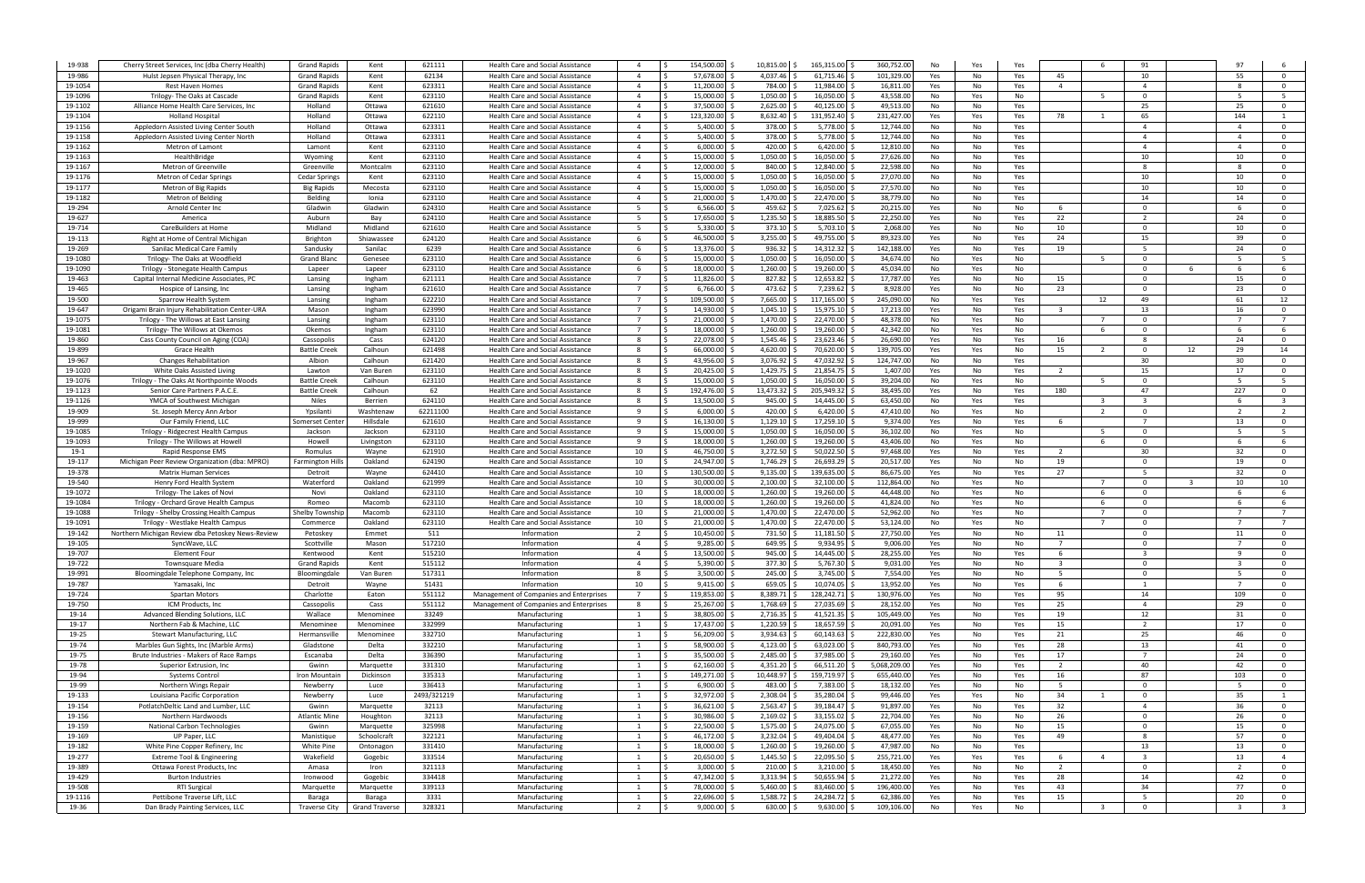| | | | | | | | | | | | | | | | | | | | |
|---|---|---|---|---|---|---|---|---|---|---|---|---|---|---|---|---|---|---|---|
| 19-938 | Cherry Street Services, Inc (dba Cherry Health) | Grand Rapids | Kent | 621111 | Health Care and Social Assistance | 4 | $154,500.00 | $10,815.00 | $165,315.00 | $360,752.00 | No | Yes | Yes | | 6 | 91 | | 97 | 6 |
| 19-986 | Hulst Jepsen Physical Therapy, Inc | Grand Rapids | Kent | 62134 | Health Care and Social Assistance | 4 | $57,678.00 | $4,037.46 | $61,715.46 | $101,329.00 | Yes | No | Yes | 45 | | 10 | | 55 | 0 |
| 19-1054 | Rest Haven Homes | Grand Rapids | Kent | 623311 | Health Care and Social Assistance | 4 | $11,200.00 | $784.00 | $11,984.00 | $16,811.00 | Yes | No | Yes | 4 | | 4 | | 8 | 0 |
| 19-1096 | Trilogy- The Oaks at Cascade | Grand Rapids | Kent | 623110 | Health Care and Social Assistance | 4 | $15,000.00 | $1,050.00 | $16,050.00 | $43,558.00 | No | Yes | No | | 5 | 0 | | 5 | 5 |
| 19-1102 | Alliance Home Health Care Services, Inc | Holland | Ottawa | 621610 | Health Care and Social Assistance | 4 | $37,500.00 | $2,625.00 | $40,125.00 | $49,513.00 | No | No | Yes | | | 25 | | 25 | 0 |
| 19-1104 | Holland Hospital | Holland | Ottawa | 622110 | Health Care and Social Assistance | 4 | $123,320.00 | $8,632.40 | $131,952.40 | $231,427.00 | Yes | Yes | Yes | 78 | 1 | 65 | | 144 | 1 |
| 19-1156 | Appledorn Assisted Living Center South | Holland | Ottawa | 623311 | Health Care and Social Assistance | 4 | $5,400.00 | $378.00 | $5,778.00 | $12,744.00 | No | No | Yes | | | 4 | | 4 | 0 |
| 19-1158 | Appledorn Assisted Living Center North | Holland | Ottawa | 623311 | Health Care and Social Assistance | 4 | $5,400.00 | $378.00 | $5,778.00 | $12,744.00 | No | No | Yes | | | 4 | | 4 | 0 |
| 19-1162 | Metron of Lamont | Lamont | Kent | 623110 | Health Care and Social Assistance | 4 | $6,000.00 | $420.00 | $6,420.00 | $12,810.00 | No | No | Yes | | | 4 | | 4 | 0 |
| 19-1163 | HealthBridge | Wyoming | Kent | 623110 | Health Care and Social Assistance | 4 | $15,000.00 | $1,050.00 | $16,050.00 | $27,626.00 | No | No | Yes | | | 10 | | 10 | 0 |
| 19-1167 | Metron of Greenville | Greenville | Montcalm | 623110 | Health Care and Social Assistance | 4 | $12,000.00 | $840.00 | $12,840.00 | $22,598.00 | No | No | Yes | | | 8 | | 8 | 0 |
| 19-1176 | Metron of Cedar Springs | Cedar Springs | Kent | 623110 | Health Care and Social Assistance | 4 | $15,000.00 | $1,050.00 | $16,050.00 | $27,070.00 | No | No | Yes | | | 10 | | 10 | 0 |
| 19-1177 | Metron of Big Rapids | Big Rapids | Mecosta | 623110 | Health Care and Social Assistance | 4 | $15,000.00 | $1,050.00 | $16,050.00 | $27,570.00 | No | No | Yes | | | 10 | | 10 | 0 |
| 19-1182 | Metron of Belding | Belding | Ionia | 623110 | Health Care and Social Assistance | 4 | $21,000.00 | $1,470.00 | $22,470.00 | $38,779.00 | No | No | Yes | | | 14 | | 14 | 0 |
| 19-294 | Arnold Center Inc | Gladwin | Gladwin | 624310 | Health Care and Social Assistance | 5 | $6,566.00 | $459.62 | $7,025.62 | $20,215.00 | Yes | No | No | 6 | | 0 | | 6 | 0 |
| 19-627 | America | Auburn | Bay | 624110 | Health Care and Social Assistance | 5 | $17,650.00 | $1,235.50 | $18,885.50 | $22,250.00 | Yes | No | Yes | 22 | | 2 | | 24 | 0 |
| 19-714 | CareBuilders at Home | Midland | Midland | 621610 | Health Care and Social Assistance | 5 | $5,330.00 | $373.10 | $5,703.10 | $2,068.00 | Yes | No | No | 10 | | 0 | | 10 | 0 |
| 19-113 | Right at Home of Central Michigan | Brighton | Shiawassee | 624120 | Health Care and Social Assistance | 6 | $46,500.00 | $3,255.00 | $49,755.00 | $89,323.00 | Yes | No | Yes | 24 | | 15 | | 39 | 0 |
| 19-269 | Sanilac Medical Care Family | Sandusky | Sanilac | 6239 | Health Care and Social Assistance | 6 | $13,376.00 | $936.32 | $14,312.32 | $142,188.00 | Yes | No | Yes | 19 | | 5 | | 24 | 0 |
| 19-1080 | Trilogy- The Oaks at Woodfield | Grand Blanc | Genesee | 623110 | Health Care and Social Assistance | 6 | $15,000.00 | $1,050.00 | $16,050.00 | $34,674.00 | No | Yes | No | | 5 | 0 | | 5 | 5 |
| 19-1090 | Trilogy - Stonegate Health Campus | Lapeer | Lapeer | 623110 | Health Care and Social Assistance | 6 | $18,000.00 | $1,260.00 | $19,260.00 | $45,034.00 | No | Yes | No | | | 0 | 6 | 6 | 6 |
| 19-463 | Capital Internal Medicine Associates, PC | Lansing | Ingham | 621111 | Health Care and Social Assistance | 7 | $11,826.00 | $827.82 | $12,653.82 | $17,787.00 | Yes | No | No | 15 | | 0 | | 15 | 0 |
| 19-465 | Hospice of Lansing, Inc | Lansing | Ingham | 621610 | Health Care and Social Assistance | 7 | $6,766.00 | $473.62 | $7,239.62 | $8,928.00 | Yes | No | No | 23 | | 0 | | 23 | 0 |
| 19-500 | Sparrow Health System | Lansing | Ingham | 622210 | Health Care and Social Assistance | 7 | $109,500.00 | $7,665.00 | $117,165.00 | $245,090.00 | No | Yes | Yes | | 12 | 49 | | 61 | 12 |
| 19-647 | Origami Brain Injury Rehabilitation Center-URA | Mason | Ingham | 623990 | Health Care and Social Assistance | 7 | $14,930.00 | $1,045.10 | $15,975.10 | $17,213.00 | Yes | No | Yes | 3 | | 13 | | 16 | 0 |
| 19-1075 | Trilogy - The Willows at East Lansing | Lansing | Ingham | 623110 | Health Care and Social Assistance | 7 | $21,000.00 | $1,470.00 | $22,470.00 | $48,378.00 | No | Yes | No | | 7 | 0 | | 7 | 7 |
| 19-1081 | Trilogy- The Willows at Okemos | Okemos | Ingham | 623110 | Health Care and Social Assistance | 7 | $18,000.00 | $1,260.00 | $19,260.00 | $42,342.00 | No | Yes | No | | 6 | 0 | | 6 | 6 |
| 19-860 | Cass County Council on Aging (COA) | Cassopolis | Cass | 624120 | Health Care and Social Assistance | 8 | $22,078.00 | $1,545.46 | $23,623.46 | $26,690.00 | Yes | No | Yes | 16 | | 8 | | 24 | 0 |
| 19-899 | Grace Health | Battle Creek | Calhoun | 621498 | Health Care and Social Assistance | 8 | $66,000.00 | $4,620.00 | $70,620.00 | $139,705.00 | Yes | Yes | No | 15 | 2 | 0 | 12 | 29 | 14 |
| 19-967 | Changes Rehabilitation | Albion | Calhoun | 621420 | Health Care and Social Assistance | 8 | $43,956.00 | $3,076.92 | $47,032.92 | $124,747.00 | No | No | Yes | | | 30 | | 30 | 0 |
| 19-1020 | White Oaks Assisted Living | Lawton | Van Buren | 623110 | Health Care and Social Assistance | 8 | $20,425.00 | $1,429.75 | $21,854.75 | $1,407.00 | Yes | No | Yes | 2 | | 15 | | 17 | 0 |
| 19-1076 | Trilogy - The Oaks At Northpointe Woods | Battle Creek | Calhoun | 623110 | Health Care and Social Assistance | 8 | $15,000.00 | $1,050.00 | $16,050.00 | $39,204.00 | No | Yes | No | | 5 | 0 | | 5 | 5 |
| 19-1123 | Senior Care Partners P.A.C.E. | Battle Creek | Calhoun | 62 | Health Care and Social Assistance | 8 | $192,476.00 | $13,473.32 | $205,949.32 | $38,495.00 | Yes | No | Yes | 180 | | 47 | | 227 | 0 |
| 19-1126 | YMCA of Southwest Michigan | Niles | Berrien | 624110 | Health Care and Social Assistance | 8 | $13,500.00 | $945.00 | $14,445.00 | $63,450.00 | No | Yes | Yes | | 3 | 3 | | 6 | 3 |
| 19-909 | St. Joseph Mercy Ann Arbor | Ypsilanti | Washtenaw | 62211100 | Health Care and Social Assistance | 9 | $6,000.00 | $420.00 | $6,420.00 | $47,410.00 | No | Yes | No | | 2 | 0 | | 2 | 2 |
| 19-999 | Our Family Friend, LLC | Somerset Center | Hillsdale | 621610 | Health Care and Social Assistance | 9 | $16,130.00 | $1,129.10 | $17,259.10 | $9,374.00 | Yes | No | Yes | 6 | | 7 | | 13 | 0 |
| 19-1085 | Trilogy - Ridgecrest Health Campus | Jackson | Jackson | 623110 | Health Care and Social Assistance | 9 | $15,000.00 | $1,050.00 | $16,050.00 | $36,102.00 | No | Yes | No | | 5 | 0 | | 5 | 5 |
| 19-1093 | Trilogy - The Willows at Howell | Howell | Livingston | 623110 | Health Care and Social Assistance | 9 | $18,000.00 | $1,260.00 | $19,260.00 | $43,406.00 | No | Yes | No | | 6 | 0 | | 6 | 6 |
| 19-1 | Rapid Response EMS | Romulus | Wayne | 621910 | Health Care and Social Assistance | 10 | $46,750.00 | $3,272.50 | $50,022.50 | $97,468.00 | Yes | No | Yes | 2 | | 30 | | 32 | 0 |
| 19-117 | Michigan Peer Review Organization (dba: MPRO) | Farmington Hills | Oakland | 624190 | Health Care and Social Assistance | 10 | $24,947.00 | $1,746.29 | $26,693.29 | $20,517.00 | Yes | No | No | 19 | | 0 | | 19 | 0 |
| 19-378 | Matrix Human Services | Detroit | Wayne | 624410 | Health Care and Social Assistance | 10 | $130,500.00 | $9,135.00 | $139,635.00 | $86,675.00 | Yes | No | Yes | 27 | | 5 | | 32 | 0 |
| 19-540 | Henry Ford Health System | Waterford | Oakland | 621999 | Health Care and Social Assistance | 10 | $30,000.00 | $2,100.00 | $32,100.00 | $112,864.00 | No | Yes | No | | 7 | 0 | 3 | 10 | 10 |
| 19-1072 | Trilogy- The Lakes of Novi | Novi | Oakland | 623110 | Health Care and Social Assistance | 10 | $18,000.00 | $1,260.00 | $19,260.00 | $44,448.00 | No | Yes | No | | 6 | 0 | | 6 | 6 |
| 19-1084 | Trilogy - Orchard Grove Health Campus | Romeo | Macomb | 623110 | Health Care and Social Assistance | 10 | $18,000.00 | $1,260.00 | $19,260.00 | $41,824.00 | No | Yes | No | | 6 | 0 | | 6 | 6 |
| 19-1088 | Trilogy - Shelby Crossing Health Campus | Shelby Township | Macomb | 623110 | Health Care and Social Assistance | 10 | $21,000.00 | $1,470.00 | $22,470.00 | $52,962.00 | No | Yes | No | | 7 | 0 | | 7 | 7 |
| 19-1091 | Trilogy - Westlake Health Campus | Commerce | Oakland | 623110 | Health Care and Social Assistance | 10 | $21,000.00 | $1,470.00 | $22,470.00 | $53,124.00 | No | Yes | No | | 7 | 0 | | 7 | 7 |
| 19-142 | Northern Michigan Review dba Petoskey News-Review | Petoskey | Emmet | 511 | Information | 2 | $10,450.00 | $731.50 | $11,181.50 | $27,750.00 | Yes | No | No | 11 | | 0 | | 11 | 0 |
| 19-105 | SyncWave, LLC | Scottville | Mason | 517210 | Information | 4 | $9,285.00 | $649.95 | $9,934.95 | $9,006.00 | Yes | No | No | 7 | | 0 | | 7 | 0 |
| 19-707 | Element Four | Kentwood | Kent | 515210 | Information | 4 | $13,500.00 | $945.00 | $14,445.00 | $28,255.00 | Yes | No | Yes | 6 | | 3 | | 9 | 0 |
| 19-722 | Townsquare Media | Grand Rapids | Kent | 515112 | Information | 4 | $5,390.00 | $377.30 | $5,767.30 | $9,031.00 | Yes | No | No | 3 | | 0 | | 3 | 0 |
| 19-991 | Bloomingdale Telephone Company, Inc | Bloomingdale | Van Buren | 517311 | Information | 8 | $3,500.00 | $245.00 | $3,745.00 | $7,554.00 | Yes | No | No | 5 | | 0 | | 5 | 0 |
| 19-787 | Yamasaki, Inc | Detroit | Wayne | 51431 | Information | 10 | $9,415.00 | $659.05 | $10,074.05 | $13,952.00 | Yes | No | Yes | 6 | | 1 | | 7 | 0 |
| 19-724 | Spartan Motors | Charlotte | Eaton | 551112 | Management of Companies and Enterprises | 7 | $119,853.00 | $8,389.71 | $128,242.71 | $130,976.00 | Yes | No | Yes | 95 | | 14 | | 109 | 0 |
| 19-750 | ICM Products, Inc | Cassopolis | Cass | 551112 | Management of Companies and Enterprises | 8 | $25,267.00 | $1,768.69 | $27,035.69 | $28,152.00 | Yes | No | Yes | 25 | | 4 | | 29 | 0 |
| 19-14 | Advanced Blending Solutions, LLC | Wallace | Menominee | 33249 | Manufacturing | 1 | $38,805.00 | $2,716.35 | $41,521.35 | $105,449.00 | Yes | No | Yes | 19 | | 12 | | 31 | 0 |
| 19-17 | Northern Fab & Machine, LLC | Menominee | Menominee | 332999 | Manufacturing | 1 | $17,437.00 | $1,220.59 | $18,657.59 | $20,091.00 | Yes | No | Yes | 15 | | 2 | | 17 | 0 |
| 19-25 | Stewart Manufacturing, LLC | Hermansville | Menominee | 332710 | Manufacturing | 1 | $56,209.00 | $3,934.63 | $60,143.63 | $222,830.00 | Yes | No | Yes | 21 | | 25 | | 46 | 0 |
| 19-74 | Marbles Gun Sights, Inc (Marble Arms) | Gladstone | Delta | 332210 | Manufacturing | 1 | $58,900.00 | $4,123.00 | $63,023.00 | $840,793.00 | Yes | No | Yes | 28 | | 13 | | 41 | 0 |
| 19-75 | Brute Industries - Makers of Race Ramps | Escanaba | Delta | 336390 | Manufacturing | 1 | $35,500.00 | $2,485.00 | $37,985.00 | $29,160.00 | Yes | No | Yes | 17 | | 7 | | 24 | 0 |
| 19-78 | Superior Extrusion, Inc | Gwinn | Marquette | 331310 | Manufacturing | 1 | $62,160.00 | $4,351.20 | $66,511.20 | $5,068,209.00 | Yes | No | Yes | 2 | | 40 | | 42 | 0 |
| 19-94 | Systems Control | Iron Mountain | Dickinson | 335313 | Manufacturing | 1 | $149,271.00 | $10,448.97 | $159,719.97 | $655,440.00 | Yes | No | Yes | 16 | | 87 | | 103 | 0 |
| 19-99 | Northern Wings Repair | Newberry | Luce | 336413 | Manufacturing | 1 | $6,900.00 | $483.00 | $7,383.00 | $18,132.00 | Yes | No | No | 5 | | 0 | | 5 | 0 |
| 19-133 | Louisiana Pacific Corporation | Newberry | Luce | 2493/321219 | Manufacturing | 1 | $32,972.00 | $2,308.04 | $35,280.04 | $99,446.00 | Yes | Yes | No | 34 | 1 | 0 | | 35 | 1 |
| 19-154 | PotlatchDeltic Land and Lumber, LLC | Gwinn | Marquette | 32113 | Manufacturing | 1 | $36,621.00 | $2,563.47 | $39,184.47 | $91,897.00 | Yes | No | Yes | 32 | | 4 | | 36 | 0 |
| 19-156 | Northern Hardwoods | Atlantic Mine | Houghton | 32113 | Manufacturing | 1 | $30,986.00 | $2,169.02 | $33,155.02 | $22,704.00 | Yes | No | No | 26 | | 0 | | 26 | 0 |
| 19-159 | National Carbon Technologies | Gwinn | Marquette | 325998 | Manufacturing | 1 | $22,500.00 | $1,575.00 | $24,075.00 | $67,055.00 | Yes | No | No | 15 | | 0 | | 15 | 0 |
| 19-169 | UP Paper, LLC | Manistique | Schoolcraft | 322121 | Manufacturing | 1 | $46,172.00 | $3,232.04 | $49,404.04 | $48,477.00 | Yes | No | Yes | 49 | | 8 | | 57 | 0 |
| 19-182 | White Pine Copper Refinery, Inc | White Pine | Ontonagon | 331410 | Manufacturing | 1 | $18,000.00 | $1,260.00 | $19,260.00 | $47,987.00 | No | No | Yes | | | 13 | | 13 | 0 |
| 19-277 | Extreme Tool & Engineering | Wakefield | Gogebic | 333514 | Manufacturing | 1 | $20,650.00 | $1,445.50 | $22,095.50 | $255,721.00 | Yes | Yes | Yes | 6 | 4 | 3 | | 13 | 4 |
| 19-389 | Ottawa Forest Products, Inc | Amasa | Iron | 321113 | Manufacturing | 1 | $3,000.00 | $210.00 | $3,210.00 | $18,450.00 | Yes | No | No | 2 | | 0 | | 2 | 0 |
| 19-429 | Burton Industries | Ironwood | Gogebic | 334418 | Manufacturing | 1 | $47,342.00 | $3,313.94 | $50,655.94 | $21,272.00 | Yes | No | Yes | 28 | | 14 | | 42 | 0 |
| 19-508 | RTI Surgical | Marquette | Marquette | 339113 | Manufacturing | 1 | $78,000.00 | $5,460.00 | $83,460.00 | $196,400.00 | Yes | No | Yes | 43 | | 34 | | 77 | 0 |
| 19-1116 | Pettibone Traverse Lift, LLC | Baraga | Baraga | 3331 | Manufacturing | 1 | $22,696.00 | $1,588.72 | $24,284.72 | $62,386.00 | Yes | No | Yes | 15 | | 5 | | 20 | 0 |
| 19-36 | Dan Brady Painting Services, LLC | Traverse City | Grand Traverse | 328321 | Manufacturing | 2 | $9,000.00 | $630.00 | $9,630.00 | $109,106.00 | No | Yes | No | | 3 | 0 | | 3 | 3 |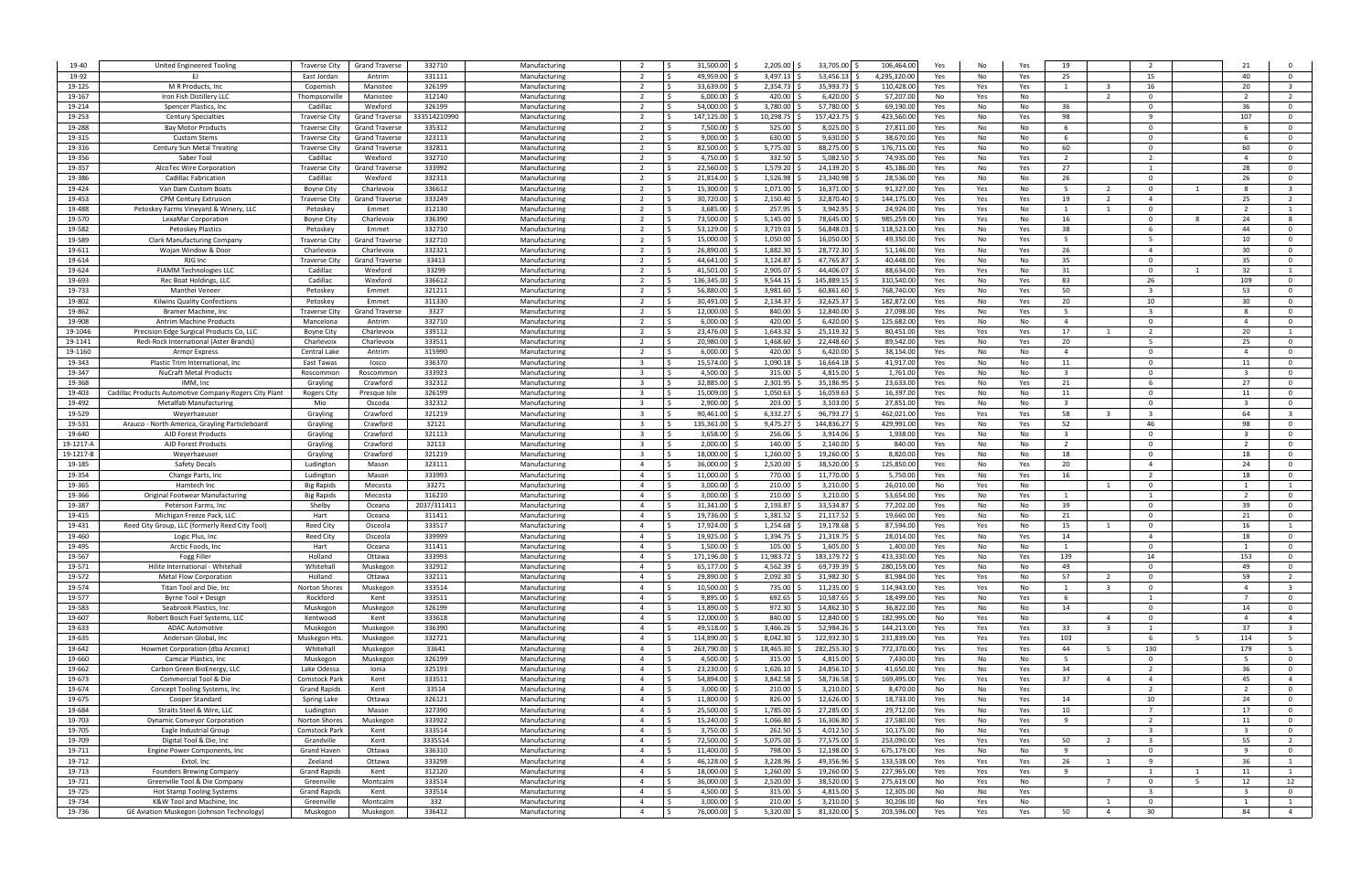| | | | | | | | | | | | | | | | | | | | |
|---|---|---|---|---|---|---|---|---|---|---|---|---|---|---|---|---|---|---|---|
| 19-40 | United Engineered Tooling | Traverse City | Grand Traverse | 332710 | Manufacturing | 2 | $ 31,500.00 | $ 2,205.00 | $ 33,705.00 | $ 106,464.00 | Yes | No | Yes | 19 | | 2 | | 21 | 0 |
| 19-92 | EJ | East Jordan | Antrim | 331111 | Manufacturing | 2 | $ 49,959.00 | $ 3,497.13 | $ 53,456.13 | $ 4,295,320.00 | Yes | No | Yes | 25 | | 15 | | 40 | 0 |
| 19-125 | M R Products, Inc | Copemish | Manistee | 326199 | Manufacturing | 2 | $ 33,639.00 | $ 2,354.73 | $ 35,993.73 | $ 110,428.00 | Yes | Yes | Yes | 1 | 3 | 16 | | 20 | 3 |
| 19-167 | Iron Fish Distillery LLC | Thompsonville | Manistee | 312140 | Manufacturing | 2 | $ 6,000.00 | $ 420.00 | $ 6,420.00 | $ 57,207.00 | No | Yes | No | | 2 | 0 | | 2 | 2 |
| 19-214 | Spencer Plastics, Inc | Cadillac | Wexford | 326199 | Manufacturing | 2 | $ 54,000.00 | $ 3,780.00 | $ 57,780.00 | $ 69,190.00 | Yes | No | No | 36 | | 0 | | 36 | 0 |
| 19-253 | Century Specialties | Traverse City | Grand Traverse | 333514210990 | Manufacturing | 2 | $ 147,125.00 | $ 10,298.75 | $ 157,423.75 | $ 423,560.00 | Yes | No | Yes | 98 | | 9 | | 107 | 0 |
| 19-288 | Bay Motor Products | Traverse City | Grand Traverse | 335312 | Manufacturing | 2 | $ 7,500.00 | $ 525.00 | $ 8,025.00 | $ 27,811.00 | Yes | No | No | 6 | | 0 | | 6 | 0 |
| 19-315 | Custom Stems | Traverse City | Grand Traverse | 323113 | Manufacturing | 2 | $ 9,000.00 | $ 630.00 | $ 9,630.00 | $ 38,670.00 | Yes | No | No | 6 | | 0 | | 6 | 0 |
| 19-316 | Century Sun Metal Treating | Traverse City | Grand Traverse | 332811 | Manufacturing | 2 | $ 82,500.00 | $ 5,775.00 | $ 88,275.00 | $ 176,715.00 | Yes | No | No | 60 | | 0 | | 60 | 0 |
| 19-356 | Saber Tool | Cadillac | Wexford | 332710 | Manufacturing | 2 | $ 4,750.00 | $ 332.50 | $ 5,082.50 | $ 74,935.00 | Yes | No | Yes | 2 | | 2 | | 4 | 0 |
| 19-357 | AlcoTec Wire Corporation | Traverse City | Grand Traverse | 333992 | Manufacturing | 2 | $ 22,560.00 | $ 1,579.20 | $ 24,139.20 | $ 45,186.00 | Yes | No | Yes | 27 | | 1 | | 28 | 0 |
| 19-386 | Cadillac Fabrication | Cadillac | Wexford | 332313 | Manufacturing | 2 | $ 21,814.00 | $ 1,526.98 | $ 23,340.98 | $ 28,536.00 | Yes | No | No | 26 | | 0 | | 26 | 0 |
| 19-424 | Van Dam Custom Boats | Boyne City | Charlevoix | 336612 | Manufacturing | 2 | $ 15,300.00 | $ 1,071.00 | $ 16,371.00 | $ 91,327.00 | Yes | Yes | No | 5 | 2 | 0 | 1 | 8 | 3 |
| 19-453 | CPM Century Extrusion | Traverse City | Grand Traverse | 333249 | Manufacturing | 2 | $ 30,720.00 | $ 2,150.40 | $ 32,870.40 | $ 144,175.00 | Yes | Yes | Yes | 19 | 2 | 4 | | 25 | 2 |
| 19-488 | Petoskey Farms Vineyard & Winery, LLC | Petoskey | Emmet | 312130 | Manufacturing | 2 | $ 3,685.00 | $ 257.95 | $ 3,942.95 | $ 24,924.00 | Yes | Yes | No | 1 | 1 | 0 | | 2 | 1 |
| 19-570 | LexaMar Corporation | Boyne City | Charlevoix | 336390 | Manufacturing | 2 | $ 73,500.00 | $ 5,145.00 | $ 78,645.00 | $ 985,259.00 | Yes | Yes | No | 16 | | 0 | 8 | 24 | 8 |
| 19-582 | Petoskey Plastics | Petoskey | Emmet | 332710 | Manufacturing | 2 | $ 53,129.00 | $ 3,719.03 | $ 56,848.03 | $ 118,523.00 | Yes | No | Yes | 38 | | 6 | | 44 | 0 |
| 19-589 | Clark Manufacturing Company | Traverse City | Grand Traverse | 332710 | Manufacturing | 2 | $ 15,000.00 | $ 1,050.00 | $ 16,050.00 | $ 49,350.00 | Yes | No | Yes | 5 | | 5 | | 10 | 0 |
| 19-611 | Wojan Window & Door | Charlevoix | Charlevoix | 332321 | Manufacturing | 2 | $ 26,890.00 | $ 1,882.30 | $ 28,772.30 | $ 51,146.00 | Yes | No | Yes | 26 | | 4 | | 30 | 0 |
| 19-614 | RJG Inc | Traverse City | Grand Traverse | 33413 | Manufacturing | 2 | $ 44,641.00 | $ 3,124.87 | $ 47,765.87 | $ 40,448.00 | Yes | No | No | 35 | | 0 | | 35 | 0 |
| 19-624 | FIAMM Technologies LLC | Cadillac | Wexford | 33299 | Manufacturing | 2 | $ 41,501.00 | $ 2,905.07 | $ 44,406.07 | $ 88,634.00 | Yes | Yes | No | 31 | | 0 | 1 | 32 | 1 |
| 19-693 | Rec Boat Holdings, LLC | Cadillac | Wexford | 336612 | Manufacturing | 2 | $ 136,345.00 | $ 9,544.15 | $ 145,889.15 | $ 310,540.00 | Yes | No | Yes | 83 | | 26 | | 109 | 0 |
| 19-733 | Manthei Veneer | Petoskey | Emmet | 321211 | Manufacturing | 2 | $ 56,880.00 | $ 3,981.60 | $ 60,861.60 | $ 768,740.00 | Yes | No | Yes | 50 | | 3 | | 53 | 0 |
| 19-802 | Kilwins Quality Confections | Petoskey | Emmet | 311330 | Manufacturing | 2 | $ 30,491.00 | $ 2,134.37 | $ 32,625.37 | $ 182,872.00 | Yes | No | Yes | 20 | | 10 | | 30 | 0 |
| 19-862 | Bramer Machine, Inc | Traverse City | Grand Traverse | 3327 | Manufacturing | 2 | $ 12,000.00 | $ 840.00 | $ 12,840.00 | $ 27,098.00 | Yes | No | Yes | 5 | | 3 | | 8 | 0 |
| 19-908 | Antrim Machine Products | Mancelona | Antrim | 332710 | Manufacturing | 2 | $ 6,000.00 | $ 420.00 | $ 6,420.00 | $ 125,682.00 | Yes | No | No | 4 | | 0 | | 4 | 0 |
| 19-1046 | Precision Edge Surgical Products Co, LLC | Boyne City | Charlevoix | 339112 | Manufacturing | 2 | $ 23,476.00 | $ 1,643.32 | $ 25,119.32 | $ 80,451.00 | Yes | Yes | Yes | 17 | 1 | 2 | | 20 | 1 |
| 19-1141 | Redi-Rock International (Aster Brands) | Charlevoix | Charlevoix | 333511 | Manufacturing | 2 | $ 20,980.00 | $ 1,468.60 | $ 22,448.60 | $ 89,542.00 | Yes | No | Yes | 20 | | 5 | | 25 | 0 |
| 19-1160 | Armor Express | Central Lake | Antrim | 315990 | Manufacturing | 2 | $ 6,000.00 | $ 420.00 | $ 6,420.00 | $ 38,154.00 | Yes | No | No | 4 | | 0 | | 4 | 0 |
| 19-343 | Plastic Trim International, Inc | East Tawas | Iosco | 336370 | Manufacturing | 3 | $ 15,574.00 | $ 1,090.18 | $ 16,664.18 | $ 41,917.00 | Yes | No | No | 11 | | 0 | | 11 | 0 |
| 19-347 | NuCraft Metal Products | Roscommon | Roscommon | 333923 | Manufacturing | 3 | $ 4,500.00 | $ 315.00 | $ 4,815.00 | $ 1,761.00 | Yes | No | No | 3 | | 0 | | 3 | 0 |
| 19-368 | IMM, Inc | Grayling | Crawford | 332312 | Manufacturing | 3 | $ 32,885.00 | $ 2,301.95 | $ 35,186.95 | $ 23,633.00 | Yes | No | Yes | 21 | | 6 | | 27 | 0 |
| 19-403 | Cadillac Products Automotive Company-Rogers City Plant | Rogers City | Presque Isle | 326199 | Manufacturing | 3 | $ 15,009.00 | $ 1,050.63 | $ 16,059.63 | $ 16,397.00 | Yes | No | No | 11 | | 0 | | 11 | 0 |
| 19-492 | Metalfab Manufacturing | Mio | Oscoda | 332312 | Manufacturing | 3 | $ 2,900.00 | $ 203.00 | $ 3,103.00 | $ 27,851.00 | Yes | No | No | 3 | | 0 | | 3 | 0 |
| 19-529 | Weyerhaeuser | Grayling | Crawford | 321219 | Manufacturing | 3 | $ 90,461.00 | $ 6,332.27 | $ 96,793.27 | $ 462,021.00 | Yes | Yes | Yes | 58 | 3 | 3 | | 64 | 3 |
| 19-531 | Arauco - North America, Grayling Particleboard | Grayling | Crawford | 32121 | Manufacturing | 3 | $ 135,361.00 | $ 9,475.27 | $ 144,836.27 | $ 429,991.00 | Yes | No | Yes | 52 | | 46 | | 98 | 0 |
| 19-640 | AJD Forest Products | Grayling | Crawford | 321113 | Manufacturing | 3 | $ 3,658.00 | $ 256.06 | $ 3,914.06 | $ 1,938.00 | Yes | No | No | 3 | | 0 | | 3 | 0 |
| 19-1217-A | AJD Forest Products | Grayling | Crawford | 32113 | Manufacturing | 3 | $ 2,000.00 | $ 140.00 | $ 2,140.00 | $ 840.00 | Yes | No | No | 2 | | 0 | | 2 | 0 |
| 19-1217-B | Weyerhaeuser | Grayling | Crawford | 321219 | Manufacturing | 3 | $ 18,000.00 | $ 1,260.00 | $ 19,260.00 | $ 8,820.00 | Yes | No | No | 18 | | 0 | | 18 | 0 |
| 19-185 | Safety Decals | Ludington | Mason | 323111 | Manufacturing | 4 | $ 36,000.00 | $ 2,520.00 | $ 38,520.00 | $ 125,850.00 | Yes | No | Yes | 20 | | 4 | | 24 | 0 |
| 19-354 | Change Parts, Inc | Ludington | Mason | 333993 | Manufacturing | 4 | $ 11,000.00 | $ 770.00 | $ 11,770.00 | $ 5,750.00 | Yes | No | Yes | 16 | | 2 | | 18 | 0 |
| 19-365 | Hamtech Inc | Big Rapids | Mecosta | 33271 | Manufacturing | 4 | $ 3,000.00 | $ 210.00 | $ 3,210.00 | $ 26,010.00 | No | Yes | No | | 1 | 0 | | 1 | 1 |
| 19-366 | Original Footwear Manufacturing | Big Rapids | Mecosta | 316210 | Manufacturing | 4 | $ 3,000.00 | $ 210.00 | $ 3,210.00 | $ 53,654.00 | Yes | No | Yes | 1 | | 1 | | 2 | 0 |
| 19-387 | Peterson Farms, Inc | Shelby | Oceana | 2037/311411 | Manufacturing | 4 | $ 31,341.00 | $ 2,193.87 | $ 33,534.87 | $ 77,202.00 | Yes | No | No | 39 | | 0 | | 39 | 0 |
| 19-415 | Michigan Freeze Pack, LLC | Hart | Oceana | 311411 | Manufacturing | 4 | $ 19,736.00 | $ 1,381.52 | $ 21,117.52 | $ 19,660.00 | Yes | No | No | 21 | | 0 | | 21 | 0 |
| 19-431 | Reed City Group, LLC (formerly Reed City Tool) | Reed City | Osceola | 333517 | Manufacturing | 4 | $ 17,924.00 | $ 1,254.68 | $ 19,178.68 | $ 87,594.00 | Yes | Yes | No | 15 | 1 | 0 | | 16 | 1 |
| 19-460 | Logic Plus, Inc | Reed City | Osceola | 339999 | Manufacturing | 4 | $ 19,925.00 | $ 1,394.75 | $ 21,319.75 | $ 28,014.00 | Yes | No | Yes | 14 | | 4 | | 18 | 0 |
| 19-495 | Arctic Foods, Inc | Hart | Oceana | 311411 | Manufacturing | 4 | $ 1,500.00 | $ 105.00 | $ 1,605.00 | $ 1,400.00 | Yes | No | No | 1 | | 0 | | 1 | 0 |
| 19-567 | Fogg Filler | Holland | Ottawa | 333993 | Manufacturing | 4 | $ 171,196.00 | $ 11,983.72 | $ 183,179.72 | $ 413,330.00 | Yes | No | Yes | 139 | | 14 | | 153 | 0 |
| 19-571 | Hilite International - Whitehall | Whitehall | Muskegon | 332912 | Manufacturing | 4 | $ 65,177.00 | $ 4,562.39 | $ 69,739.39 | $ 280,159.00 | Yes | No | No | 49 | | 0 | | 49 | 0 |
| 19-572 | Metal Flow Corporation | Holland | Ottawa | 332111 | Manufacturing | 4 | $ 29,890.00 | $ 2,092.30 | $ 31,982.30 | $ 81,984.00 | Yes | Yes | No | 57 | 2 | 0 | | 59 | 2 |
| 19-574 | Titan Tool and Die, Inc | Norton Shores | Muskegon | 333514 | Manufacturing | 4 | $ 10,500.00 | $ 735.00 | $ 11,235.00 | $ 114,943.00 | Yes | Yes | No | 1 | 3 | 0 | | 4 | 3 |
| 19-577 | Byrne Tool + Design | Rockford | Kent | 333511 | Manufacturing | 4 | $ 9,895.00 | $ 692.65 | $ 10,587.65 | $ 18,499.00 | Yes | No | Yes | 6 | | 1 | | 7 | 0 |
| 19-583 | Seabrook Plastics, Inc | Muskegon | Muskegon | 326199 | Manufacturing | 4 | $ 13,890.00 | $ 972.30 | $ 14,862.30 | $ 36,822.00 | Yes | No | No | 14 | | 0 | | 14 | 0 |
| 19-607 | Robert Bosch Fuel Systems, LLC | Kentwood | Kent | 333618 | Manufacturing | 4 | $ 12,000.00 | $ 840.00 | $ 12,840.00 | $ 182,995.00 | No | Yes | No | | 4 | 0 | | 4 | 4 |
| 19-633 | ADAC Automotive | Muskegon | Muskegon | 336390 | Manufacturing | 4 | $ 49,518.00 | $ 3,466.26 | $ 52,984.26 | $ 144,213.00 | Yes | Yes | Yes | 33 | 3 | 1 | | 37 | 3 |
| 19-635 | Anderson Global, Inc | Muskegon Hts. | Muskegon | 332721 | Manufacturing | 4 | $ 114,890.00 | $ 8,042.30 | $ 122,932.30 | $ 231,839.00 | Yes | Yes | Yes | 103 | | 6 | 5 | 114 | 5 |
| 19-642 | Howmet Corporation (dba Arconic) | Whitehall | Muskegon | 33641 | Manufacturing | 4 | $ 263,790.00 | $ 18,465.30 | $ 282,255.30 | $ 772,370.00 | Yes | Yes | Yes | 44 | 5 | 130 | | 179 | 5 |
| 19-660 | Camcar Plastics, Inc | Muskegon | Muskegon | 326199 | Manufacturing | 4 | $ 4,500.00 | $ 315.00 | $ 4,815.00 | $ 7,430.00 | Yes | No | No | 5 | | 0 | | 5 | 0 |
| 19-662 | Carbon Green BioEnergy, LLC | Lake Odessa | Ionia | 325193 | Manufacturing | 4 | $ 23,230.00 | $ 1,626.10 | $ 24,856.10 | $ 41,650.00 | Yes | No | Yes | 34 | | 2 | | 36 | 0 |
| 19-673 | Commercial Tool & Die | Comstock Park | Kent | 333511 | Manufacturing | 4 | $ 54,894.00 | $ 3,842.58 | $ 58,736.58 | $ 169,495.00 | Yes | Yes | Yes | 37 | 4 | 4 | | 45 | 4 |
| 19-674 | Concept Tooling Systems, Inc | Grand Rapids | Kent | 33514 | Manufacturing | 4 | $ 3,000.00 | $ 210.00 | $ 3,210.00 | $ 8,470.00 | No | No | Yes | | | 2 | | 2 | 0 |
| 19-675 | Cooper Standard | Spring Lake | Ottawa | 326121 | Manufacturing | 4 | $ 11,800.00 | $ 826.00 | $ 12,626.00 | $ 18,733.00 | Yes | No | Yes | 14 | | 10 | | 24 | 0 |
| 19-684 | Straits Steel & Wire, LLC | Ludington | Mason | 327390 | Manufacturing | 4 | $ 25,500.00 | $ 1,785.00 | $ 27,285.00 | $ 29,712.00 | Yes | No | Yes | 10 | | 7 | | 17 | 0 |
| 19-703 | Dynamic Conveyor Corporation | Norton Shores | Muskegon | 333922 | Manufacturing | 4 | $ 15,240.00 | $ 1,066.80 | $ 16,306.80 | $ 27,580.00 | Yes | No | Yes | 9 | | 2 | | 11 | 0 |
| 19-705 | Eagle Industrial Group | Comstock Park | Kent | 333514 | Manufacturing | 4 | $ 3,750.00 | $ 262.50 | $ 4,012.50 | $ 10,175.00 | No | No | Yes | | | 3 | | 3 | 0 |
| 19-709 | Digital Tool & Die, Inc | Grandville | Kent | 3335514 | Manufacturing | 4 | $ 72,500.00 | $ 5,075.00 | $ 77,575.00 | $ 253,090.00 | Yes | Yes | Yes | 50 | 2 | 3 | | 55 | 2 |
| 19-711 | Engine Power Components, Inc | Grand Haven | Ottawa | 336310 | Manufacturing | 4 | $ 11,400.00 | $ 798.00 | $ 12,198.00 | $ 675,179.00 | Yes | No | No | 9 | | 0 | | 9 | 0 |
| 19-712 | Extol, Inc | Zeeland | Ottawa | 333298 | Manufacturing | 4 | $ 46,128.00 | $ 3,228.96 | $ 49,356.96 | $ 133,538.00 | Yes | Yes | Yes | 26 | 1 | 9 | | 36 | 1 |
| 19-713 | Founders Brewing Company | Grand Rapids | Kent | 312120 | Manufacturing | 4 | $ 18,000.00 | $ 1,260.00 | $ 19,260.00 | $ 227,965.00 | Yes | Yes | Yes | 9 | | 1 | 1 | 11 | 1 |
| 19-721 | Greenville Tool & Die Company | Greenville | Montcalm | 333514 | Manufacturing | 4 | $ 36,000.00 | $ 2,520.00 | $ 38,520.00 | $ 275,619.00 | No | Yes | No | | 7 | 0 | 5 | 12 | 12 |
| 19-725 | Hot Stamp Tooling Systems | Grand Rapids | Kent | 333514 | Manufacturing | 4 | $ 4,500.00 | $ 315.00 | $ 4,815.00 | $ 12,305.00 | No | No | Yes | | | 3 | | 3 | 0 |
| 19-734 | K&W Tool and Machine, Inc | Greenville | Montcalm | 332 | Manufacturing | 4 | $ 3,000.00 | $ 210.00 | $ 3,210.00 | $ 30,206.00 | No | Yes | No | | 1 | 0 | | 1 | 1 |
| 19-736 | GE Aviation Muskegon (Johnson Technology) | Muskegon | Muskegon | 336412 | Manufacturing | 4 | $ 76,000.00 | $ 5,320.00 | $ 81,320.00 | $ 203,596.00 | Yes | Yes | Yes | 50 | 4 | 30 | | 84 | 4 |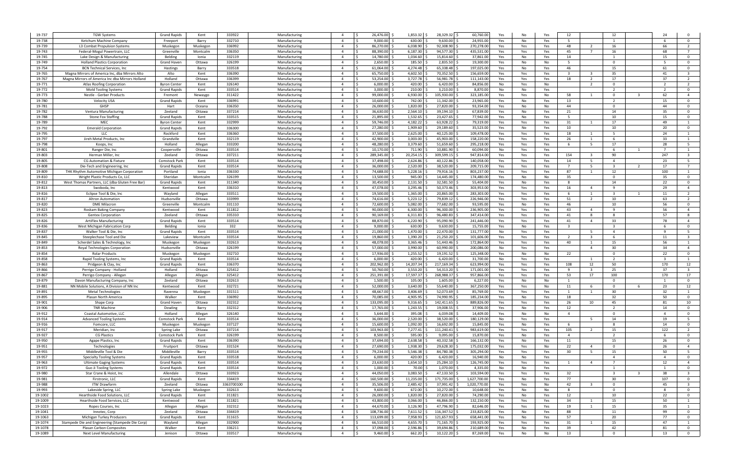| | | | | | | | | | | | | | | | | | | | |
|---|---|---|---|---|---|---|---|---|---|---|---|---|---|---|---|---|---|---|---|
| 19-737 | TGW Systems | Grand Rapids | Kent | 333922 | Manufacturing | 4 | $ 26,476.00 | $ 1,853.32 | $ 28,329.32 | $ 60,760.00 | Yes | No | Yes | 12 | | 12 | | 24 | 0 |
| 19-738 | Ketchum Machine Company | Freeport | Barry | 332710 | Manufacturing | 4 | $ 9,000.00 | $ 630.00 | $ 9,630.00 | $ 24,955.00 | Yes | No | Yes | 5 | | 1 | | 6 | 0 |
| 19-739 | L3 Combat Propulsion Systems | Muskegon | Muskegon | 336992 | Manufacturing | 4 | $ 86,270.00 | $ 6,038.90 | $ 92,308.90 | $ 270,278.00 | Yes | Yes | Yes | 48 | 2 | 16 | | 66 | 2 |
| 19-743 | Federal-Mogul Powertrain, LLC | Greenville | Montcalm | 336350 | Manufacturing | 4 | $ 88,390.00 | $ 6,187.30 | $ 94,577.30 | $ 435,531.00 | Yes | Yes | Yes | 45 | 7 | 16 | | 68 | 7 |
| 19-745 | Lake Design & Manufacturing | Belding | Ionia | 332119 | Manufacturing | 4 | $ 14,780.00 | $ 1,034.60 | $ 15,814.60 | $ 37,861.00 | Yes | Yes | Yes | 14 | | 1 | | 15 | 0 |
| 19-749 | Holland Plastics Corporation | Grand Haven | Ottawa | 326199 | Manufacturing | 4 | $ 2,650.00 | $ 185.50 | $ 2,835.50 | $ 19,300.00 | Yes | No | No | 5 | | 0 | | 5 | 0 |
| 19-754 | BCN Technical Services, Inc | Hastings | Barry | 333518 | Manufacturing | 4 | $ 61,064.00 | $ 4,274.48 | $ 65,338.48 | $ 197,025.00 | Yes | No | Yes | 46 | | 15 | | 61 | 0 |
| 19-765 | Magna Mirrors of America Inc, dba Mirrors Alto | Alto | Kent | 336390 | Manufacturing | 4 | $ 65,750.00 | $ 4,602.50 | $ 70,352.50 | $ 156,659.00 | Yes | Yes | Yes | 3 | 3 | 35 | | 41 | 3 |
| 19-767 | Magna Mirrors of America Inc dba Mirrors Holland | Holland | Ottawa | 336399 | Manufacturing | 4 | $ 53,254.00 | $ 3,727.78 | $ 56,981.78 | $ 111,143.00 | Yes | Yes | Yes | 18 | 2 | 17 | | 37 | 2 |
| 19-771 | Atlas Roofing Corporation | Byron Center | Kent | 326140 | Manufacturing | 4 | $ 6,000.00 | $ 420.00 | $ 6,420.00 | $ 84,856.00 | No | Yes | No | | 2 | 0 | | 2 | 2 |
| 19-772 | Mold Tooling Systems | Grand Rapids | Kent | 333514 | Manufacturing | 4 | $ 3,000.00 | $ 210.00 | $ 3,210.00 | $ 8,870.00 | No | No | Yes | | | 2 | | 2 | 0 |
| 19-773 | Nestle - Gerber Products | Fremont | Newaygo | 311422 | Manufacturing | 4 | $ 99,000.00 | $ 6,930.00 | $ 105,930.00 | $ 323,185.00 | Yes | Yes | No | 58 | 1 | 0 | 3 | 62 | 4 |
| 19-780 | Velocity USA | Grand Rapids | Kent | 336991 | Manufacturing | 4 | $ 10,600.00 | $ 742.00 | $ 11,342.00 | $ 23,965.00 | Yes | No | Yes | 13 | | 2 | | 15 | 0 |
| 19-781 | GHSP | Hart | Oceana | 336350 | Manufacturing | 4 | $ 26,000.00 | $ 1,820.00 | $ 27,820.00 | $ 93,354.00 | Yes | No | No | 44 | | 0 | | 44 | 0 |
| 19-782 | Ventura Manufacturing | Zeeland | Ottawa | 337214 | Manufacturing | 4 | $ 36,630.00 | $ 2,564.10 | $ 39,194.10 | $ 67,839.00 | Yes | No | Yes | 21 | | 14 | | 35 | 0 |
| 19-788 | Stone Fox Staffing | Grand Rapids | Kent | 333515 | Manufacturing | 4 | $ 21,895.00 | $ 1,532.65 | $ 23,427.65 | $ 77,942.00 | Yes | No | Yes | 5 | | 10 | | 15 | 0 |
| 19-789 | MEC | Byron Center | Kent | 332999 | Manufacturing | 4 | $ 59,746.00 | $ 4,182.22 | $ 63,928.22 | $ 79,319.00 | Yes | Yes | Yes | 31 | 1 | 17 | | 49 | 1 |
| 19-792 | Emerald Corporation | Grand Rapids | Kent | 336300 | Manufacturing | 4 | $ 27,280.00 | $ 1,909.60 | $ 29,189.60 | $ 35,523.00 | Yes | No | Yes | 10 | | 10 | | 20 | 0 |
| 19-795 | LLC | Rockford | Kent | 336360 | Manufacturing | 4 | $ 37,500.00 | $ 2,625.00 | $ 40,125.00 | $ 109,478.00 | Yes | Yes | Yes | 18 | 1 | 5 | | 24 | 1 |
| 19-797 | Jireh Metal Products, Inc | Grandville | Kent | 332119 | Manufacturing | 4 | $ 42,900.00 | $ 3,003.00 | $ 45,903.00 | $ 158,220.00 | Yes | Yes | Yes | 26 | 1 | 6 | | 33 | 1 |
| 19-798 | Koops, Inc | Holland | Allegan | 333200 | Manufacturing | 4 | $ 48,280.00 | $ 3,379.60 | $ 51,659.60 | $ 295,218.00 | Yes | Yes | Yes | 6 | 5 | 17 | | 28 | 5 |
| 19-801 | Ranger Die, Inc | Coopersville | Ottawa | 333514 | Manufacturing | 4 | $ 10,170.00 | $ 711.90 | $ 10,881.90 | $ 60,094.00 | No | Yes | Yes | | | 6 | 1 | 7 | 1 |
| 19-803 | Herman Miller, Inc | Zeeland | Ottawa | 337211 | Manufacturing | 4 | $ 289,345.00 | $ 20,254.15 | $ 309,599.15 | $ 947,814.00 | Yes | Yes | Yes | 154 | 3 | 90 | | 247 | 3 |
| 19-805 | CG Automation & Fixture | Comstock Park | Kent | 333514 | Manufacturing | 4 | $ 37,498.00 | $ 2,624.86 | $ 40,122.86 | $ 140,058.00 | Yes | Yes | Yes | 14 | 5 | 4 | | 23 | 5 |
| 19-808 | Die-Tech and Engineering, Inc | Grand Rapids | Kent | 333514 | Manufacturing | 4 | $ 36,000.00 | $ 2,520.00 | $ 38,520.00 | $ 209,715.00 | Yes | Yes | Yes | 7 | 5 | 3 | 2 | 17 | 7 |
| 19-809 | THK Rhythm Automotive Michigan Corporation | Portland | Ionia | 336330 | Manufacturing | 4 | $ 74,688.00 | $ 5,228.16 | $ 79,916.16 | $ 803,237.00 | Yes | Yes | Yes | 87 | 1 | 12 | | 100 | 1 |
| 19-810 | Wright Plastic Products Co, LLC | Sheridan | Montcalm | 326199 | Manufacturing | 4 | $ 13,500.00 | $ 945.00 | $ 14,445.00 | $ 174,480.00 | Yes | No | No | 35 | | 0 | | 35 | 0 |
| 19-812 | West Thomas Partners, LLC (dba Gluten Free Bar) | Grand Rapids | Kent | 311340 | Manufacturing | 4 | $ 30,450.00 | $ 2,131.50 | $ 32,581.50 | $ 55,404.00 | Yes | No | Yes | 8 | | 14 | | 22 | 0 |
| 19-813 | Swoboda, Inc | Kentwood | Kent | 336310 | Manufacturing | 4 | $ 47,078.00 | $ 3,295.46 | $ 50,373.46 | $ 303,953.00 | Yes | Yes | Yes | 16 | 4 | 9 | | 29 | 4 |
| 19-816 | Eclipse Tool & Die, Inc | Wayland | Allegan | 333511 | Manufacturing | 4 | $ 19,500.00 | $ 1,365.00 | $ 20,865.00 | $ 283,303.00 | Yes | Yes | Yes | 6 | 1 | 3 | 1 | 11 | 2 |
| 19-817 | Altron Automation | Hudsonville | Ottawa | 333999 | Manufacturing | 4 | $ 74,616.00 | $ 5,223.12 | $ 79,839.12 | $ 226,946.00 | Yes | Yes | Yes | 51 | 2 | 10 | | 63 | 2 |
| 19-820 | DME Milacron | Greenville | Montcalm | 331110 | Manufacturing | 4 | $ 72,600.00 | $ 5,082.00 | $ 77,682.00 | $ 93,595.00 | Yes | No | Yes | 46 | | 10 | | 56 | 0 |
| 19-823 | Roskam Baking Company | Kentwood | Kent | 311812 | Manufacturing | 4 | $ 90,000.00 | $ 6,300.00 | $ 96,300.00 | $ 236,905.00 | Yes | Yes | Yes | 43 | 4 | 9 | | 56 | 4 |
| 19-825 | Gentex Corporation | Zeeland | Ottawa | 335310 | Manufacturing | 4 | $ 90,169.00 | $ 6,311.83 | $ 96,480.83 | $ 347,414.00 | Yes | Yes | Yes | 41 | 8 | 8 | | 57 | 8 |
| 19-826 | ArtiFlex Manufacturing | Grand Rapids | Kent | 333514 | Manufacturing | 4 | $ 88,870.00 | $ 6,220.90 | $ 95,090.90 | $ 241,446.00 | Yes | Yes | Yes | 41 | 4 | 33 | | 78 | 4 |
| 19-836 | West Michigan Fabrication Corp | Belding | Ionia | 332 | Manufacturing | 4 | $ 9,000.00 | $ 630.00 | $ 9,630.00 | $ 15,755.00 | Yes | No | Yes | 3 | | 3 | | 6 | 0 |
| 19-837 | Walker Tool & Die, Inc | Grand Rapids | Kent | 333514 | Manufacturing | 4 | $ 21,000.00 | $ 1,470.00 | $ 22,470.00 | $ 131,777.00 | No | Yes | Yes | | 5 | 4 | | 9 | 5 |
| 19-845 | Steeplechase Tool and Die | Lakeview | Montcalm | 333514 | Manufacturing | 4 | $ 19,860.00 | $ 1,390.20 | $ 21,250.20 | $ 101,606.00 | Yes | Yes | Yes | 2 | 3 | 6 | | 11 | 3 |
| 19-849 | Scherdel Sales & Technology, Inc | Muskegon | Muskegon | 332613 | Manufacturing | 4 | $ 48,078.00 | $ 3,365.46 | $ 51,443.46 | $ 172,864.00 | Yes | Yes | Yes | 40 | 1 | 15 | | 56 | 1 |
| 19-853 | Royal Technologies Corporation | Hudsonville | Ottawa | 326199 | Manufacturing | 4 | $ 57,000.00 | $ 3,990.00 | $ 60,990.00 | $ 200,086.00 | No | Yes | Yes | | 4 | 30 | | 34 | 4 |
| 19-854 | Rolar Products | Muskegon | Muskegon | 332710 | Manufacturing | 4 | $ 17,936.00 | $ 1,255.52 | $ 19,191.52 | $ 125,348.00 | Yes | No | No | 22 | | 0 | | 22 | 0 |
| 19-858 | Rapid Tooling Systems, Inc | Grand Rapids | Kent | 333514 | Manufacturing | 4 | $ 6,000.00 | $ 420.00 | $ 6,420.00 | $ 31,700.00 | No | Yes | Yes | | 1 | 2 | | 3 | 1 |
| 19-863 | Pridgeon & Clay, Inc | Grand Rapids | Kent | 336370 | Manufacturing | 4 | $ 202,962.00 | $ 14,207.34 | $ 217,169.34 | $ 623,994.00 | Yes | Yes | Yes | 108 | 12 | 50 | | 170 | 12 |
| 19-866 | Perrigo Company - Holland | Holland | Ottawa | 325412 | Manufacturing | 4 | $ 50,760.00 | $ 3,553.20 | $ 54,313.20 | $ 171,001.00 | Yes | Yes | Yes | 9 | 3 | 25 | | 37 | 3 |
| 19-867 | Perrigo Company - Allegan | Allegan | Allegan | 325412 | Manufacturing | 4 | $ 251,391.00 | $ 17,597.37 | $ 268,988.37 | $ 957,866.00 | Yes | Yes | Yes | 53 | 17 | 100 | | 170 | 17 |
| 19-879 | Davon Manufacturing Company, Inc | Zeeland | Ottawa | 332613 | Manufacturing | 4 | $ 1,500.00 | $ 105.00 | $ 1,605.00 | $ 6,227.00 | Yes | No | No | 1 | | 0 | | 1 | 0 |
| 19-881 | NN Mobile Solutions, A Division of NN Inc | Kentwood | Kent | 332721 | Manufacturing | 4 | $ 52,000.00 | $ 3,640.00 | $ 55,640.00 | $ 367,250.00 | Yes | Yes | No | 11 | 6 | 0 | 6 | 23 | 12 |
| 19-891 | Metal Technologies | Ravenna | Muskegon | 331511 | Manufacturing | 4 | $ 48,667.00 | $ 3,406.69 | $ 52,073.69 | $ 85,769.00 | Yes | Yes | Yes | 1 | 1 | 30 | | 32 | 1 |
| 19-895 | Plasan North America | Walker | Kent | 336992 | Manufacturing | 4 | $ 70,085.00 | $ 4,905.95 | $ 74,990.95 | $ 185,234.00 | Yes | No | Yes | 18 | | 32 | | 50 | 0 |
| 19-901 | Shape Corp | Grand Haven | Ottawa | 332312 | Manufacturing | 4 | $ 133,095.00 | $ 9,316.65 | $ 142,411.65 | $ 889,826.00 | Yes | Yes | Yes | 26 | 10 | 45 | | 81 | 10 |
| 19-906 | TNR Machine | Dowling | Barry | 332312 | Manufacturing | 4 | $ 17,765.00 | $ 1,243.55 | $ 19,008.55 | $ 37,906.00 | Yes | No | Yes | 12 | | 2 | | 14 | 0 |
| 19-912 | Coastal Automotive, LLC | Holland | Allegan | 326140 | Manufacturing | 4 | $ 5,644.00 | $ 395.08 | $ 6,039.08 | $ 14,409.00 | Yes | No | No | 4 | | 0 | | 4 | 0 |
| 19-914 | Advanced Tooling Systems | Comstock Park | Kent | 333514 | Manufacturing | 4 | $ 36,000.00 | $ 2,520.00 | $ 38,520.00 | $ 180,129.00 | No | Yes | Yes | | 5 | 14 | | 19 | 5 |
| 19-916 | Fomcore, LLC | Muskegon | Muskegon | 337127 | Manufacturing | 4 | $ 15,600.00 | $ 1,092.00 | $ 16,692.00 | $ 15,845.00 | Yes | No | Yes | 6 | | 8 | | 14 | 0 |
| 19-917 | Meridian, Inc | Spring Lake | Ottawa | 337214 | Manufacturing | 4 | $ 103,963.00 | $ 7,277.41 | $ 111,240.41 | $ 983,619.00 | Yes | Yes | Yes | 105 | 2 | 15 | | 122 | 2 |
| 19-927 | CG Plastics | Comstock Park | Kent | 326199 | Manufacturing | 4 | $ 8,500.00 | $ 595.00 | $ 9,095.00 | $ 15,870.00 | Yes | No | Yes | 4 | | 2 | | 6 | 0 |
| 19-950 | Agape Plastics, Inc | Grand Rapids | Kent | 336390 | Manufacturing | 4 | $ 37,694.00 | $ 2,638.58 | $ 40,332.58 | $ 166,132.00 | Yes | No | Yes | 11 | | 15 | | 26 | 0 |
| 19-951 | Technologies | Fruitport | Ottawa | 331524 | Manufacturing | 4 | $ 27,690.00 | $ 1,938.30 | $ 29,628.30 | $ 175,032.00 | Yes | Yes | No | 22 | 4 | 0 | | 26 | 4 |
| 19-955 | Middleville Tool & Die | Middleville | Barry | 333514 | Manufacturing | 4 | $ 79,234.00 | $ 5,546.38 | $ 84,780.38 | $ 305,294.00 | Yes | Yes | Yes | 30 | 5 | 15 | | 50 | 5 |
| 19-957 | Specialty Tooling Systems | Grand Rapids | Kent | 333518 | Manufacturing | 4 | $ 6,000.00 | $ 420.00 | $ 6,420.00 | $ 16,940.00 | No | No | Yes | | | 4 | | 4 | 0 |
| 19-963 | Ultimate Gaging Systems | Grand Rapids | Kent | 333514 | Manufacturing | 4 | $ 23,630.00 | $ 1,654.10 | $ 25,284.10 | $ 126,745.00 | Yes | Yes | Yes | 1 | 4 | 7 | | 12 | 4 |
| 19-972 | Guo Ji Tooling Systems | Grand Rapids | Kent | 333514 | Manufacturing | 4 | $ 1,000.00 | $ 70.00 | $ 1,070.00 | $ 4,335.00 | No | No | Yes | | | 1 | | 1 | 0 |
| 19-980 | Star Crane & Hoist, Inc | Allendale | Ottawa | 333923 | Manufacturing | 4 | $ 44,050.00 | $ 3,083.50 | $ 47,133.50 | $ 103,594.00 | Yes | Yes | Yes | 32 | | 3 | 3 | 38 | 3 |
| 19-981 | Firstronic, LLC | Grand Rapids | Kent | 334419 | Manufacturing | 4 | $ 160,500.00 | $ 11,235.00 | $ 171,735.00 | $ 1,627,700.00 | Yes | No | Yes | 77 | | 30 | | 107 | 0 |
| 19-988 | ITW Drawform | Zeeland | Ottawa | 3363700100 | Manufacturing | 4 | $ 35,506.00 | $ 2,485.42 | $ 37,991.42 | $ 1,020,770.00 | Yes | Yes | No | 42 | 3 | 0 | | 45 | 3 |
| 19-993 | Lakeside Spring, LLC | Spring Lake | Muskegon | 332613 | Manufacturing | 4 | $ 9,600.00 | $ 672.00 | $ 10,272.00 | $ 10,648.00 | Yes | No | No | 8 | | 0 | | 8 | 0 |
| 19-1002 | Hearthside Food Solutions, LLC | Grand Rapids | Kent | 311821 | Manufacturing | 4 | $ 26,000.00 | $ 1,820.00 | $ 27,820.00 | $ 74,290.00 | Yes | No | Yes | 12 | | 10 | | 22 | 0 |
| 19-1009 | Hearthside Food Services, LLC | Kentwood | Kent | 311821 | Manufacturing | 4 | $ 43,800.00 | $ 3,066.00 | $ 46,866.00 | $ 132,150.00 | Yes | Yes | Yes | 34 | 1 | 15 | | 50 | 1 |
| 19-1023 | Ropes Courses, Inc | Allegan | Allegan | 332312 | Manufacturing | 4 | $ 44,670.00 | $ 3,126.90 | $ 47,796.90 | $ 82,646.00 | Yes | Yes | Yes | 19 | 1 | 15 | | 35 | 1 |
| 19-1041 | Innotec, Corp | Zeeland | Ottawa | 334419 | Manufacturing | 4 | $ 108,736.00 | $ 7,611.52 | $ 116,347.52 | $ 233,825.00 | Yes | No | Yes | 88 | | 11 | | 99 | 0 |
| 19-1063 | Michigan Turkey Producers | Grand Rapids | Kent | 311615 | Manufacturing | 4 | $ 113,699.00 | $ 7,958.93 | $ 121,657.93 | $ 658,441.00 | Yes | No | Yes | 57 | | 20 | | 77 | 0 |
| 19-1074 | Stampede Die and Engineering (Stampede Die Corp) | Wayland | Allegan | 332900 | Manufacturing | 4 | $ 66,510.00 | $ 4,655.70 | $ 71,165.70 | $ 193,925.00 | Yes | Yes | Yes | 31 | 1 | 15 | | 47 | 1 |
| 19-1078 | Plasan Carbon Composites | Walker | Kent | 336211 | Manufacturing | 4 | $ 37,098.00 | $ 2,596.86 | $ 39,694.86 | $ 210,689.00 | Yes | No | Yes | 39 | | 42 | | 81 | 0 |
| 19-1089 | Next Level Manufacturing | Jenison | Ottawa | 333517 | Manufacturing | 4 | $ 9,460.00 | $ 662.20 | $ 10,122.20 | $ 87,269.00 | Yes | No | No | 13 | | 0 | | 13 | 0 |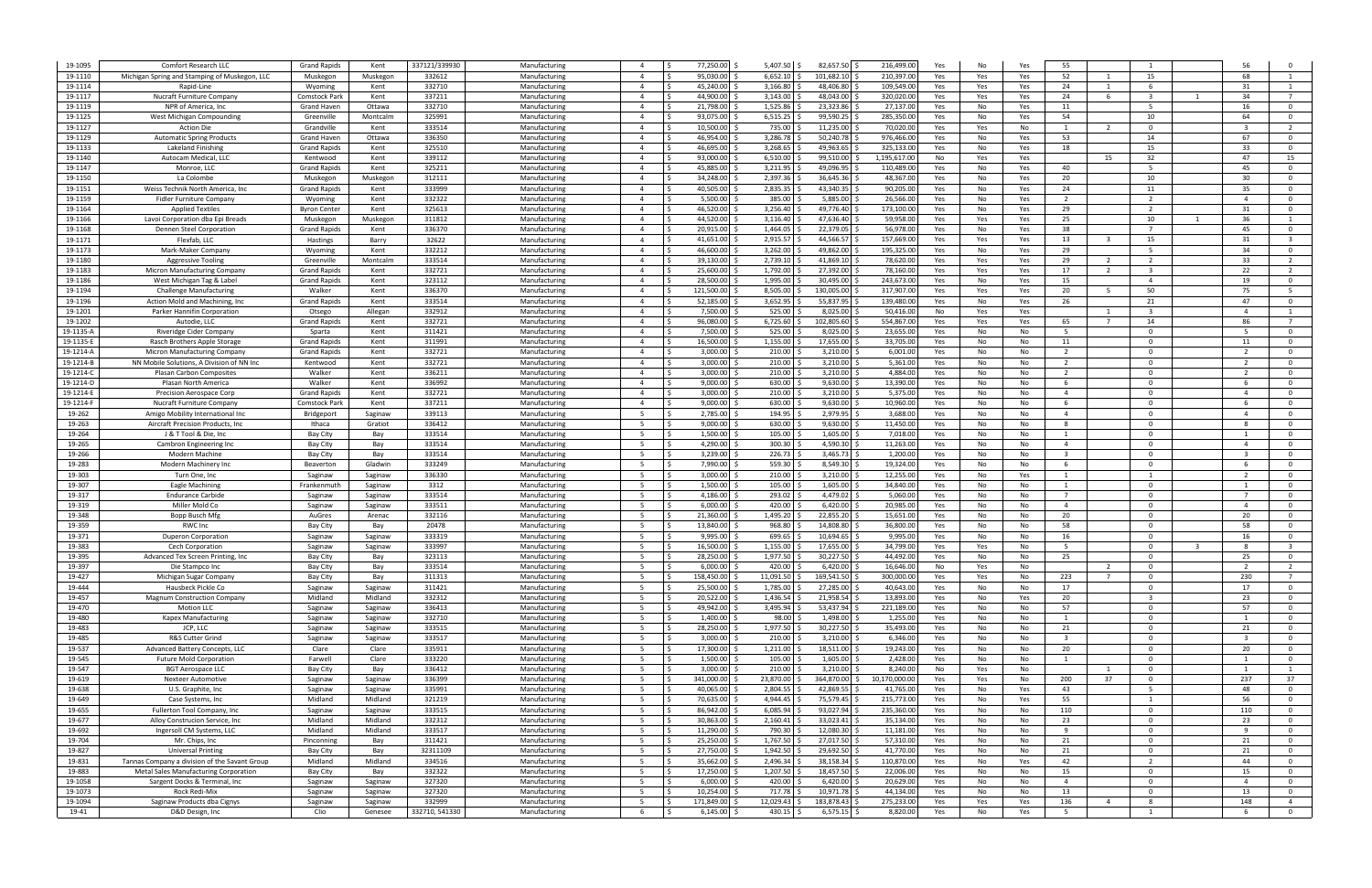| | | | | | | | | | | | | | | | | | | | |
|---|---|---|---|---|---|---|---|---|---|---|---|---|---|---|---|---|---|---|---|
| 19-1095 | Comfort Research LLC | Grand Rapids | Kent | 337121/339930 | Manufacturing | 4 | $ 77,250.00 | $ 5,407.50 | $ 82,657.50 | $ 216,499.00 | Yes | No | Yes | 55 | | 1 | | 56 | 0 |
| 19-1110 | Michigan Spring and Stamping of Muskegon, LLC | Muskegon | Muskegon | 332612 | Manufacturing | 4 | $ 95,030.00 | $ 6,652.10 | $ 101,682.10 | $ 210,397.00 | Yes | Yes | Yes | 52 | 1 | 15 | | 68 | 1 |
| 19-1114 | Rapid-Line | Wyoming | Kent | 332710 | Manufacturing | 4 | $ 45,240.00 | $ 3,166.80 | $ 48,406.80 | $ 109,549.00 | Yes | Yes | Yes | 24 | 1 | 6 | | 31 | 1 |
| 19-1117 | Nucraft Furniture Company | Comstock Park | Kent | 337211 | Manufacturing | 4 | $ 44,900.00 | $ 3,143.00 | $ 48,043.00 | $ 320,020.00 | Yes | Yes | Yes | 24 | 6 | 3 | 1 | 34 | 7 |
| 19-1119 | NPR of America, Inc | Grand Haven | Ottawa | 332710 | Manufacturing | 4 | $ 21,798.00 | $ 1,525.86 | $ 23,323.86 | $ 27,137.00 | Yes | No | Yes | 11 | | 5 | | 16 | 0 |
| 19-1125 | West Michigan Compounding | Greenville | Montcalm | 325991 | Manufacturing | 4 | $ 93,075.00 | $ 6,515.25 | $ 99,590.25 | $ 285,350.00 | Yes | No | Yes | 54 | | 10 | | 64 | 0 |
| 19-1127 | Action Die | Grandville | Kent | 333514 | Manufacturing | 4 | $ 10,500.00 | $ 735.00 | $ 11,235.00 | $ 70,020.00 | Yes | Yes | No | 1 | 2 | 0 | | 3 | 2 |
| 19-1129 | Automatic Spring Products | Grand Haven | Ottawa | 336350 | Manufacturing | 4 | $ 46,954.00 | $ 3,286.78 | $ 50,240.78 | $ 976,466.00 | Yes | No | Yes | 53 | | 14 | | 67 | 0 |
| 19-1133 | Lakeland Finishing | Grand Rapids | Kent | 325510 | Manufacturing | 4 | $ 46,695.00 | $ 3,268.65 | $ 49,963.65 | $ 325,133.00 | Yes | No | Yes | 18 | | 15 | | 33 | 0 |
| 19-1140 | Autocam Medical, LLC | Kentwood | Kent | 339112 | Manufacturing | 4 | $ 93,000.00 | $ 6,510.00 | $ 99,510.00 | $ 1,195,617.00 | No | Yes | Yes | | 15 | 32 | | 47 | 15 |
| 19-1147 | Monroe, LLC | Grand Rapids | Kent | 325211 | Manufacturing | 4 | $ 45,885.00 | $ 3,211.95 | $ 49,096.95 | $ 110,489.00 | Yes | No | Yes | 40 | | 5 | | 45 | 0 |
| 19-1150 | La Colombe | Muskegon | Muskegon | 312111 | Manufacturing | 4 | $ 34,248.00 | $ 2,397.36 | $ 36,645.36 | $ 48,367.00 | Yes | No | Yes | 20 | | 10 | | 30 | 0 |
| 19-1151 | Weiss Technik North America, Inc | Grand Rapids | Kent | 333999 | Manufacturing | 4 | $ 40,505.00 | $ 2,835.35 | $ 43,340.35 | $ 90,205.00 | Yes | No | Yes | 24 | | 11 | | 35 | 0 |
| 19-1159 | Fidler Furniture Company | Wyoming | Kent | 332322 | Manufacturing | 4 | $ 5,500.00 | $ 385.00 | $ 5,885.00 | $ 26,566.00 | Yes | No | Yes | 2 | | 2 | | 4 | 0 |
| 19-1164 | Applied Textiles | Byron Center | Kent | 325613 | Manufacturing | 4 | $ 46,520.00 | $ 3,256.40 | $ 49,776.40 | $ 173,100.00 | Yes | No | Yes | 29 | | 2 | | 31 | 0 |
| 19-1166 | Lavoi Corporation dba Epi Breads | Muskegon | Muskegon | 311812 | Manufacturing | 4 | $ 44,520.00 | $ 3,116.40 | $ 47,636.40 | $ 59,958.00 | Yes | Yes | Yes | 25 | | 10 | 1 | 36 | 1 |
| 19-1168 | Dennen Steel Corporation | Grand Rapids | Kent | 336370 | Manufacturing | 4 | $ 20,915.00 | $ 1,464.05 | $ 22,379.05 | $ 56,978.00 | Yes | No | Yes | 38 | | 7 | | 45 | 0 |
| 19-1171 | Flexfab, LLC | Hastings | Barry | 32622 | Manufacturing | 4 | $ 41,651.00 | $ 2,915.57 | $ 44,566.57 | $ 157,669.00 | Yes | Yes | Yes | 13 | 3 | 15 | | 31 | 3 |
| 19-1173 | Mark-Maker Company | Wyoming | Kent | 332212 | Manufacturing | 4 | $ 46,600.00 | $ 3,262.00 | $ 49,862.00 | $ 195,325.00 | Yes | No | Yes | 29 | | 5 | | 34 | 0 |
| 19-1180 | Aggressive Tooling | Greenville | Montcalm | 333514 | Manufacturing | 4 | $ 39,130.00 | $ 2,739.10 | $ 41,869.10 | $ 78,620.00 | Yes | Yes | Yes | 29 | 2 | 2 | | 33 | 2 |
| 19-1183 | Micron Manufacturing Company | Grand Rapids | Kent | 332721 | Manufacturing | 4 | $ 25,600.00 | $ 1,792.00 | $ 27,392.00 | $ 78,160.00 | Yes | Yes | Yes | 17 | 2 | 3 | | 22 | 2 |
| 19-1186 | West Michigan Tag & Label | Grand Rapids | Kent | 323112 | Manufacturing | 4 | $ 28,500.00 | $ 1,995.00 | $ 30,495.00 | $ 243,673.00 | Yes | No | Yes | 15 | | 4 | | 19 | 0 |
| 19-1194 | Challenge Manufacturing | Walker | Kent | 336370 | Manufacturing | 4 | $ 121,500.00 | $ 8,505.00 | $ 130,005.00 | $ 317,907.00 | Yes | Yes | Yes | 20 | 5 | 50 | | 75 | 5 |
| 19-1196 | Action Mold and Machining, Inc | Grand Rapids | Kent | 333514 | Manufacturing | 4 | $ 52,185.00 | $ 3,652.95 | $ 55,837.95 | $ 139,480.00 | Yes | No | Yes | 26 | | 21 | | 47 | 0 |
| 19-1201 | Parker Hannifin Corporation | Otsego | Allegan | 332912 | Manufacturing | 4 | $ 7,500.00 | $ 525.00 | $ 8,025.00 | $ 50,416.00 | No | Yes | Yes | | 1 | 3 | | 4 | 1 |
| 19-1202 | Autodie, LLC | Grand Rapids | Kent | 332721 | Manufacturing | 4 | $ 96,080.00 | $ 6,725.60 | $ 102,805.60 | $ 554,867.00 | Yes | Yes | Yes | 65 | 7 | 14 | | 86 | 7 |
| 19-1135-A | Riveridge Cider Company | Sparta | Kent | 311421 | Manufacturing | 4 | $ 7,500.00 | $ 525.00 | $ 8,025.00 | $ 23,655.00 | Yes | No | No | 5 | | 0 | | 5 | 0 |
| 19-1135-E | Rasch Brothers Apple Storage | Grand Rapids | Kent | 311991 | Manufacturing | 4 | $ 16,500.00 | $ 1,155.00 | $ 17,655.00 | $ 33,705.00 | Yes | No | No | 11 | | 0 | | 11 | 0 |
| 19-1214-A | Micron Manufacturing Company | Grand Rapids | Kent | 332721 | Manufacturing | 4 | $ 3,000.00 | $ 210.00 | $ 3,210.00 | $ 6,001.00 | Yes | No | No | 2 | | 0 | | 2 | 0 |
| 19-1214-B | NN Mobile Solutions, A Division of NN Inc | Kentwood | Kent | 332721 | Manufacturing | 4 | $ 3,000.00 | $ 210.00 | $ 3,210.00 | $ 5,361.00 | Yes | No | No | 2 | | 0 | | 2 | 0 |
| 19-1214-C | Plasan Carbon Composites | Walker | Kent | 336211 | Manufacturing | 4 | $ 3,000.00 | $ 210.00 | $ 3,210.00 | $ 4,884.00 | Yes | No | No | 2 | | 0 | | 2 | 0 |
| 19-1214-D | Plasan North America | Walker | Kent | 336992 | Manufacturing | 4 | $ 9,000.00 | $ 630.00 | $ 9,630.00 | $ 13,390.00 | Yes | No | No | 6 | | 0 | | 6 | 0 |
| 19-1214-E | Precision Aerospace Corp | Grand Rapids | Kent | 332721 | Manufacturing | 4 | $ 3,000.00 | $ 210.00 | $ 3,210.00 | $ 5,375.00 | Yes | No | No | 4 | | 0 | | 4 | 0 |
| 19-1214-F | Nucraft Furniture Company | Comstock Park | Kent | 337211 | Manufacturing | 4 | $ 9,000.00 | $ 630.00 | $ 9,630.00 | $ 10,960.00 | Yes | No | No | 6 | | 0 | | 6 | 0 |
| 19-262 | Amigo Mobility International Inc | Bridgeport | Saginaw | 339113 | Manufacturing | 5 | $ 2,785.00 | $ 194.95 | $ 2,979.95 | $ 3,688.00 | Yes | No | No | 4 | | 0 | | 4 | 0 |
| 19-263 | Aircraft Precision Products, Inc | Ithaca | Gratiot | 336412 | Manufacturing | 5 | $ 9,000.00 | $ 630.00 | $ 9,630.00 | $ 11,450.00 | Yes | No | No | 8 | | 0 | | 8 | 0 |
| 19-264 | J & T Tool & Die, Inc | Bay City | Bay | 333514 | Manufacturing | 5 | $ 1,500.00 | $ 105.00 | $ 1,605.00 | $ 7,018.00 | Yes | No | No | 1 | | 0 | | 1 | 0 |
| 19-265 | Cambron Engineering Inc | Bay City | Bay | 333514 | Manufacturing | 5 | $ 4,290.00 | $ 300.30 | $ 4,590.30 | $ 11,263.00 | Yes | No | No | 4 | | 0 | | 4 | 0 |
| 19-266 | Modern Machine | Bay City | Bay | 333514 | Manufacturing | 5 | $ 3,239.00 | $ 226.73 | $ 3,465.73 | $ 1,200.00 | Yes | No | No | 3 | | 0 | | 3 | 0 |
| 19-283 | Modern Machinery Inc | Beaverton | Gladwin | 333249 | Manufacturing | 5 | $ 7,990.00 | $ 559.30 | $ 8,549.30 | $ 19,324.00 | Yes | No | No | 6 | | 0 | | 6 | 0 |
| 19-303 | Turn One, Inc | Saginaw | Saginaw | 336330 | Manufacturing | 5 | $ 3,000.00 | $ 210.00 | $ 3,210.00 | $ 12,255.00 | Yes | No | Yes | 1 | | 1 | | 2 | 0 |
| 19-307 | Eagle Machining | Frankenmuth | Saginaw | 3312 | Manufacturing | 5 | $ 1,500.00 | $ 105.00 | $ 1,605.00 | $ 34,840.00 | Yes | No | No | 1 | | 0 | | 1 | 0 |
| 19-317 | Endurance Carbide | Saginaw | Saginaw | 333514 | Manufacturing | 5 | $ 4,186.00 | $ 293.02 | $ 4,479.02 | $ 5,060.00 | Yes | No | No | 7 | | 0 | | 7 | 0 |
| 19-319 | Miller Mold Co | Saginaw | Saginaw | 333511 | Manufacturing | 5 | $ 6,000.00 | $ 420.00 | $ 6,420.00 | $ 20,985.00 | Yes | No | No | 4 | | 0 | | 4 | 0 |
| 19-348 | Bopp Busch Mfg | AuGres | Arenac | 332116 | Manufacturing | 5 | $ 21,360.00 | $ 1,495.20 | $ 22,855.20 | $ 15,651.00 | Yes | No | No | 20 | | 0 | | 20 | 0 |
| 19-359 | RWC Inc | Bay City | Bay | 20478 | Manufacturing | 5 | $ 13,840.00 | $ 968.80 | $ 14,808.80 | $ 36,800.00 | Yes | No | No | 58 | | 0 | | 58 | 0 |
| 19-371 | Duperon Corporation | Saginaw | Saginaw | 333319 | Manufacturing | 5 | $ 9,995.00 | $ 699.65 | $ 10,694.65 | $ 9,995.00 | Yes | No | No | 16 | | 0 | | 16 | 0 |
| 19-383 | Cech Corporation | Saginaw | Saginaw | 333997 | Manufacturing | 5 | $ 16,500.00 | $ 1,155.00 | $ 17,655.00 | $ 34,799.00 | Yes | Yes | No | 5 | | 0 | 3 | 8 | 3 |
| 19-395 | Advanced Tex Screen Printing, Inc | Bay City | Bay | 323113 | Manufacturing | 5 | $ 28,250.00 | $ 1,977.50 | $ 30,227.50 | $ 44,492.00 | Yes | No | No | 25 | | 0 | | 25 | 0 |
| 19-397 | Die Stampco Inc | Bay City | Bay | 333514 | Manufacturing | 5 | $ 6,000.00 | $ 420.00 | $ 6,420.00 | $ 16,646.00 | No | Yes | No | | 2 | 0 | | 2 | 2 |
| 19-427 | Michigan Sugar Company | Bay City | Bay | 311313 | Manufacturing | 5 | $ 158,450.00 | $ 11,091.50 | $ 169,541.50 | $ 300,000.00 | Yes | Yes | No | 223 | 7 | 0 | | 230 | 7 |
| 19-444 | Hausbeck Pickle Co | Saginaw | Saginaw | 311421 | Manufacturing | 5 | $ 25,500.00 | $ 1,785.00 | $ 27,285.00 | $ 40,643.00 | Yes | No | No | 17 | | 0 | | 17 | 0 |
| 19-457 | Magnum Construction Company | Midland | Midland | 332312 | Manufacturing | 5 | $ 20,522.00 | $ 1,436.54 | $ 21,958.54 | $ 13,893.00 | Yes | No | Yes | 20 | | 3 | | 23 | 0 |
| 19-470 | Motion LLC | Saginaw | Saginaw | 336413 | Manufacturing | 5 | $ 49,942.00 | $ 3,495.94 | $ 53,437.94 | $ 221,189.00 | Yes | No | No | 57 | | 0 | | 57 | 0 |
| 19-480 | Kapex Manufacturing | Saginaw | Saginaw | 332710 | Manufacturing | 5 | $ 1,400.00 | $ 98.00 | $ 1,498.00 | $ 1,255.00 | Yes | No | No | 1 | | 0 | | 1 | 0 |
| 19-483 | JCP, LLC | Saginaw | Saginaw | 333515 | Manufacturing | 5 | $ 28,250.00 | $ 1,977.50 | $ 30,227.50 | $ 35,493.00 | Yes | No | No | 21 | | 0 | | 21 | 0 |
| 19-485 | R&S Cutter Grind | Saginaw | Saginaw | 333517 | Manufacturing | 5 | $ 3,000.00 | $ 210.00 | $ 3,210.00 | $ 6,346.00 | Yes | No | No | 3 | | 0 | | 3 | 0 |
| 19-537 | Advanced Battery Concepts, LLC | Clare | Clare | 335911 | Manufacturing | 5 | $ 17,300.00 | $ 1,211.00 | $ 18,511.00 | $ 19,243.00 | Yes | No | No | 20 | | 0 | | 20 | 0 |
| 19-545 | Future Mold Corporation | Farwell | Clare | 333220 | Manufacturing | 5 | $ 1,500.00 | $ 105.00 | $ 1,605.00 | $ 2,428.00 | Yes | No | No | 1 | | 0 | | 1 | 0 |
| 19-547 | BGT Aerospace LLC | Bay City | Bay | 336412 | Manufacturing | 5 | $ 3,000.00 | $ 210.00 | $ 3,210.00 | $ 8,240.00 | No | Yes | No | | 1 | 0 | | 1 | 1 |
| 19-619 | Nexteer Automotive | Saginaw | Saginaw | 336399 | Manufacturing | 5 | $ 341,000.00 | $ 23,870.00 | $ 364,870.00 | $ 10,170,000.00 | Yes | Yes | No | 200 | 37 | 0 | | 237 | 37 |
| 19-638 | U.S. Graphite, Inc | Saginaw | Saginaw | 335991 | Manufacturing | 5 | $ 40,065.00 | $ 2,804.55 | $ 42,869.55 | $ 41,765.00 | Yes | No | Yes | 43 | | 5 | | 48 | 0 |
| 19-649 | Case Systems, Inc | Midland | Midland | 321219 | Manufacturing | 5 | $ 70,635.00 | $ 4,944.45 | $ 75,579.45 | $ 215,773.00 | Yes | No | Yes | 55 | | 1 | | 56 | 0 |
| 19-655 | Fullerton Tool Company, Inc | Saginaw | Saginaw | 333515 | Manufacturing | 5 | $ 86,942.00 | $ 6,085.94 | $ 93,027.94 | $ 235,360.00 | Yes | No | No | 110 | | 0 | | 110 | 0 |
| 19-677 | Alloy Construcion Service, Inc | Midland | Midland | 332312 | Manufacturing | 5 | $ 30,863.00 | $ 2,160.41 | $ 33,023.41 | $ 35,134.00 | Yes | No | No | 23 | | 0 | | 23 | 0 |
| 19-692 | Ingersoll CM Systems, LLC | Midland | Midland | 333517 | Manufacturing | 5 | $ 11,290.00 | $ 790.30 | $ 12,080.30 | $ 11,181.00 | Yes | No | No | 9 | | 0 | | 9 | 0 |
| 19-704 | Mr. Chips, Inc | Pinconning | Bay | 311421 | Manufacturing | 5 | $ 25,250.00 | $ 1,767.50 | $ 27,017.50 | $ 57,310.00 | Yes | No | No | 21 | | 0 | | 21 | 0 |
| 19-827 | Universal Printing | Bay City | Bay | 32311109 | Manufacturing | 5 | $ 27,750.00 | $ 1,942.50 | $ 29,692.50 | $ 41,770.00 | Yes | No | No | 21 | | 0 | | 21 | 0 |
| 19-831 | Tannas Company a division of the Savant Group | Midland | Midland | 334516 | Manufacturing | 5 | $ 35,662.00 | $ 2,496.34 | $ 38,158.34 | $ 110,870.00 | Yes | No | Yes | 42 | | 2 | | 44 | 0 |
| 19-883 | Metal Sales Manufacturing Corporation | Bay City | Bay | 332322 | Manufacturing | 5 | $ 17,250.00 | $ 1,207.50 | $ 18,457.50 | $ 22,006.00 | Yes | No | No | 15 | | 0 | | 15 | 0 |
| 19-1058 | Sargent Docks & Terminal, Inc | Saginaw | Saginaw | 327320 | Manufacturing | 5 | $ 6,000.00 | $ 420.00 | $ 6,420.00 | $ 20,629.00 | Yes | No | No | 4 | | 0 | | 4 | 0 |
| 19-1073 | Rock Redi-Mix | Saginaw | Saginaw | 327320 | Manufacturing | 5 | $ 10,254.00 | $ 717.78 | $ 10,971.78 | $ 44,134.00 | Yes | No | No | 13 | | 0 | | 13 | 0 |
| 19-1094 | Saginaw Products dba Cignys | Saginaw | Saginaw | 332999 | Manufacturing | 5 | $ 171,849.00 | $ 12,029.43 | $ 183,878.43 | $ 275,233.00 | Yes | Yes | Yes | 136 | 4 | 8 | | 148 | 4 |
| 19-41 | D&D Design, Inc | Clio | Genesee | 332710, 541330 | Manufacturing | 6 | $ 6,145.00 | $ 430.15 | $ 6,575.15 | $ 8,820.00 | Yes | No | Yes | 5 | | 1 | | 6 | 0 |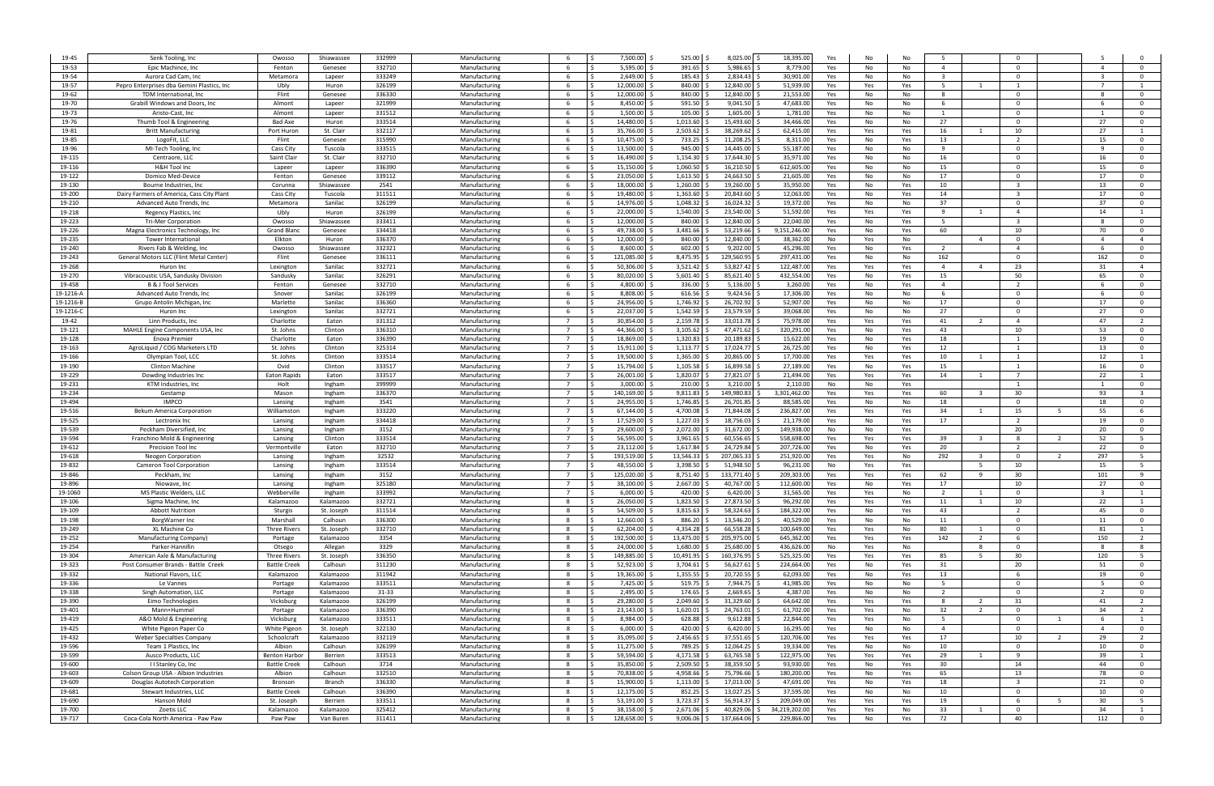| | | | | | | | | | | | | | | | | | | | |
|---|---|---|---|---|---|---|---|---|---|---|---|---|---|---|---|---|---|---|---|
| 19-45 | Senk Tooling, Inc | Owosso | Shiawassee | 332999 | Manufacturing | 6 | $ 7,500.00 | $ 525.00 | $ 8,025.00 | $ 18,395.00 | Yes | No | No | 5 | | 0 | | 5 | 0 |
| 19-53 | Epic Machince, Inc | Fenton | Genesee | 332710 | Manufacturing | 6 | $ 5,595.00 | $ 391.65 | $ 5,986.65 | $ 8,779.00 | Yes | No | No | 4 | | 0 | | 4 | 0 |
| 19-54 | Aurora Cad Cam, Inc | Metamora | Lapeer | 333249 | Manufacturing | 6 | $ 2,649.00 | $ 185.43 | $ 2,834.43 | $ 30,901.00 | Yes | No | No | 3 | | 0 | | 3 | 0 |
| 19-57 | Pepro Enterprises dba Gemini Plastics, Inc | Ubly | Huron | 326199 | Manufacturing | 6 | $ 12,000.00 | $ 840.00 | $ 12,840.00 | $ 51,939.00 | Yes | Yes | Yes | 5 | 1 | 1 | | 7 | 1 |
| 19-62 | TDM International, Inc | Flint | Genesee | 336330 | Manufacturing | 6 | $ 12,000.00 | $ 840.00 | $ 12,840.00 | $ 21,553.00 | Yes | No | No | 8 | | 0 | | 8 | 0 |
| 19-70 | Grabill Windows and Doors, Inc | Almont | Lapeer | 321999 | Manufacturing | 6 | $ 8,450.00 | $ 591.50 | $ 9,041.50 | $ 47,683.00 | Yes | No | No | 6 | | 0 | | 6 | 0 |
| 19-73 | Aristo-Cast, Inc | Almont | Lapeer | 331512 | Manufacturing | 6 | $ 1,500.00 | $ 105.00 | $ 1,605.00 | $ 1,781.00 | Yes | No | No | 1 | | 0 | | 1 | 0 |
| 19-76 | Thumb Tool & Engineering | Bad Axe | Huron | 333514 | Manufacturing | 6 | $ 14,480.00 | $ 1,013.60 | $ 15,493.60 | $ 34,466.00 | Yes | No | No | 27 | | 0 | | 27 | 0 |
| 19-81 | Britt Manufacturing | Port Huron | St. Clair | 332117 | Manufacturing | 6 | $ 35,766.00 | $ 2,503.62 | $ 38,269.62 | $ 62,415.00 | Yes | Yes | Yes | 16 | 1 | 10 | | 27 | 1 |
| 19-85 | LogoFit, LLC | Flint | Genesee | 315990 | Manufacturing | 6 | $ 10,475.00 | $ 733.25 | $ 11,208.25 | $ 8,311.00 | Yes | No | Yes | 13 | | 2 | | 15 | 0 |
| 19-96 | MI-Tech Tooling, Inc | Cass City | Tuscola | 333515 | Manufacturing | 6 | $ 13,500.00 | $ 945.00 | $ 14,445.00 | $ 55,187.00 | Yes | No | No | 9 | | 0 | | 9 | 0 |
| 19-115 | Centraore, LLC | Saint Clair | St. Clair | 332710 | Manufacturing | 6 | $ 16,490.00 | $ 1,154.30 | $ 17,644.30 | $ 35,971.00 | Yes | No | No | 16 | | 0 | | 16 | 0 |
| 19-116 | H&H Tool Inc | Lapeer | Lapeer | 336390 | Manufacturing | 6 | $ 15,150.00 | $ 1,060.50 | $ 16,210.50 | $ 612,605.00 | Yes | No | No | 15 | | 0 | | 15 | 0 |
| 19-122 | Domico Med-Device | Fenton | Genesee | 339112 | Manufacturing | 6 | $ 23,050.00 | $ 1,613.50 | $ 24,663.50 | $ 21,605.00 | Yes | No | No | 17 | | 0 | | 17 | 0 |
| 19-130 | Bourne Industries, Inc | Corunna | Shiawassee | 2541 | Manufacturing | 6 | $ 18,000.00 | $ 1,260.00 | $ 19,260.00 | $ 35,950.00 | Yes | No | Yes | 10 | | 3 | | 13 | 0 |
| 19-200 | Dairy Farmers of America, Cass City Plant | Cass City | Tuscola | 311511 | Manufacturing | 6 | $ 19,480.00 | $ 1,363.60 | $ 20,843.60 | $ 12,063.00 | Yes | No | Yes | 14 | | 3 | | 17 | 0 |
| 19-210 | Advanced Auto Trends, Inc | Metamora | Sanilac | 326199 | Manufacturing | 6 | $ 14,976.00 | $ 1,048.32 | $ 16,024.32 | $ 19,372.00 | Yes | No | No | 37 | | 0 | | 37 | 0 |
| 19-218 | Regency Plastics, Inc | Ubly | Huron | 326199 | Manufacturing | 6 | $ 22,000.00 | $ 1,540.00 | $ 23,540.00 | $ 51,592.00 | Yes | Yes | Yes | 9 | 1 | 4 | | 14 | 1 |
| 19-223 | Tri-Mer Corporation | Owosso | Shiawassee | 333411 | Manufacturing | 6 | $ 12,000.00 | $ 840.00 | $ 12,840.00 | $ 22,040.00 | Yes | No | Yes | 5 | | 3 | | 8 | 0 |
| 19-226 | Magna Electronics Technology, Inc | Grand Blanc | Genesee | 334418 | Manufacturing | 6 | $ 49,738.00 | $ 3,481.66 | $ 53,219.66 | $ 9,151,246.00 | Yes | No | Yes | 60 | | 10 | | 70 | 0 |
| 19-235 | Tower International | Elkton | Huron | 336370 | Manufacturing | 6 | $ 12,000.00 | $ 840.00 | $ 12,840.00 | $ 38,362.00 | No | Yes | No | | 4 | 0 | | 4 | 4 |
| 19-240 | Rivers Fab & Welding, Inc | Owosso | Shiawassee | 332321 | Manufacturing | 6 | $ 8,600.00 | $ 602.00 | $ 9,202.00 | $ 45,296.00 | Yes | No | Yes | 2 | | 4 | | 6 | 0 |
| 19-243 | General Motors LLC (Flint Metal Center) | Flint | Genesee | 336111 | Manufacturing | 6 | $ 121,085.00 | $ 8,475.95 | $ 129,560.95 | $ 297,431.00 | Yes | No | No | 162 | | 0 | | 162 | 0 |
| 19-268 | Huron Inc | Lexington | Sanilac | 332721 | Manufacturing | 6 | $ 50,306.00 | $ 3,521.42 | $ 53,827.42 | $ 122,487.00 | Yes | Yes | Yes | 4 | 4 | 23 | | 31 | 4 |
| 19-270 | Vibracoustic USA, Sandusky Division | Sandusky | Sanilac | 326291 | Manufacturing | 6 | $ 80,020.00 | $ 5,601.40 | $ 85,621.40 | $ 432,554.00 | Yes | No | Yes | 15 | | 50 | | 65 | 0 |
| 19-458 | B & J Tool Services | Fenton | Genesee | 332710 | Manufacturing | 6 | $ 4,800.00 | $ 336.00 | $ 5,136.00 | $ 3,260.00 | Yes | No | Yes | 4 | | 2 | | 6 | 0 |
| 19-1216-A | Advanced Auto Trends, Inc | Snover | Sanilac | 326199 | Manufacturing | 6 | $ 8,808.00 | $ 616.56 | $ 9,424.56 | $ 17,306.00 | Yes | No | No | 6 | | 0 | | 6 | 0 |
| 19-1216-B | Grupo Antolin Michigan, Inc | Marlette | Sanilac | 336360 | Manufacturing | 6 | $ 24,956.00 | $ 1,746.92 | $ 26,702.92 | $ 52,907.00 | Yes | No | No | 17 | | 0 | | 17 | 0 |
| 19-1216-C | Huron Inc | Lexington | Sanilac | 332721 | Manufacturing | 6 | $ 22,037.00 | $ 1,542.59 | $ 23,579.59 | $ 39,068.00 | Yes | No | No | 27 | | 0 | | 27 | 0 |
| 19-42 | Linn Products, Inc | Charlotte | Eaton | 331312 | Manufacturing | 7 | $ 30,854.00 | $ 2,159.78 | $ 33,013.78 | $ 75,978.00 | Yes | Yes | Yes | 41 | 2 | 4 | | 47 | 2 |
| 19-121 | MAHLE Engine Components USA, Inc | St. Johns | Clinton | 336310 | Manufacturing | 7 | $ 44,366.00 | $ 3,105.62 | $ 47,471.62 | $ 320,291.00 | Yes | No | Yes | 43 | | 10 | | 53 | 0 |
| 19-128 | Enova Premier | Charlotte | Eaton | 336390 | Manufacturing | 7 | $ 18,869.00 | $ 1,320.83 | $ 20,189.83 | $ 15,622.00 | Yes | No | Yes | 18 | | 1 | | 19 | 0 |
| 19-163 | AgroLiquid / COG Marketers LTD | St. Johns | Clinton | 325314 | Manufacturing | 7 | $ 15,911.00 | $ 1,113.77 | $ 17,024.77 | $ 26,725.00 | Yes | No | Yes | 12 | | 1 | | 13 | 0 |
| 19-166 | Olympian Tool, LCC | St. Johns | Clinton | 333514 | Manufacturing | 7 | $ 19,500.00 | $ 1,365.00 | $ 20,865.00 | $ 17,700.00 | Yes | Yes | Yes | 10 | 1 | 1 | | 12 | 1 |
| 19-190 | Clinton Machine | Ovid | Clinton | 333517 | Manufacturing | 7 | $ 15,794.00 | $ 1,105.58 | $ 16,899.58 | $ 27,189.00 | Yes | No | Yes | 15 | | 1 | | 16 | 0 |
| 19-229 | Dowding Industries Inc | Eaton Rapids | Eaton | 333517 | Manufacturing | 7 | $ 26,001.00 | $ 1,820.07 | $ 27,821.07 | $ 21,494.00 | Yes | Yes | Yes | 14 | 1 | 7 | | 22 | 1 |
| 19-231 | KTM Industries, Inc | Holt | Ingham | 399999 | Manufacturing | 7 | $ 3,000.00 | $ 210.00 | $ 3,210.00 | $ 2,110.00 | No | No | Yes | | | 1 | | 1 | 0 |
| 19-234 | Gestamp | Mason | Ingham | 336370 | Manufacturing | 7 | $ 140,169.00 | $ 9,811.83 | $ 149,980.83 | $ 3,301,462.00 | Yes | Yes | Yes | 60 | 3 | 30 | | 93 | 3 |
| 19-494 | IMPCO | Lansing | Ingham | 3541 | Manufacturing | 7 | $ 24,955.00 | $ 1,746.85 | $ 26,701.85 | $ 88,585.00 | Yes | No | No | 18 | | 0 | | 18 | 0 |
| 19-516 | Bekum America Corporation | Williamston | Ingham | 333220 | Manufacturing | 7 | $ 67,144.00 | $ 4,700.08 | $ 71,844.08 | $ 236,827.00 | Yes | Yes | Yes | 34 | 1 | 15 | 5 | 55 | 6 |
| 19-525 | Lectronix Inc | Lansing | Ingham | 334418 | Manufacturing | 7 | $ 17,529.00 | $ 1,227.03 | $ 18,756.03 | $ 21,179.00 | Yes | No | Yes | 17 | | 2 | | 19 | 0 |
| 19-539 | Peckham Diversified, Inc | Lansing | Ingham | 3152 | Manufacturing | 7 | $ 29,600.00 | $ 2,072.00 | $ 31,672.00 | $ 149,938.00 | No | No | Yes | | | 20 | | 20 | 0 |
| 19-594 | Franchino Mold & Engineering | Lansing | Clinton | 333514 | Manufacturing | 7 | $ 56,595.00 | $ 3,961.65 | $ 60,556.65 | $ 558,698.00 | Yes | Yes | Yes | 39 | 3 | 8 | 2 | 52 | 5 |
| 19-612 | Precision Tool Inc | Vermontville | Eaton | 332710 | Manufacturing | 7 | $ 23,112.00 | $ 1,617.84 | $ 24,729.84 | $ 207,726.00 | Yes | No | Yes | 20 | | 2 | | 22 | 0 |
| 19-618 | Neogen Corporation | Lansing | Ingham | 32532 | Manufacturing | 7 | $ 193,519.00 | $ 13,546.33 | $ 207,065.33 | $ 251,920.00 | Yes | Yes | No | 292 | 3 | 0 | 2 | 297 | 5 |
| 19-832 | Cameron Tool Corporation | Lansing | Ingham | 333514 | Manufacturing | 7 | $ 48,550.00 | $ 3,398.50 | $ 51,948.50 | $ 96,231.00 | No | Yes | Yes | | 5 | 10 | | 15 | 5 |
| 19-846 | Peckham, Inc | Lansing | Ingham | 3152 | Manufacturing | 7 | $ 125,020.00 | $ 8,751.40 | $ 133,771.40 | $ 209,303.00 | Yes | Yes | Yes | 62 | 9 | 30 | | 101 | 9 |
| 19-896 | Niowave, Inc | Lansing | Ingham | 325180 | Manufacturing | 7 | $ 38,100.00 | $ 2,667.00 | $ 40,767.00 | $ 112,600.00 | Yes | No | Yes | 17 | | 10 | | 27 | 0 |
| 19-1060 | MS Plastic Welders, LLC | Webberville | Ingham | 333992 | Manufacturing | 7 | $ 6,000.00 | $ 420.00 | $ 6,420.00 | $ 31,565.00 | Yes | Yes | No | 2 | 1 | 0 | | 3 | 1 |
| 19-106 | Sigma Machine, Inc | Kalamazoo | Kalamazoo | 332721 | Manufacturing | 8 | $ 26,050.00 | $ 1,823.50 | $ 27,873.50 | $ 96,292.00 | Yes | Yes | Yes | 11 | 1 | 10 | | 22 | 1 |
| 19-109 | Abbott Nutrition | Sturgis | St. Joseph | 311514 | Manufacturing | 8 | $ 54,509.00 | $ 3,815.63 | $ 58,324.63 | $ 184,322.00 | Yes | No | Yes | 43 | | 2 | | 45 | 0 |
| 19-198 | BorgWarner Inc | Marshall | Calhoun | 336300 | Manufacturing | 8 | $ 12,660.00 | $ 886.20 | $ 13,546.20 | $ 40,529.00 | Yes | No | No | 11 | | 0 | | 11 | 0 |
| 19-249 | XL Machine Co | Three Rivers | St. Joseph | 332710 | Manufacturing | 8 | $ 62,204.00 | $ 4,354.28 | $ 66,558.28 | $ 100,649.00 | Yes | Yes | No | 80 | 1 | 0 | | 81 | 1 |
| 19-252 | Manufacturing Company) | Portage | Kalamazoo | 3354 | Manufacturing | 8 | $ 192,500.00 | $ 13,475.00 | $ 205,975.00 | $ 645,362.00 | Yes | Yes | Yes | 142 | 2 | 6 | | 150 | 2 |
| 19-254 | Parker-Hannifin | Otsego | Allegan | 3329 | Manufacturing | 8 | $ 24,000.00 | $ 1,680.00 | $ 25,680.00 | $ 436,626.00 | No | Yes | No | | 8 | 0 | | 8 | 8 |
| 19-304 | American Axle & Manufacturing | Three Rivers | St. Joseph | 336350 | Manufacturing | 8 | $ 149,885.00 | $ 10,491.95 | $ 160,376.95 | $ 525,325.00 | Yes | Yes | Yes | 85 | 5 | 30 | | 120 | 5 |
| 19-323 | Post Consumer Brands - Battle Creek | Battle Creek | Calhoun | 311230 | Manufacturing | 8 | $ 52,923.00 | $ 3,704.61 | $ 56,627.61 | $ 224,664.00 | Yes | No | Yes | 31 | | 20 | | 51 | 0 |
| 19-332 | National Flavors, LLC | Kalamazoo | Kalamazoo | 311942 | Manufacturing | 8 | $ 19,365.00 | $ 1,355.55 | $ 20,720.55 | $ 62,093.00 | Yes | No | Yes | 13 | | 6 | | 19 | 0 |
| 19-336 | Le Vannes | Portage | Kalamazoo | 333511 | Manufacturing | 8 | $ 7,425.00 | $ 519.75 | $ 7,944.75 | $ 41,985.00 | Yes | No | No | 5 | | 0 | | 5 | 0 |
| 19-338 | Singh Automation, LLC | Portage | Kalamazoo | 31-33 | Manufacturing | 8 | $ 2,495.00 | $ 174.65 | $ 2,669.65 | $ 4,387.00 | Yes | No | No | 2 | | 0 | | 2 | 0 |
| 19-390 | Eimo Technologies | Vicksburg | Kalamazoo | 326199 | Manufacturing | 8 | $ 29,280.00 | $ 2,049.60 | $ 31,329.60 | $ 64,642.00 | Yes | Yes | Yes | 8 | 2 | 31 | | 41 | 2 |
| 19-401 | Mann+Hummel | Portage | Kalamazoo | 336390 | Manufacturing | 8 | $ 23,143.00 | $ 1,620.01 | $ 24,763.01 | $ 61,702.00 | Yes | Yes | No | 32 | 2 | 0 | | 34 | 2 |
| 19-419 | A&O Mold & Engineering | Vicksburg | Kalamazoo | 333511 | Manufacturing | 8 | $ 8,984.00 | $ 628.88 | $ 9,612.88 | $ 22,844.00 | Yes | Yes | No | 5 | | 0 | 1 | 6 | 1 |
| 19-425 | White Pigeon Paper Co | White Pigeon | St. Joseph | 322130 | Manufacturing | 8 | $ 6,000.00 | $ 420.00 | $ 6,420.00 | $ 16,295.00 | Yes | No | No | 4 | | 0 | | 4 | 0 |
| 19-432 | Weber Specialties Company | Schoolcraft | Kalamazoo | 332119 | Manufacturing | 8 | $ 35,095.00 | $ 2,456.65 | $ 37,551.65 | $ 120,706.00 | Yes | Yes | Yes | 17 | | 10 | 2 | 29 | 2 |
| 19-596 | Team 1 Plastics, Inc | Albion | Calhoun | 326199 | Manufacturing | 8 | $ 11,275.00 | $ 789.25 | $ 12,064.25 | $ 19,334.00 | Yes | No | No | 10 | | 0 | | 10 | 0 |
| 19-599 | Ausco Products, LLC | Benton Harbor | Berrien | 333513 | Manufacturing | 8 | $ 59,594.00 | $ 4,171.58 | $ 63,765.58 | $ 122,975.00 | Yes | Yes | Yes | 29 | 1 | 9 | | 39 | 1 |
| 19-600 | I I Stanley Co, Inc | Battle Creek | Calhoun | 3714 | Manufacturing | 8 | $ 35,850.00 | $ 2,509.50 | $ 38,359.50 | $ 93,930.00 | Yes | No | Yes | 30 | | 14 | | 44 | 0 |
| 19-603 | Colson Group USA - Albion Industries | Albion | Calhoun | 332510 | Manufacturing | 8 | $ 70,838.00 | $ 4,958.66 | $ 75,796.66 | $ 180,200.00 | Yes | No | Yes | 65 | | 13 | | 78 | 0 |
| 19-609 | Douglas Autotech Corporation | Bronson | Branch | 336330 | Manufacturing | 8 | $ 15,900.00 | $ 1,113.00 | $ 17,013.00 | $ 47,691.00 | Yes | No | Yes | 18 | | 3 | | 21 | 0 |
| 19-681 | Stewart Industries, LLC | Battle Creek | Calhoun | 336390 | Manufacturing | 8 | $ 12,175.00 | $ 852.25 | $ 13,027.25 | $ 37,595.00 | Yes | No | No | 10 | | 0 | | 10 | 0 |
| 19-690 | Hanson Mold | St. Joseph | Berrien | 333511 | Manufacturing | 8 | $ 53,191.00 | $ 3,723.37 | $ 56,914.37 | $ 209,049.00 | Yes | Yes | Yes | 19 | | 6 | 5 | 30 | 5 |
| 19-700 | Zoetis LLC | Kalamazoo | Kalamazoo | 325412 | Manufacturing | 8 | $ 38,158.00 | $ 2,671.06 | $ 40,829.06 | $ 34,219,202.00 | Yes | Yes | No | 33 | 1 | 0 | | 34 | 1 |
| 19-717 | Coca-Cola North America - Paw Paw | Paw Paw | Van Buren | 311411 | Manufacturing | 8 | $ 128,658.00 | $ 9,006.06 | $ 137,664.06 | $ 229,866.00 | Yes | No | Yes | 72 | | 40 | | 112 | 0 |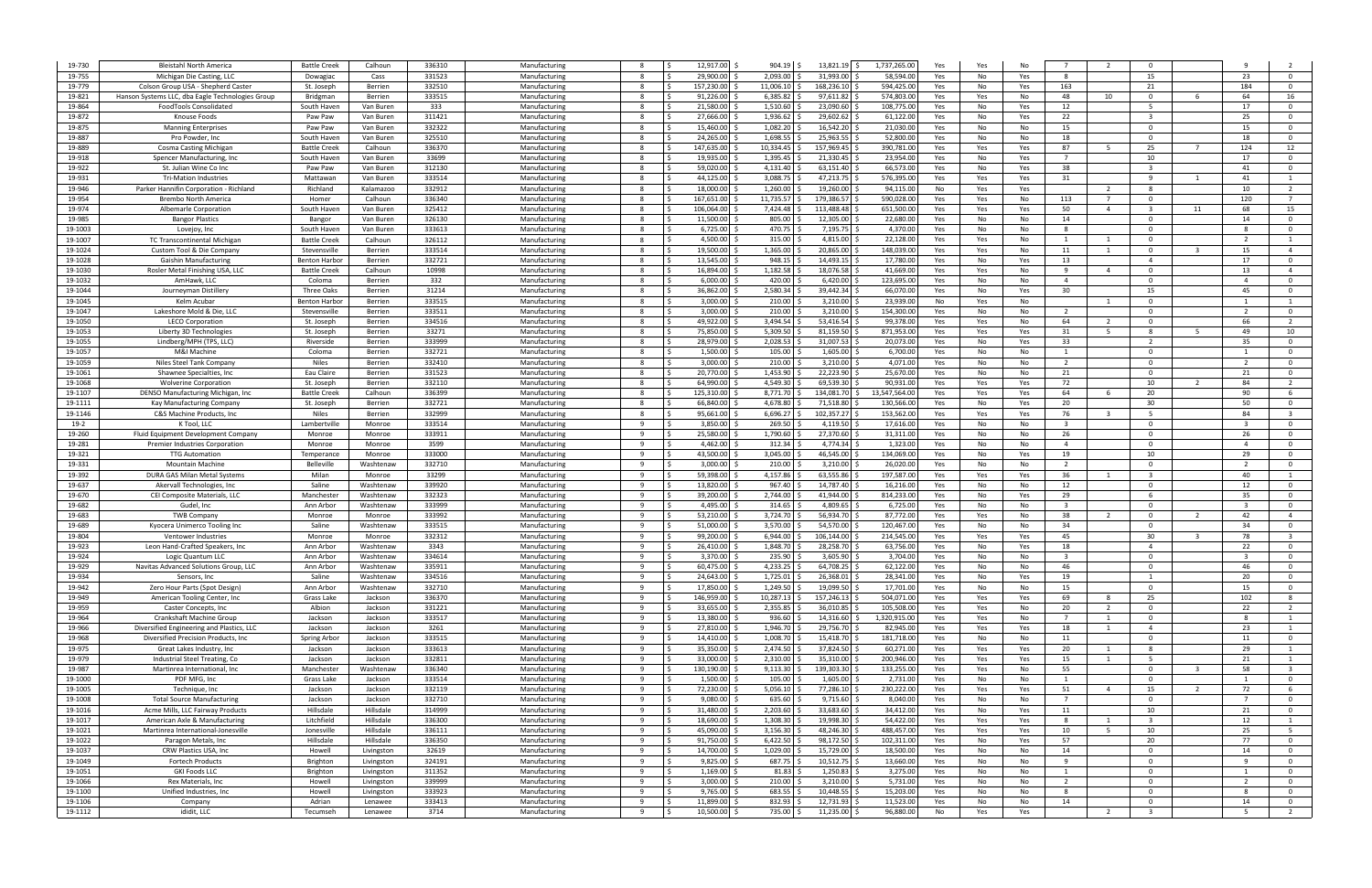| | | | | | | | | | | | | | | | | | | | |
|---|---|---|---|---|---|---|---|---|---|---|---|---|---|---|---|---|---|---|---|
| 19-730 | Bleistahl North America | Battle Creek | Calhoun | 336310 | Manufacturing | 8 | $ 12,917.00 | $ 904.19 | $ 13,821.19 | $ 1,737,265.00 | Yes | Yes | No | 7 | 2 | 0 | | 9 | 2 |
| 19-755 | Michigan Die Casting, LLC | Dowagiac | Cass | 331523 | Manufacturing | 8 | $ 29,900.00 | $ 2,093.00 | $ 31,993.00 | $ 58,594.00 | Yes | No | Yes | 8 | | 15 | | 23 | 0 |
| 19-779 | Colson Group USA - Shepherd Caster | St. Joseph | Berrien | 332510 | Manufacturing | 8 | $ 157,230.00 | $ 11,006.10 | $ 168,236.10 | $ 594,425.00 | Yes | No | Yes | 163 | | 21 | | 184 | 0 |
| 19-821 | Hanson Systems LLC, dba Eagle Technologies Group | Bridgman | Berrien | 333515 | Manufacturing | 8 | $ 91,226.00 | $ 6,385.82 | $ 97,611.82 | $ 574,803.00 | Yes | Yes | No | 48 | 10 | 0 | 6 | 64 | 16 |
| 19-864 | FoodTools Consolidated | South Haven | Van Buren | 333 | Manufacturing | 8 | $ 21,580.00 | $ 1,510.60 | $ 23,090.60 | $ 108,775.00 | Yes | No | Yes | 12 | | 5 | | 17 | 0 |
| 19-872 | Knouse Foods | Paw Paw | Van Buren | 311421 | Manufacturing | 8 | $ 27,666.00 | $ 1,936.62 | $ 29,602.62 | $ 61,122.00 | Yes | No | Yes | 22 | | 3 | | 25 | 0 |
| 19-875 | Manning Enterprises | Paw Paw | Van Buren | 332322 | Manufacturing | 8 | $ 15,460.00 | $ 1,082.20 | $ 16,542.20 | $ 21,030.00 | Yes | No | Yes | 15 | | 0 | | 15 | 0 |
| 19-887 | Pro Powder, Inc | South Haven | Van Buren | 325510 | Manufacturing | 8 | $ 24,265.00 | $ 1,698.55 | $ 25,963.55 | $ 52,800.00 | Yes | No | No | 18 | | 0 | | 18 | 0 |
| 19-889 | Cosma Casting Michigan | Battle Creek | Calhoun | 336370 | Manufacturing | 8 | $ 147,635.00 | $ 10,334.45 | $ 157,969.45 | $ 390,781.00 | Yes | Yes | Yes | 87 | 5 | 25 | 7 | 124 | 12 |
| 19-918 | Spencer Manufacturing, Inc | South Haven | Van Buren | 33699 | Manufacturing | 8 | $ 19,935.00 | $ 1,395.45 | $ 21,330.45 | $ 23,954.00 | Yes | No | Yes | 7 | | 10 | | 17 | 0 |
| 19-922 | St. Julian Wine Co Inc | Paw Paw | Van Buren | 312130 | Manufacturing | 8 | $ 59,020.00 | $ 4,131.40 | $ 63,151.40 | $ 66,573.00 | Yes | No | Yes | 38 | | 3 | | 41 | 0 |
| 19-931 | Tri-Mation Industries | Mattawan | Van Buren | 333514 | Manufacturing | 8 | $ 44,125.00 | $ 3,088.75 | $ 47,213.75 | $ 576,395.00 | Yes | Yes | Yes | 31 | | 9 | 1 | 41 | 1 |
| 19-946 | Parker Hannifin Corporation - Richland | Richland | Kalamazoo | 332912 | Manufacturing | 8 | $ 18,000.00 | $ 1,260.00 | $ 19,260.00 | $ 94,115.00 | No | Yes | Yes | | 2 | 8 | | 10 | 2 |
| 19-954 | Brembo North America | Homer | Calhoun | 336340 | Manufacturing | 8 | $ 167,651.00 | $ 11,735.57 | $ 179,386.57 | $ 590,028.00 | Yes | Yes | No | 113 | 7 | 0 | | 120 | 7 |
| 19-974 | Albemarle Corporation | South Haven | Van Buren | 325412 | Manufacturing | 8 | $ 106,064.00 | $ 7,424.48 | $ 113,488.48 | $ 651,500.00 | Yes | Yes | Yes | 50 | 4 | 3 | 11 | 68 | 15 |
| 19-985 | Bangor Plastics | Bangor | Van Buren | 326130 | Manufacturing | 8 | $ 11,500.00 | $ 805.00 | $ 12,305.00 | $ 22,680.00 | Yes | No | No | 14 | | 0 | | 14 | 0 |
| 19-1003 | Lovejoy, Inc | South Haven | Van Buren | 333613 | Manufacturing | 8 | $ 6,725.00 | $ 470.75 | $ 7,195.75 | $ 4,370.00 | Yes | No | No | 8 | | 0 | | 8 | 0 |
| 19-1007 | TC Transcontinental Michigan | Battle Creek | Calhoun | 326112 | Manufacturing | 8 | $ 4,500.00 | $ 315.00 | $ 4,815.00 | $ 22,128.00 | Yes | Yes | No | 1 | 1 | 0 | | 2 | 1 |
| 19-1024 | Custom Tool & Die Company | Stevensville | Berrien | 333514 | Manufacturing | 8 | $ 19,500.00 | $ 1,365.00 | $ 20,865.00 | $ 148,039.00 | Yes | Yes | No | 11 | 1 | 0 | 3 | 15 | 4 |
| 19-1028 | Gaishin Manufacturing | Benton Harbor | Berrien | 332721 | Manufacturing | 8 | $ 13,545.00 | $ 948.15 | $ 14,493.15 | $ 17,780.00 | Yes | No | Yes | 13 | | 4 | | 17 | 0 |
| 19-1030 | Rosler Metal Finishing USA, LLC | Battle Creek | Calhoun | 10998 | Manufacturing | 8 | $ 16,894.00 | $ 1,182.58 | $ 18,076.58 | $ 41,669.00 | Yes | Yes | No | 9 | 4 | 0 | | 13 | 4 |
| 19-1032 | AmHawk, LLC | Coloma | Berrien | 332 | Manufacturing | 8 | $ 6,000.00 | $ 420.00 | $ 6,420.00 | $ 123,695.00 | Yes | No | No | 4 | | 0 | | 4 | 0 |
| 19-1044 | Journeyman Distillery | Three Oaks | Berrien | 31214 | Manufacturing | 8 | $ 36,862.00 | $ 2,580.34 | $ 39,442.34 | $ 66,070.00 | Yes | No | Yes | 30 | | 15 | | 45 | 0 |
| 19-1045 | Kelm Acubar | Benton Harbor | Berrien | 333515 | Manufacturing | 8 | $ 3,000.00 | $ 210.00 | $ 3,210.00 | $ 23,939.00 | No | Yes | No | | 1 | 0 | | 1 | 1 |
| 19-1047 | Lakeshore Mold & Die, LLC | Stevensville | Berrien | 333511 | Manufacturing | 8 | $ 3,000.00 | $ 210.00 | $ 3,210.00 | $ 154,300.00 | Yes | No | No | 2 | | 0 | | 2 | 0 |
| 19-1050 | LECO Corporation | St. Joseph | Berrien | 334516 | Manufacturing | 8 | $ 49,922.00 | $ 3,494.54 | $ 53,416.54 | $ 99,378.00 | Yes | Yes | No | 64 | 2 | 0 | | 66 | 2 |
| 19-1053 | Liberty 3D Technologies | St. Joseph | Berrien | 33271 | Manufacturing | 8 | $ 75,850.00 | $ 5,309.50 | $ 81,159.50 | $ 871,953.00 | Yes | Yes | Yes | 31 | 5 | 8 | 5 | 49 | 10 |
| 19-1055 | Lindberg/MPH (TPS, LLC) | Riverside | Berrien | 333999 | Manufacturing | 8 | $ 28,979.00 | $ 2,028.53 | $ 31,007.53 | $ 20,073.00 | Yes | No | Yes | 33 | | 2 | | 35 | 0 |
| 19-1057 | M&I Machine | Coloma | Berrien | 332721 | Manufacturing | 8 | $ 1,500.00 | $ 105.00 | $ 1,605.00 | $ 6,700.00 | Yes | No | No | 1 | | 0 | | 1 | 0 |
| 19-1059 | Niles Steel Tank Company | Niles | Berrien | 332410 | Manufacturing | 8 | $ 3,000.00 | $ 210.00 | $ 3,210.00 | $ 4,071.00 | Yes | No | No | 2 | | 0 | | 2 | 0 |
| 19-1061 | Shawnee Specialties, Inc | Eau Claire | Berrien | 331523 | Manufacturing | 8 | $ 20,770.00 | $ 1,453.90 | $ 22,223.90 | $ 25,670.00 | Yes | No | No | 21 | | 0 | | 21 | 0 |
| 19-1068 | Wolverine Corporation | St. Joseph | Berrien | 332110 | Manufacturing | 8 | $ 64,990.00 | $ 4,549.30 | $ 69,539.30 | $ 90,931.00 | Yes | Yes | Yes | 72 | | 10 | 2 | 84 | 2 |
| 19-1107 | DENSO Manufacturing Michigan, Inc | Battle Creek | Calhoun | 336399 | Manufacturing | 8 | $ 125,310.00 | $ 8,771.70 | $ 134,081.70 | $ 13,547,564.00 | Yes | Yes | Yes | 64 | 6 | 20 | | 90 | 6 |
| 19-1111 | Kay Manufacturing Company | St. Joseph | Berrien | 332721 | Manufacturing | 8 | $ 66,840.00 | $ 4,678.80 | $ 71,518.80 | $ 130,566.00 | Yes | No | Yes | 20 | | 30 | | 50 | 0 |
| 19-1146 | C&S Machine Products, Inc | Niles | Berrien | 332999 | Manufacturing | 8 | $ 95,661.00 | $ 6,696.27 | $ 102,357.27 | $ 153,562.00 | Yes | Yes | Yes | 76 | 3 | 5 | | 84 | 3 |
| 19-2 | K Tool, LLC | Lambertville | Monroe | 333514 | Manufacturing | 9 | $ 3,850.00 | $ 269.50 | $ 4,119.50 | $ 17,616.00 | Yes | No | No | 3 | | 0 | | 3 | 0 |
| 19-260 | Fluid Equipment Development Company | Monroe | Monroe | 333911 | Manufacturing | 9 | $ 25,580.00 | $ 1,790.60 | $ 27,370.60 | $ 31,311.00 | Yes | No | No | 26 | | 0 | | 26 | 0 |
| 19-281 | Premier Industries Corporation | Monroe | Monroe | 3599 | Manufacturing | 9 | $ 4,462.00 | $ 312.34 | $ 4,774.34 | $ 1,323.00 | Yes | No | No | 4 | | 0 | | 4 | 0 |
| 19-321 | TTG Automation | Temperance | Monroe | 333000 | Manufacturing | 9 | $ 43,500.00 | $ 3,045.00 | $ 46,545.00 | $ 134,069.00 | Yes | No | Yes | 19 | | 10 | | 29 | 0 |
| 19-331 | Mountain Machine | Belleville | Washtenaw | 332710 | Manufacturing | 9 | $ 3,000.00 | $ 210.00 | $ 3,210.00 | $ 26,020.00 | Yes | No | No | 2 | | 0 | | 2 | 0 |
| 19-392 | DURA GAS Milan Metal Systems | Milan | Monroe | 33299 | Manufacturing | 9 | $ 59,398.00 | $ 4,157.86 | $ 63,555.86 | $ 197,587.00 | Yes | Yes | Yes | 36 | 1 | 3 | | 40 | 1 |
| 19-637 | Akervall Technologies, Inc | Saline | Washtenaw | 339920 | Manufacturing | 9 | $ 13,820.00 | $ 967.40 | $ 14,787.40 | $ 16,216.00 | Yes | No | No | 12 | | 0 | | 12 | 0 |
| 19-670 | CEI Composite Materials, LLC | Manchester | Washtenaw | 332323 | Manufacturing | 9 | $ 39,200.00 | $ 2,744.00 | $ 41,944.00 | $ 814,233.00 | Yes | No | Yes | 29 | | 6 | | 35 | 0 |
| 19-682 | Gudel, Inc | Ann Arbor | Washtenaw | 333999 | Manufacturing | 9 | $ 4,495.00 | $ 314.65 | $ 4,809.65 | $ 6,725.00 | Yes | No | No | 3 | | 0 | | 3 | 0 |
| 19-683 | TWB Company | Monroe | Monroe | 333992 | Manufacturing | 9 | $ 53,210.00 | $ 3,724.70 | $ 56,934.70 | $ 87,772.00 | Yes | Yes | No | 38 | 2 | 0 | 2 | 42 | 4 |
| 19-689 | Kyocera Unimerco Tooling Inc | Saline | Washtenaw | 333515 | Manufacturing | 9 | $ 51,000.00 | $ 3,570.00 | $ 54,570.00 | $ 120,467.00 | Yes | No | No | 34 | | 0 | | 34 | 0 |
| 19-804 | Ventower Industries | Monroe | Monroe | 332312 | Manufacturing | 9 | $ 99,200.00 | $ 6,944.00 | $ 106,144.00 | $ 214,545.00 | Yes | Yes | Yes | 45 | | 30 | 3 | 78 | 3 |
| 19-923 | Leon Hand-Crafted Speakers, Inc | Ann Arbor | Washtenaw | 3343 | Manufacturing | 9 | $ 26,410.00 | $ 1,848.70 | $ 28,258.70 | $ 63,756.00 | Yes | No | Yes | 18 | | 4 | | 22 | 0 |
| 19-924 | Logic Quantum LLC | Ann Arbor | Washtenaw | 334614 | Manufacturing | 9 | $ 3,370.00 | $ 235.90 | $ 3,605.90 | $ 3,704.00 | Yes | No | No | 3 | | 0 | | 3 | 0 |
| 19-929 | Navitas Advanced Solutions Group, LLC | Ann Arbor | Washtenaw | 335911 | Manufacturing | 9 | $ 60,475.00 | $ 4,233.25 | $ 64,708.25 | $ 62,122.00 | Yes | No | No | 46 | | 0 | | 46 | 0 |
| 19-934 | Sensors, Inc | Saline | Washtenaw | 334516 | Manufacturing | 9 | $ 24,643.00 | $ 1,725.01 | $ 26,368.01 | $ 28,341.00 | Yes | No | Yes | 19 | | 1 | | 20 | 0 |
| 19-942 | Zero Hour Parts (Spot Design) | Ann Arbor | Washtenaw | 332710 | Manufacturing | 9 | $ 17,850.00 | $ 1,249.50 | $ 19,099.50 | $ 17,701.00 | Yes | No | No | 15 | | 0 | | 15 | 0 |
| 19-949 | American Tooling Center, Inc | Grass Lake | Jackson | 336370 | Manufacturing | 9 | $ 146,959.00 | $ 10,287.13 | $ 157,246.13 | $ 504,071.00 | Yes | Yes | Yes | 69 | 8 | 25 | | 102 | 8 |
| 19-959 | Caster Concepts, Inc | Albion | Jackson | 331221 | Manufacturing | 9 | $ 33,655.00 | $ 2,355.85 | $ 36,010.85 | $ 105,508.00 | Yes | Yes | No | 20 | 2 | 0 | | 22 | 2 |
| 19-964 | Crankshaft Machine Group | Jackson | Jackson | 333517 | Manufacturing | 9 | $ 13,380.00 | $ 936.60 | $ 14,316.60 | $ 1,320,915.00 | Yes | Yes | No | 7 | 1 | 0 | | 8 | 1 |
| 19-966 | Diversified Engineering and Plastics, LLC | Jackson | Jackson | 3261 | Manufacturing | 9 | $ 27,810.00 | $ 1,946.70 | $ 29,756.70 | $ 82,945.00 | Yes | Yes | Yes | 18 | 1 | 4 | | 23 | 1 |
| 19-968 | Diversified Precision Products, Inc | Spring Arbor | Jackson | 333515 | Manufacturing | 9 | $ 14,410.00 | $ 1,008.70 | $ 15,418.70 | $ 181,718.00 | Yes | No | No | 11 | | 0 | | 11 | 0 |
| 19-975 | Great Lakes Industry, Inc | Jackson | Jackson | 333613 | Manufacturing | 9 | $ 35,350.00 | $ 2,474.50 | $ 37,824.50 | $ 60,271.00 | Yes | Yes | Yes | 20 | 1 | 8 | | 29 | 1 |
| 19-979 | Industrial Steel Treating, Co | Jackson | Jackson | 332811 | Manufacturing | 9 | $ 33,000.00 | $ 2,310.00 | $ 35,310.00 | $ 200,946.00 | Yes | Yes | Yes | 15 | 1 | 5 | | 21 | 1 |
| 19-987 | Martinrea International, Inc | Manchester | Washtenaw | 336340 | Manufacturing | 9 | $ 130,190.00 | $ 9,113.30 | $ 139,303.30 | $ 133,255.00 | Yes | Yes | No | 55 | | 0 | 3 | 58 | 3 |
| 19-1000 | PDF MFG, Inc | Grass Lake | Jackson | 333514 | Manufacturing | 9 | $ 1,500.00 | $ 105.00 | $ 1,605.00 | $ 2,731.00 | Yes | No | No | 1 | | 0 | | 1 | 0 |
| 19-1005 | Technique, Inc | Jackson | Jackson | 332119 | Manufacturing | 9 | $ 72,230.00 | $ 5,056.10 | $ 77,286.10 | $ 230,222.00 | Yes | Yes | Yes | 51 | 4 | 15 | 2 | 72 | 6 |
| 19-1008 | Total Source Manufacturing | Jackson | Jackson | 332710 | Manufacturing | 9 | $ 9,080.00 | $ 635.60 | $ 9,715.60 | $ 8,040.00 | Yes | No | No | 7 | | 0 | | 7 | 0 |
| 19-1016 | Acme Mills, LLC Fairway Products | Hillsdale | Hillsdale | 314999 | Manufacturing | 9 | $ 31,480.00 | $ 2,203.60 | $ 33,683.60 | $ 34,412.00 | Yes | No | Yes | 11 | | 10 | | 21 | 0 |
| 19-1017 | American Axle & Manufacturing | Litchfield | Hillsdale | 336300 | Manufacturing | 9 | $ 18,690.00 | $ 1,308.30 | $ 19,998.30 | $ 54,422.00 | Yes | Yes | Yes | 8 | 1 | 3 | | 12 | 1 |
| 19-1021 | Martinrea International-Jonesville | Jonesville | Hillsdale | 336111 | Manufacturing | 9 | $ 45,090.00 | $ 3,156.30 | $ 48,246.30 | $ 488,457.00 | Yes | Yes | Yes | 10 | 5 | 10 | | 25 | 5 |
| 19-1022 | Paragon Metals, Inc | Hillsdale | Hillsdale | 336350 | Manufacturing | 9 | $ 91,750.00 | $ 6,422.50 | $ 98,172.50 | $ 102,311.00 | Yes | No | Yes | 57 | | 20 | | 77 | 0 |
| 19-1037 | CRW Plastics USA, Inc | Howell | Livingston | 32619 | Manufacturing | 9 | $ 14,700.00 | $ 1,029.00 | $ 15,729.00 | $ 18,500.00 | Yes | No | No | 14 | | 0 | | 14 | 0 |
| 19-1049 | Fortech Products | Brighton | Livingston | 324191 | Manufacturing | 9 | $ 9,825.00 | $ 687.75 | $ 10,512.75 | $ 13,660.00 | Yes | No | No | 9 | | 0 | | 9 | 0 |
| 19-1051 | GKI Foods LLC | Brighton | Livingston | 311352 | Manufacturing | 9 | $ 1,169.00 | $ 81.83 | $ 1,250.83 | $ 3,275.00 | Yes | No | No | 1 | | 0 | | 1 | 0 |
| 19-1066 | Rex Materials, Inc | Howell | Livingston | 339999 | Manufacturing | 9 | $ 3,000.00 | $ 210.00 | $ 3,210.00 | $ 5,731.00 | Yes | No | No | 2 | | 0 | | 2 | 0 |
| 19-1100 | Unified Industries, Inc | Howell | Livingston | 333923 | Manufacturing | 9 | $ 9,765.00 | $ 683.55 | $ 10,448.55 | $ 15,203.00 | Yes | No | No | 8 | | 0 | | 8 | 0 |
| 19-1106 | Company | Adrian | Lenawee | 333413 | Manufacturing | 9 | $ 11,899.00 | $ 832.93 | $ 12,731.93 | $ 11,523.00 | Yes | No | No | 14 | | 0 | | 14 | 0 |
| 19-1112 | ididit, LLC | Tecumseh | Lenawee | 3714 | Manufacturing | 9 | $ 10,500.00 | $ 735.00 | $ 11,235.00 | $ 96,880.00 | No | Yes | Yes | | 2 | 3 | | 5 | 2 |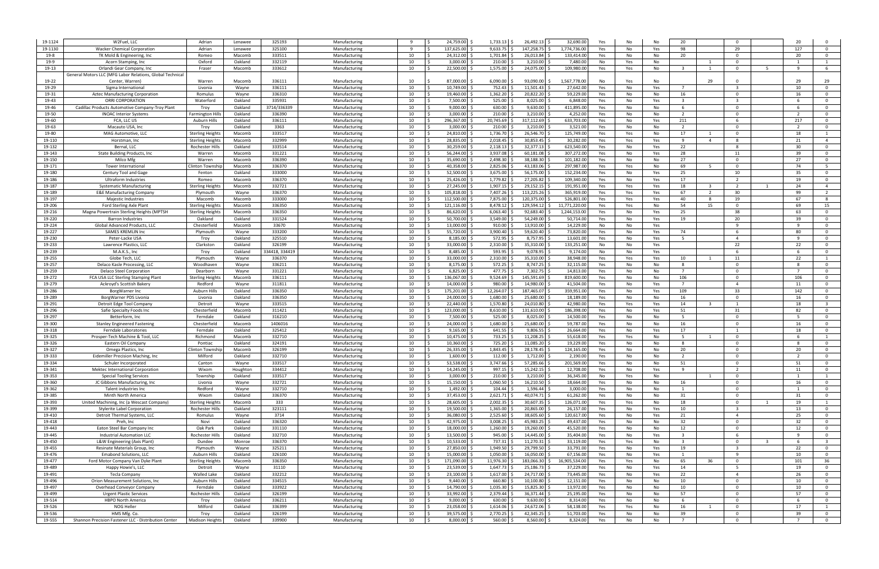| | | | | | | | | | | | | | | | | | | | |
|---|---|---|---|---|---|---|---|---|---|---|---|---|---|---|---|---|---|---|---|
| 19-1124 | W2Fuel, LLC | Adrian | Lenawee | 325193 | Manufacturing | 9 | $ 24,759.00 | $ 1,733.13 | $ 26,492.13 | $ 32,690.00 | Yes | No | No | 20 | | 0 | | 20 | 0 |
| 19-1130 | Wacker Chemical Corporation | Adrian | Lenawee | 325100 | Manufacturing | 9 | $ 137,625.00 | $ 9,633.75 | $ 147,258.75 | $ 1,774,736.00 | Yes | No | Yes | 98 | | 29 | | 127 | 0 |
| 19-8 | TK Mold & Engineering, Inc | Romeo | Macomb | 333511 | Manufacturing | 10 | $ 24,312.00 | $ 1,701.84 | $ 26,013.84 | $ 133,414.00 | Yes | No | No | 20 | | 0 | | 20 | 0 |
| 19-9 | Acorn Stamping, Inc | Oxford | Oakland | 332119 | Manufacturing | 10 | $ 3,000.00 | $ 210.00 | $ 3,210.00 | $ 7,480.00 | No | Yes | No | | 1 | 0 | | 1 | 1 |
| 19-13 | Orlandi Gear Company, Inc | Fraser | Macomb | 333612 | Manufacturing | 10 | $ 22,500.00 | $ 1,575.00 | $ 24,075.00 | $ 109,980.00 | Yes | Yes | No | 3 | 1 | 0 | 5 | 9 | 6 |
| 19-22 | General Motors LLC (MFG Labor Relations, Global Technical Center, Warren) | Warren | Macomb | 336111 | Manufacturing | 10 | $ 87,000.00 | $ 6,090.00 | $ 93,090.00 | $ 1,567,778.00 | No | Yes | No | | 29 | 0 | | 29 | 29 |
| 19-29 | Sigma International | Livonia | Wayne | 336111 | Manufacturing | 10 | $ 10,749.00 | $ 752.43 | $ 11,501.43 | $ 27,642.00 | Yes | No | Yes | 7 | | 3 | | 10 | 0 |
| 19-31 | Aztec Manufacturing Corporation | Romulus | Wayne | 336310 | Manufacturing | 10 | $ 19,460.00 | $ 1,362.20 | $ 20,822.20 | $ 59,229.00 | Yes | No | No | 16 | | 0 | | 16 | 0 |
| 19-43 | ORRI CORPORATION | Waterford | Oakland | 335931 | Manufacturing | 10 | $ 7,500.00 | $ 525.00 | $ 8,025.00 | $ 6,848.00 | Yes | No | Yes | 3 | | 3 | | 6 | 0 |
| 19-46 | Cadillac Products Automotive Company-Troy Plant | Troy | Oakland | 3714/336339 | Manufacturing | 10 | $ 9,000.00 | $ 630.00 | $ 9,630.00 | $ 411,895.00 | Yes | No | No | 6 | | 0 | | 6 | 0 |
| 19-50 | INOAC Interior Systems | Farmington Hills | Oakland | 336390 | Manufacturing | 10 | $ 3,000.00 | $ 210.00 | $ 3,210.00 | $ 4,252.00 | Yes | No | No | 2 | | 0 | | 2 | 0 |
| 19-60 | FCA, LLC US | Auburn Hills | Oakland | 336111 | Manufacturing | 10 | $ 296,367.00 | $ 20,745.69 | $ 317,112.69 | $ 633,703.00 | Yes | No | Yes | 211 | | 6 | | 217 | 0 |
| 19-63 | Macauto USA, Inc | Troy | Oakland | 3363 | Manufacturing | 10 | $ 3,000.00 | $ 210.00 | $ 3,210.00 | $ 3,521.00 | Yes | No | No | 2 | | 0 | | 2 | 0 |
| 19-80 | MAG Automotive, LLC | Sterling Heights | Macomb | 333517 | Manufacturing | 10 | $ 24,810.00 | $ 1,736.70 | $ 26,546.70 | $ 125,749.00 | Yes | Yes | No | 17 | 1 | 0 | | 18 | 1 |
| 19-110 | Horstman, Inc | Sterling Heights | Macomb | 332999 | Manufacturing | 10 | $ 28,835.00 | $ 2,018.45 | $ 30,853.45 | $ 30,282.00 | Yes | Yes | Yes | 9 | 4 | 8 | | 21 | 4 |
| 19-132 | Bernal, LLC | Rochester Hills | Oakland | 333514 | Manufacturing | 10 | $ 30,259.00 | $ 2,118.13 | $ 32,377.13 | $ 623,540.00 | Yes | No | Yes | 22 | | 8 | | 30 | 0 |
| 19-143 | State Building Products, Inc | Warren | Macomb | 331221 | Manufacturing | 10 | $ 56,244.00 | $ 3,937.08 | $ 60,181.08 | $ 307,272.00 | Yes | No | Yes | 28 | | 11 | | 39 | 0 |
| 19-150 | Milco Mfg | Warren | Macomb | 336390 | Manufacturing | 10 | $ 35,690.00 | $ 2,498.30 | $ 38,188.30 | $ 101,182.00 | Yes | No | No | 27 | | 0 | | 27 | 0 |
| 19-171 | Tower International | Clinton Township | Macomb | 336370 | Manufacturing | 10 | $ 40,358.00 | $ 2,825.06 | $ 43,183.06 | $ 297,987.00 | Yes | Yes | No | 69 | 5 | 0 | | 74 | 5 |
| 19-180 | Century Tool and Gage | Fenton | Oakland | 333000 | Manufacturing | 10 | $ 52,500.00 | $ 3,675.00 | $ 56,175.00 | $ 152,234.00 | Yes | No | Yes | 25 | | 10 | | 35 | 0 |
| 19-186 | Ultraform Industries | Romeo | Macomb | 336370 | Manufacturing | 10 | $ 25,426.00 | $ 1,779.82 | $ 27,205.82 | $ 109,340.00 | Yes | No | Yes | 17 | | 2 | | 19 | 0 |
| 19-187 | Systematic Manufacturing | Sterling Heights | Macomb | 332721 | Manufacturing | 10 | $ 27,245.00 | $ 1,907.15 | $ 29,152.15 | $ 191,951.00 | Yes | Yes | Yes | 18 | 3 | 2 | 1 | 24 | 4 |
| 19-189 | E&E Manufacturing Company | Plymouth | Wayne | 336370 | Manufacturing | 10 | $ 105,818.00 | $ 7,407.26 | $ 113,225.26 | $ 365,919.00 | Yes | Yes | Yes | 67 | 2 | 30 | | 99 | 2 |
| 19-197 | Majestic Industries | Macomb | Macomb | 333000 | Manufacturing | 10 | $ 112,500.00 | $ 7,875.00 | $ 120,375.00 | $ 526,801.00 | Yes | Yes | Yes | 40 | 8 | 19 | | 67 | 8 |
| 19-206 | Ford Sterling Axle Plant | Sterling Heights | Macomb | 336350 | Manufacturing | 10 | $ 121,116.00 | $ 8,478.12 | $ 129,594.12 | $ 11,771,220.00 | Yes | Yes | No | 54 | 15 | 0 | | 69 | 15 |
| 19-216 | Magna Powertrain Sterling Heights (MPTSH | Sterling Heights | Macomb | 336350 | Manufacturing | 10 | $ 86,620.00 | $ 6,063.40 | $ 92,683.40 | $ 1,244,153.00 | Yes | No | Yes | 25 | | 38 | | 63 | 0 |
| 19-220 | Barron Industries | Oakland | Oakland | 331524 | Manufacturing | 10 | $ 50,700.00 | $ 3,549.00 | $ 54,249.00 | $ 50,714.00 | Yes | No | Yes | 19 | | 20 | | 39 | 0 |
| 19-224 | Global Advanced Products, LLC | Chesterfield | Macomb | 33670 | Manufacturing | 10 | $ 13,000.00 | $ 910.00 | $ 13,910.00 | $ 14,229.00 | No | No | Yes | | | 9 | | 9 | 0 |
| 19-227 | SAMES KREMLIN Inc | Plymouth | Wayne | 333200 | Manufacturing | 10 | $ 55,720.00 | $ 3,900.40 | $ 59,620.40 | $ 73,820.00 | Yes | No | Yes | 74 | | 6 | | 80 | 0 |
| 19-230 | Peter-Lacke USA | Troy | Oakland | 325510 | Manufacturing | 10 | $ 8,185.00 | $ 572.95 | $ 8,757.95 | $ 13,601.00 | Yes | No | Yes | 5 | | 4 | | 9 | 0 |
| 19-233 | Lawrence Plastics, LLC | Clarkston | Oakland | 326199 | Manufacturing | 10 | $ 33,000.00 | $ 2,310.00 | $ 35,310.00 | $ 133,251.00 | No | No | Yes | | | 22 | | 22 | 0 |
| 19-239 | M.A.K.S., Inc | Troy | Oakland | 334418, 334419 | Manufacturing | 10 | $ 8,485.00 | $ 593.95 | $ 9,078.95 | $ 9,174.00 | No | No | Yes | | | 6 | | 6 | 0 |
| 19-255 | Globe Tech, LLC | Plymouth | Wayne | 336370 | Manufacturing | 10 | $ 33,000.00 | $ 2,310.00 | $ 35,310.00 | $ 38,948.00 | Yes | Yes | Yes | 10 | 1 | 11 | | 22 | 1 |
| 19-257 | Delaco Kasle Processing, LLC | Woodhaven | Wayne | 336211 | Manufacturing | 10 | $ 8,175.00 | $ 572.25 | $ 8,747.25 | $ 32,115.00 | Yes | No | No | 8 | | 0 | | 8 | 0 |
| 19-259 | Delaco Steel Corporation | Dearborn | Wayne | 331221 | Manufacturing | 10 | $ 6,825.00 | $ 477.75 | $ 7,302.75 | $ 14,813.00 | Yes | No | No | 7 | | 0 | | 7 | 0 |
| 19-272 | FCA USA LLC Sterling Stamping Plant | Sterling Heights | Macomb | 336111 | Manufacturing | 10 | $ 136,067.00 | $ 9,524.69 | $ 145,591.69 | $ 819,600.00 | Yes | No | No | 106 | | 0 | | 106 | 0 |
| 19-279 | Ackroyd's Scottish Bakery | Redford | Wayne | 311811 | Manufacturing | 10 | $ 14,000.00 | $ 980.00 | $ 14,980.00 | $ 41,504.00 | Yes | No | Yes | 7 | | 4 | | 11 | 0 |
| 19-286 | BorgWarner Inc | Auburn Hills | Oakland | 336350 | Manufacturing | 10 | $ 175,201.00 | $ 12,264.07 | $ 187,465.07 | $ 359,951.00 | Yes | No | Yes | 109 | | 33 | | 142 | 0 |
| 19-289 | BorgWarner PDS Livonia | Livonia | Oakland | 336350 | Manufacturing | 10 | $ 24,000.00 | $ 1,680.00 | $ 25,680.00 | $ 18,189.00 | Yes | No | No | 16 | | 0 | | 16 | 0 |
| 19-291 | Detroit Edge Tool Company | Detroit | Wayne | 333515 | Manufacturing | 10 | $ 22,440.00 | $ 1,570.80 | $ 24,010.80 | $ 42,980.00 | Yes | Yes | Yes | 14 | 3 | 1 | | 18 | 3 |
| 19-296 | Safie Specialty Foods Inc | Chesterfield | Macomb | 311421 | Manufacturing | 10 | $ 123,000.00 | $ 8,610.00 | $ 131,610.00 | $ 186,398.00 | Yes | No | Yes | 51 | | 31 | | 82 | 0 |
| 19-297 | Betterform, Inc | Ferndale | Oakland | 316210 | Manufacturing | 10 | $ 7,500.00 | $ 525.00 | $ 8,025.00 | $ 14,500.00 | Yes | No | No | 5 | | 0 | | 5 | 0 |
| 19-300 | Stanley Engineered Fastening | Chesterfield | Macomb | 1406016 | Manufacturing | 10 | $ 24,000.00 | $ 1,680.00 | $ 25,680.00 | $ 59,787.00 | Yes | No | No | 16 | | 0 | | 16 | 0 |
| 19-318 | Ferndale Laboratories | Ferndale | Oakland | 325412 | Manufacturing | 10 | $ 9,165.00 | $ 641.55 | $ 9,806.55 | $ 26,664.00 | Yes | No | Yes | 17 | | 1 | | 18 | 0 |
| 19-325 | Prosper-Tech Machine & Tool, LLC | Richmond | Macomb | 332710 | Manufacturing | 10 | $ 10,475.00 | $ 733.25 | $ 11,208.25 | $ 55,618.00 | Yes | Yes | No | 5 | 1 | 0 | | 6 | 1 |
| 19-326 | Eastern Oil Company | Pontiac | Oakland | 324191 | Manufacturing | 10 | $ 10,360.00 | $ 725.20 | $ 11,085.20 | $ 19,229.00 | Yes | No | No | 8 | | 0 | | 8 | 0 |
| 19-327 | Omega Plastics, Inc | Clinton Township | Macomb | 326199 | Manufacturing | 10 | $ 26,335.00 | $ 1,843.45 | $ 28,178.45 | $ 124,165.00 | Yes | No | No | 20 | | 0 | | 20 | 0 |
| 19-333 | Eidemiller Precision Maching, Inc | Milford | Oakland | 332710 | Manufacturing | 10 | $ 1,600.00 | $ 112.00 | $ 1,712.00 | $ 2,190.00 | Yes | No | No | 2 | | 0 | | 2 | 0 |
| 19-334 | Schuler Incorporated | Canton | Wayne | 333517 | Manufacturing | 10 | $ 53,538.00 | $ 3,747.66 | $ 57,285.66 | $ 201,569.00 | Yes | No | No | 51 | | 0 | | 51 | 0 |
| 19-341 | Mektec International Corporation | Wixom | Houghton | 334412 | Manufacturing | 10 | $ 14,245.00 | $ 997.15 | $ 15,242.15 | $ 12,708.00 | Yes | No | Yes | 9 | | 2 | | 11 | 0 |
| 19-353 | Special Tooling Services | Township | Oakland | 333517 | Manufacturing | 10 | $ 3,000.00 | $ 210.00 | $ 3,210.00 | $ 36,345.00 | No | Yes | No | | 1 | 0 | | 1 | 1 |
| 19-360 | JC Gibbons Manufacturing, Inc | Livonia | Wayne | 332721 | Manufacturing | 10 | $ 15,150.00 | $ 1,060.50 | $ 16,210.50 | $ 18,664.00 | Yes | No | No | 16 | | 0 | | 16 | 0 |
| 19-362 | Talent industries Inc | Redford | Wayne | 332710 | Manufacturing | 10 | $ 1,492.00 | $ 104.44 | $ 1,596.44 | $ 3,000.00 | Yes | No | No | 1 | | 0 | | 1 | 0 |
| 19-385 | Minth North America | Wixom | Oakland | 336370 | Manufacturing | 10 | $ 37,453.00 | $ 2,621.71 | $ 40,074.71 | $ 61,262.00 | Yes | No | No | 31 | | 0 | | 31 | 0 |
| 19-393 | United Machining, Inc (a Wescast Company) | Sterling Heights | Macomb | 333 | Manufacturing | 10 | $ 28,605.00 | $ 2,002.35 | $ 30,607.35 | $ 126,071.00 | Yes | Yes | No | 18 | | 0 | 1 | 19 | 1 |
| 19-399 | Stylerite Label Corporation | Rochester Hills | Oakland | 323111 | Manufacturing | 10 | $ 19,500.00 | $ 1,365.00 | $ 20,865.00 | $ 26,157.00 | Yes | No | Yes | 10 | | 3 | | 13 | 0 |
| 19-410 | Detroit Thermal Systems, LLC | Romulus | Wayne | 3714 | Manufacturing | 10 | $ 36,080.00 | $ 2,525.60 | $ 38,605.60 | $ 120,617.00 | Yes | No | Yes | 21 | | 4 | | 25 | 0 |
| 19-418 | Preh, Inc | Novi | Oakland | 336320 | Manufacturing | 10 | $ 42,975.00 | $ 3,008.25 | $ 45,983.25 | $ 49,437.00 | Yes | No | No | 32 | | 0 | | 32 | 0 |
| 19-443 | Eaton Steel Bar Company Inc | Oak Park | Oakland | 331110 | Manufacturing | 10 | $ 18,000.00 | $ 1,260.00 | $ 19,260.00 | $ 45,520.00 | Yes | No | No | 12 | | 0 | | 12 | 0 |
| 19-445 | Industrial Automation LLC | Rochester Hills | Oakland | 332710 | Manufacturing | 10 | $ 13,500.00 | $ 945.00 | $ 14,445.00 | $ 35,404.00 | Yes | No | Yes | 3 | | 6 | | 9 | 0 |
| 19-450 | L&W Engineering (Axis Plant) | Dundee | Monroe | 336370 | Manufacturing | 10 | $ 10,533.00 | $ 737.31 | $ 11,270.31 | $ 33,119.00 | Yes | Yes | No | 3 | | 0 | 3 | 6 | 3 |
| 19-455 | Resinate Materials Group, Inc | Plymouth | Wayne | 325211 | Manufacturing | 10 | $ 27,850.00 | $ 1,949.50 | $ 29,799.50 | $ 33,791.00 | Yes | No | Yes | 19 | | 3 | | 22 | 0 |
| 19-476 | Emabond Solutions, LLC | Auburn Hills | Oakland | 326100 | Manufacturing | 10 | $ 15,000.00 | $ 1,050.00 | $ 16,050.00 | $ 67,156.00 | Yes | No | Yes | 1 | | 9 | | 10 | 0 |
| 19-477 | Ford Motor Company Van Dyke Plant | Sterling Heights | Macomb | 336350 | Manufacturing | 10 | $ 171,090.00 | $ 11,976.30 | $ 183,066.30 | $ 16,905,534.00 | Yes | Yes | No | 65 | 36 | 0 | | 101 | 36 |
| 19-489 | Happy Howie's, LLC | Detroit | Wayne | 31110 | Manufacturing | 10 | $ 23,539.00 | $ 1,647.73 | $ 25,186.73 | $ 37,229.00 | Yes | No | Yes | 14 | | 5 | | 19 | 0 |
| 19-491 | Tecla Company | Walled Lake | Oakland | 332212 | Manufacturing | 10 | $ 23,100.00 | $ 1,617.00 | $ 24,717.00 | $ 73,445.00 | Yes | No | Yes | 22 | | 4 | | 26 | 0 |
| 19-496 | Orion Measurement Solutions, Inc | Auburn Hills | Oakland | 334515 | Manufacturing | 10 | $ 9,440.00 | $ 660.80 | $ 10,100.80 | $ 12,151.00 | Yes | No | No | 10 | | 0 | | 10 | 0 |
| 19-497 | Overhead Conveyor Company | Ferndale | Oakland | 333922 | Manufacturing | 10 | $ 14,790.00 | $ 1,035.30 | $ 15,825.30 | $ 13,972.00 | Yes | No | No | 10 | | 0 | | 10 | 0 |
| 19-499 | Urgent Plastic Services | Rochester Hills | Oakland | 326199 | Manufacturing | 10 | $ 33,992.00 | $ 2,379.44 | $ 36,371.44 | $ 25,195.00 | Yes | No | No | 57 | | 0 | | 57 | 0 |
| 19-514 | HBPO North America | Troy | Oakland | 336211 | Manufacturing | 10 | $ 9,000.00 | $ 630.00 | $ 9,630.00 | $ 8,314.00 | Yes | No | No | 6 | | 0 | | 6 | 0 |
| 19-526 | NOG Heller | Milford | Oakland | 336399 | Manufacturing | 10 | $ 23,058.00 | $ 1,614.06 | $ 24,672.06 | $ 58,138.00 | Yes | Yes | No | 16 | 1 | 0 | | 17 | 1 |
| 19-536 | HMS Mfg. Co. | Troy | Oakland | 326199 | Manufacturing | 10 | $ 39,575.00 | $ 2,770.25 | $ 42,345.25 | $ 51,703.00 | Yes | No | No | 39 | | 0 | | 39 | 0 |
| 19-555 | Shannon Precision Fastener LLC - Distribution Center | Madison Heights | Oakland | 339900 | Manufacturing | 10 | $ 8,000.00 | $ 560.00 | $ 8,560.00 | $ 8,324.00 | Yes | No | No | 7 | | 0 | | 7 | 0 |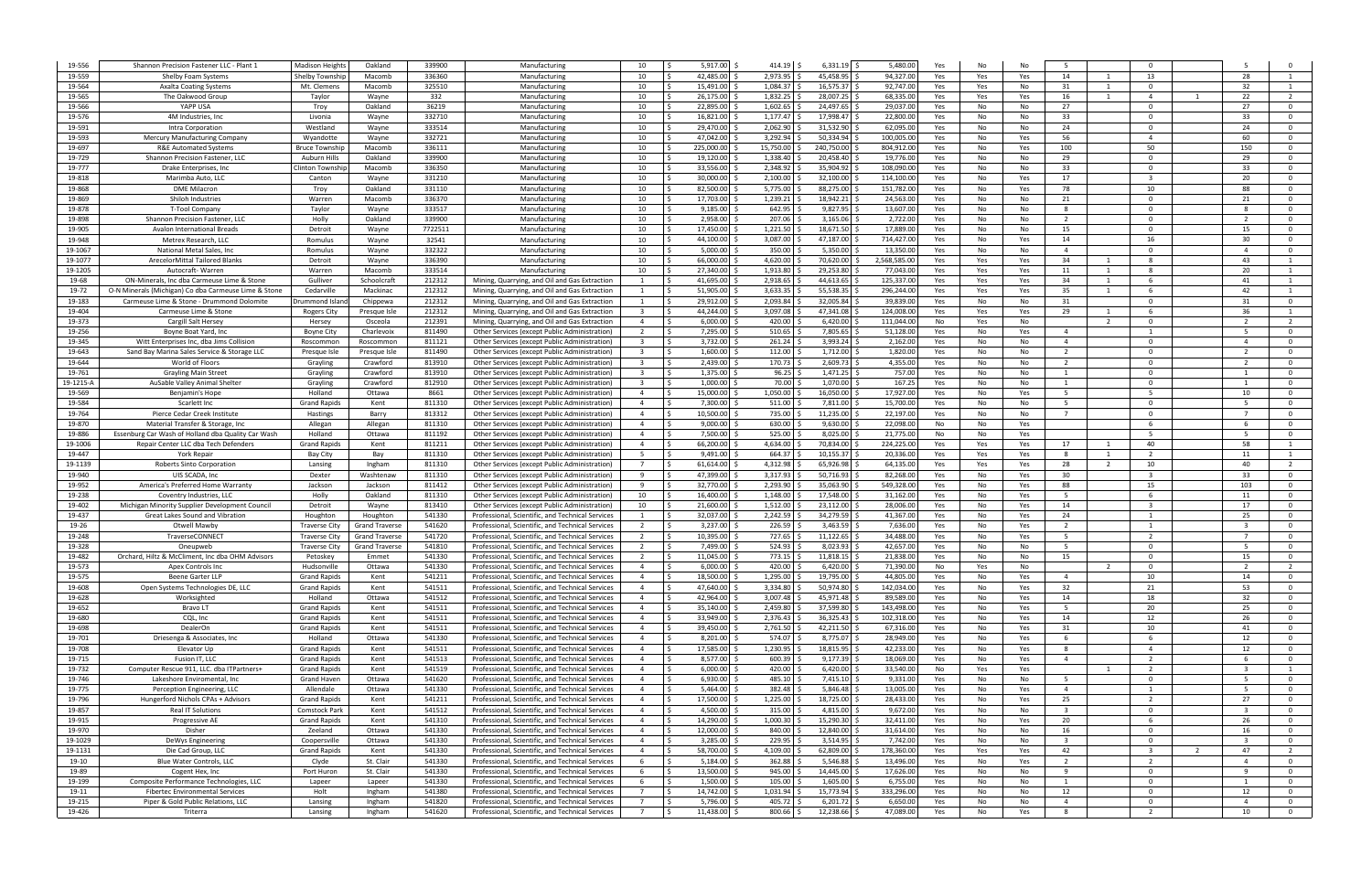| | | | | | | | | | | | | | | | | | | | |
|---|---|---|---|---|---|---|---|---|---|---|---|---|---|---|---|---|---|---|---|
| 19-556 | Shannon Precision Fastener LLC - Plant 1 | Madison Heights | Oakland | 339900 | Manufacturing | 10 | $ 5,917.00 | $ 414.19 | $ 6,331.19 | $ 5,480.00 | Yes | No | No | 5 | | 0 | | 5 | 0 |
| 19-559 | Shelby Foam Systems | Shelby Township | Macomb | 336360 | Manufacturing | 10 | $ 42,485.00 | $ 2,973.95 | $ 45,458.95 | $ 94,327.00 | Yes | Yes | Yes | 14 | 1 | 13 | | 28 | 1 |
| 19-564 | Axalta Coating Systems | Mt. Clemens | Macomb | 325510 | Manufacturing | 10 | $ 15,491.00 | $ 1,084.37 | $ 16,575.37 | $ 92,747.00 | Yes | Yes | No | 31 | 1 | 0 | | 32 | 1 |
| 19-565 | The Oakwood Group | Taylor | Wayne | 332 | Manufacturing | 10 | $ 26,175.00 | $ 1,832.25 | $ 28,007.25 | $ 68,335.00 | Yes | Yes | Yes | 16 | 1 | 4 | 1 | 22 | 2 |
| 19-566 | YAPP USA | Troy | Oakland | 36219 | Manufacturing | 10 | $ 22,895.00 | $ 1,602.65 | $ 24,497.65 | $ 29,037.00 | Yes | No | No | 27 | | 0 | | 27 | 0 |
| 19-576 | 4M Industries, Inc | Livonia | Wayne | 332710 | Manufacturing | 10 | $ 16,821.00 | $ 1,177.47 | $ 17,998.47 | $ 22,800.00 | Yes | No | No | 33 | | 0 | | 33 | 0 |
| 19-591 | Intra Corporation | Westland | Wayne | 333514 | Manufacturing | 10 | $ 29,470.00 | $ 2,062.90 | $ 31,532.90 | $ 62,095.00 | Yes | No | No | 24 | | 0 | | 24 | 0 |
| 19-593 | Mercury Manufacturing Company | Wyandotte | Wayne | 332721 | Manufacturing | 10 | $ 47,042.00 | $ 3,292.94 | $ 50,334.94 | $ 100,005.00 | Yes | No | Yes | 56 | | 4 | | 60 | 0 |
| 19-697 | R&E Automated Systems | Bruce Township | Macomb | 336111 | Manufacturing | 10 | $ 225,000.00 | $ 15,750.00 | $ 240,750.00 | $ 804,912.00 | Yes | No | Yes | 100 | | 50 | | 150 | 0 |
| 19-729 | Shannon Precision Fastener, LLC | Auburn Hills | Oakland | 339900 | Manufacturing | 10 | $ 19,120.00 | $ 1,338.40 | $ 20,458.40 | $ 19,776.00 | Yes | No | No | 29 | | 0 | | 29 | 0 |
| 19-777 | Drake Enterprises, Inc | Clinton Township | Macomb | 336350 | Manufacturing | 10 | $ 33,556.00 | $ 2,348.92 | $ 35,904.92 | $ 108,090.00 | Yes | No | No | 33 | | 0 | | 33 | 0 |
| 19-818 | Marimba Auto, LLC | Canton | Wayne | 331210 | Manufacturing | 10 | $ 30,000.00 | $ 2,100.00 | $ 32,100.00 | $ 114,100.00 | Yes | No | Yes | 17 | | 3 | | 20 | 0 |
| 19-868 | DME Milacron | Troy | Oakland | 331110 | Manufacturing | 10 | $ 82,500.00 | $ 5,775.00 | $ 88,275.00 | $ 151,782.00 | Yes | No | Yes | 78 | | 10 | | 88 | 0 |
| 19-869 | Shiloh Industries | Warren | Macomb | 336370 | Manufacturing | 10 | $ 17,703.00 | $ 1,239.21 | $ 18,942.21 | $ 24,563.00 | Yes | No | No | 21 | | 0 | | 21 | 0 |
| 19-878 | T-Tool Company | Taylor | Wayne | 333517 | Manufacturing | 10 | $ 9,185.00 | $ 642.95 | $ 9,827.95 | $ 13,607.00 | Yes | No | No | 8 | | 0 | | 8 | 0 |
| 19-898 | Shannon Precision Fastener, LLC | Holly | Oakland | 339900 | Manufacturing | 10 | $ 2,958.00 | $ 207.06 | $ 3,165.06 | $ 2,722.00 | Yes | No | No | 2 | | 0 | | 2 | 0 |
| 19-905 | Avalon International Breads | Detroit | Wayne | 7722511 | Manufacturing | 10 | $ 17,450.00 | $ 1,221.50 | $ 18,671.50 | $ 17,889.00 | Yes | No | No | 15 | | 0 | | 15 | 0 |
| 19-948 | Metrex Research, LLC | Romulus | Wayne | 32541 | Manufacturing | 10 | $ 44,100.00 | $ 3,087.00 | $ 47,187.00 | $ 714,427.00 | Yes | No | Yes | 14 | | 16 | | 30 | 0 |
| 19-1067 | National Metal Sales, Inc | Romulus | Wayne | 332322 | Manufacturing | 10 | $ 5,000.00 | $ 350.00 | $ 5,350.00 | $ 13,350.00 | Yes | No | No | 4 | | 0 | | 4 | 0 |
| 19-1077 | ArecelorMittal Tailored Blanks | Detroit | Wayne | 336390 | Manufacturing | 10 | $ 66,000.00 | $ 4,620.00 | $ 70,620.00 | $ 2,568,585.00 | Yes | Yes | Yes | 34 | 1 | 8 | | 43 | 1 |
| 19-1205 | Autocraft- Warren | Warren | Macomb | 333514 | Manufacturing | 10 | $ 27,340.00 | $ 1,913.80 | $ 29,253.80 | $ 77,043.00 | Yes | Yes | Yes | 11 | 1 | 8 | | 20 | 1 |
| 19-68 | ON-Minerals, Inc dba Carmeuse Lime & Stone | Gulliver | Schoolcraft | 212312 | Mining, Quarrying, and Oil and Gas Extraction | 1 | $ 41,695.00 | $ 2,918.65 | $ 44,613.65 | $ 125,337.00 | Yes | Yes | Yes | 34 | 1 | 6 | | 41 | 1 |
| 19-72 | O-N Minerals (Michigan) Co dba Carmeuse Lime & Stone | Cedarville | Mackinac | 212312 | Mining, Quarrying, and Oil and Gas Extraction | 1 | $ 51,905.00 | $ 3,633.35 | $ 55,538.35 | $ 296,244.00 | Yes | Yes | Yes | 35 | 1 | 6 | | 42 | 1 |
| 19-183 | Carmeuse Lime & Stone - Drummond Dolomite | Drummond Island | Chippewa | 212312 | Mining, Quarrying, and Oil and Gas Extraction | 1 | $ 29,912.00 | $ 2,093.84 | $ 32,005.84 | $ 39,839.00 | Yes | No | No | 31 | | 0 | | 31 | 0 |
| 19-404 | Carmeuse Lime & Stone | Rogers City | Presque Isle | 212312 | Mining, Quarrying, and Oil and Gas Extraction | 3 | $ 44,244.00 | $ 3,097.08 | $ 47,341.08 | $ 124,008.00 | Yes | Yes | Yes | 29 | 1 | 6 | | 36 | 1 |
| 19-373 | Cargill Salt Hersey | Hersey | Osceola | 212391 | Mining, Quarrying, and Oil and Gas Extraction | 4 | $ 6,000.00 | $ 420.00 | $ 6,420.00 | $ 111,044.00 | No | Yes | No | | 2 | 0 | | 2 | 2 |
| 19-256 | Boyne Boat Yard, Inc | Boyne City | Charlevoix | 811490 | Other Services (except Public Administration) | 2 | $ 7,295.00 | $ 510.65 | $ 7,805.65 | $ 51,128.00 | Yes | No | Yes | 4 | | 1 | | 5 | 0 |
| 19-345 | Witt Enterprises Inc, dba Jims Collision | Roscommon | Roscommon | 811121 | Other Services (except Public Administration) | 3 | $ 3,732.00 | $ 261.24 | $ 3,993.24 | $ 2,162.00 | Yes | No | No | 4 | | 0 | | 4 | 0 |
| 19-643 | Sand Bay Marina Sales Service & Storage LLC | Presque Isle | Presque Isle | 811490 | Other Services (except Public Administration) | 3 | $ 1,600.00 | $ 112.00 | $ 1,712.00 | $ 1,820.00 | Yes | No | No | 2 | | 0 | | 2 | 0 |
| 19-644 | World of Floors | Grayling | Crawford | 813910 | Other Services (except Public Administration) | 3 | $ 2,439.00 | $ 170.73 | $ 2,609.73 | $ 4,355.00 | Yes | No | No | 2 | | 0 | | 2 | 0 |
| 19-761 | Grayling Main Street | Grayling | Crawford | 813910 | Other Services (except Public Administration) | 3 | $ 1,375.00 | $ 96.25 | $ 1,471.25 | $ 757.00 | Yes | No | No | 1 | | 0 | | 1 | 0 |
| 19-1215-A | AuSable Valley Animal Shelter | Grayling | Crawford | 812910 | Other Services (except Public Administration) | 3 | $ 1,000.00 | $ 70.00 | $ 1,070.00 | $ 167.25 | Yes | No | No | 1 | | 0 | | 1 | 0 |
| 19-569 | Benjamin's Hope | Holland | Ottawa | 8661 | Other Services (except Public Administration) | 4 | $ 15,000.00 | $ 1,050.00 | $ 16,050.00 | $ 17,927.00 | Yes | No | Yes | 5 | | 5 | | 10 | 0 |
| 19-584 | Scarlett Inc | Grand Rapids | Kent | 811310 | Other Services (except Public Administration) | 4 | $ 7,300.00 | $ 511.00 | $ 7,811.00 | $ 15,700.00 | Yes | No | No | 5 | | 0 | | 5 | 0 |
| 19-764 | Pierce Cedar Creek Institute | Hastings | Barry | 813312 | Other Services (except Public Administration) | 4 | $ 10,500.00 | $ 735.00 | $ 11,235.00 | $ 22,197.00 | Yes | No | No | 7 | | 0 | | 7 | 0 |
| 19-870 | Material Transfer & Storage, Inc | Allegan | Allegan | 811310 | Other Services (except Public Administration) | 4 | $ 9,000.00 | $ 630.00 | $ 9,630.00 | $ 22,098.00 | No | No | Yes | | | 6 | | 6 | 0 |
| 19-886 | Essenburg Car Wash of Holland dba Quality Car Wash | Holland | Ottawa | 811192 | Other Services (except Public Administration) | 4 | $ 7,500.00 | $ 525.00 | $ 8,025.00 | $ 21,775.00 | No | No | Yes | | | 5 | | 5 | 0 |
| 19-1006 | Repair Center LLC dba Tech Defenders | Grand Rapids | Kent | 811211 | Other Services (except Public Administration) | 4 | $ 66,200.00 | $ 4,634.00 | $ 70,834.00 | $ 224,225.00 | Yes | Yes | Yes | 17 | 1 | 40 | | 58 | 1 |
| 19-447 | York Repair | Bay City | Bay | 811310 | Other Services (except Public Administration) | 5 | $ 9,491.00 | $ 664.37 | $ 10,155.37 | $ 20,336.00 | Yes | Yes | Yes | 8 | 1 | 2 | | 11 | 1 |
| 19-1139 | Roberts Sinto Corporation | Lansing | Ingham | 811310 | Other Services (except Public Administration) | 7 | $ 61,614.00 | $ 4,312.98 | $ 65,926.98 | $ 64,135.00 | Yes | Yes | Yes | 28 | 2 | 10 | | 40 | 2 |
| 19-940 | UIS SCADA, Inc | Dexter | Washtenaw | 811310 | Other Services (except Public Administration) | 9 | $ 47,399.00 | $ 3,317.93 | $ 50,716.93 | $ 82,268.00 | Yes | No | Yes | 30 | | 3 | | 33 | 0 |
| 19-952 | America's Preferred Home Warranty | Jackson | Jackson | 811412 | Other Services (except Public Administration) | 9 | $ 32,770.00 | $ 2,293.90 | $ 35,063.90 | $ 549,328.00 | Yes | No | Yes | 88 | | 15 | | 103 | 0 |
| 19-238 | Coventry Industries, LLC | Holly | Oakland | 811310 | Other Services (except Public Administration) | 10 | $ 16,400.00 | $ 1,148.00 | $ 17,548.00 | $ 31,162.00 | Yes | No | Yes | 5 | | 6 | | 11 | 0 |
| 19-402 | Michigan Minority Supplier Development Council | Detroit | Wayne | 813410 | Other Services (except Public Administration) | 10 | $ 21,600.00 | $ 1,512.00 | $ 23,112.00 | $ 28,006.00 | Yes | No | Yes | 14 | | 3 | | 17 | 0 |
| 19-437 | Great Lakes Sound and Vibration | Houghton | Houghton | 541330 | Professional, Scientific, and Technical Services | 1 | $ 32,037.00 | $ 2,242.59 | $ 34,279.59 | $ 41,367.00 | Yes | No | Yes | 24 | | 1 | | 25 | 0 |
| 19-26 | Otwell Mawby | Traverse City | Grand Traverse | 541620 | Professional, Scientific, and Technical Services | 2 | $ 3,237.00 | $ 226.59 | $ 3,463.59 | $ 7,636.00 | Yes | No | Yes | 2 | | 1 | | 3 | 0 |
| 19-248 | TraverseCONNECT | Traverse City | Grand Traverse | 541720 | Professional, Scientific, and Technical Services | 2 | $ 10,395.00 | $ 727.65 | $ 11,122.65 | $ 34,488.00 | Yes | No | Yes | 5 | | 2 | | 7 | 0 |
| 19-328 | Oneupweb | Traverse City | Grand Traverse | 541810 | Professional, Scientific, and Technical Services | 2 | $ 7,499.00 | $ 524.93 | $ 8,023.93 | $ 42,657.00 | Yes | No | No | 5 | | 0 | | 5 | 0 |
| 19-482 | Orchard, Hiltz & McCliment, Inc dba OHM Advisors | Petoskey | Emmet | 541330 | Professional, Scientific, and Technical Services | 2 | $ 11,045.00 | $ 773.15 | $ 11,818.15 | $ 21,838.00 | Yes | No | No | 15 | | 0 | | 15 | 0 |
| 19-573 | Apex Controls Inc | Hudsonville | Ottawa | 541330 | Professional, Scientific, and Technical Services | 4 | $ 6,000.00 | $ 420.00 | $ 6,420.00 | $ 71,390.00 | No | Yes | No | | 2 | 0 | | 2 | 2 |
| 19-575 | Beene Garter LLP | Grand Rapids | Kent | 541211 | Professional, Scientific, and Technical Services | 4 | $ 18,500.00 | $ 1,295.00 | $ 19,795.00 | $ 44,805.00 | Yes | No | Yes | 4 | | 10 | | 14 | 0 |
| 19-608 | Open Systems Technologies DE, LLC | Grand Rapids | Kent | 541511 | Professional, Scientific, and Technical Services | 4 | $ 47,640.00 | $ 3,334.80 | $ 50,974.80 | $ 142,034.00 | Yes | No | Yes | 32 | | 21 | | 53 | 0 |
| 19-628 | Worksighted | Holland | Ottawa | 541512 | Professional, Scientific, and Technical Services | 4 | $ 42,964.00 | $ 3,007.48 | $ 45,971.48 | $ 89,589.00 | Yes | No | Yes | 14 | | 18 | | 32 | 0 |
| 19-652 | Bravo LT | Grand Rapids | Kent | 541511 | Professional, Scientific, and Technical Services | 4 | $ 35,140.00 | $ 2,459.80 | $ 37,599.80 | $ 143,498.00 | Yes | No | Yes | 5 | | 20 | | 25 | 0 |
| 19-680 | CQL, Inc | Grand Rapids | Kent | 541511 | Professional, Scientific, and Technical Services | 4 | $ 33,949.00 | $ 2,376.43 | $ 36,325.43 | $ 102,318.00 | Yes | No | Yes | 14 | | 12 | | 26 | 0 |
| 19-698 | DealerOn | Grand Rapids | Kent | 541511 | Professional, Scientific, and Technical Services | 4 | $ 39,450.00 | $ 2,761.50 | $ 42,211.50 | $ 67,316.00 | Yes | No | Yes | 31 | | 10 | | 41 | 0 |
| 19-701 | Driesenga & Associates, Inc | Holland | Ottawa | 541330 | Professional, Scientific, and Technical Services | 4 | $ 8,201.00 | $ 574.07 | $ 8,775.07 | $ 28,949.00 | Yes | No | Yes | 6 | | 6 | | 12 | 0 |
| 19-708 | Elevator Up | Grand Rapids | Kent | 541511 | Professional, Scientific, and Technical Services | 4 | $ 17,585.00 | $ 1,230.95 | $ 18,815.95 | $ 42,233.00 | Yes | No | Yes | 8 | | 4 | | 12 | 0 |
| 19-715 | Fusion IT, LLC | Grand Rapids | Kent | 541513 | Professional, Scientific, and Technical Services | 4 | $ 8,577.00 | $ 600.39 | $ 9,177.39 | $ 18,069.00 | Yes | No | Yes | 4 | | 2 | | 6 | 0 |
| 19-732 | Computer Rescue 911, LLC. dba ITPartners+ | Grand Rapids | Kent | 541519 | Professional, Scientific, and Technical Services | 4 | $ 6,000.00 | $ 420.00 | $ 6,420.00 | $ 33,540.00 | No | Yes | Yes | | 1 | 2 | | 3 | 1 |
| 19-746 | Lakeshore Enviromental, Inc | Grand Haven | Ottawa | 541620 | Professional, Scientific, and Technical Services | 4 | $ 6,930.00 | $ 485.10 | $ 7,415.10 | $ 9,331.00 | Yes | No | No | 5 | | 0 | | 5 | 0 |
| 19-775 | Perception Engineering, LLC | Allendale | Ottawa | 541330 | Professional, Scientific, and Technical Services | 4 | $ 5,464.00 | $ 382.48 | $ 5,846.48 | $ 13,005.00 | Yes | No | Yes | 4 | | 1 | | 5 | 0 |
| 19-796 | Hungerford Nichols CPAs + Advisors | Grand Rapids | Kent | 541211 | Professional, Scientific, and Technical Services | 4 | $ 17,500.00 | $ 1,225.00 | $ 18,725.00 | $ 28,433.00 | Yes | No | Yes | 25 | | 2 | | 27 | 0 |
| 19-857 | Real IT Solutions | Comstock Park | Kent | 541512 | Professional, Scientific, and Technical Services | 4 | $ 4,500.00 | $ 315.00 | $ 4,815.00 | $ 9,672.00 | Yes | No | No | 3 | | 0 | | 3 | 0 |
| 19-915 | Progressive AE | Grand Rapids | Kent | 541310 | Professional, Scientific, and Technical Services | 4 | $ 14,290.00 | $ 1,000.30 | $ 15,290.30 | $ 32,411.00 | Yes | No | Yes | 20 | | 6 | | 26 | 0 |
| 19-970 | Disher | Zeeland | Ottawa | 541330 | Professional, Scientific, and Technical Services | 4 | $ 12,000.00 | $ 840.00 | $ 12,840.00 | $ 31,614.00 | Yes | No | No | 16 | | 0 | | 16 | 0 |
| 19-1029 | DeWys Engineering | Coopersville | Ottawa | 541330 | Professional, Scientific, and Technical Services | 4 | $ 3,285.00 | $ 229.95 | $ 3,514.95 | $ 7,742.00 | Yes | No | No | 3 | | 0 | | 3 | 0 |
| 19-1131 | Die Cad Group, LLC | Grand Rapids | Kent | 541330 | Professional, Scientific, and Technical Services | 4 | $ 58,700.00 | $ 4,109.00 | $ 62,809.00 | $ 178,360.00 | Yes | Yes | Yes | 42 | | 3 | 2 | 47 | 2 |
| 19-10 | Blue Water Controls, LLC | Clyde | St. Clair | 541330 | Professional, Scientific, and Technical Services | 6 | $ 5,184.00 | $ 362.88 | $ 5,546.88 | $ 13,496.00 | Yes | No | Yes | 2 | | 2 | | 4 | 0 |
| 19-89 | Cogent Hex, Inc | Port Huron | St. Clair | 541330 | Professional, Scientific, and Technical Services | 6 | $ 13,500.00 | $ 945.00 | $ 14,445.00 | $ 17,626.00 | Yes | No | No | 9 | | 0 | | 9 | 0 |
| 19-199 | Composite Performance Technologies, LLC | Lapeer | Lapeer | 541330 | Professional, Scientific, and Technical Services | 6 | $ 1,500.00 | $ 105.00 | $ 1,605.00 | $ 6,755.00 | Yes | No | No | 1 | | 0 | | 1 | 0 |
| 19-11 | Fibertec Environmental Services | Holt | Ingham | 541380 | Professional, Scientific, and Technical Services | 7 | $ 14,742.00 | $ 1,031.94 | $ 15,773.94 | $ 333,296.00 | Yes | No | No | 12 | | 0 | | 12 | 0 |
| 19-215 | Piper & Gold Public Relations, LLC | Lansing | Ingham | 541820 | Professional, Scientific, and Technical Services | 7 | $ 5,796.00 | $ 405.72 | $ 6,201.72 | $ 6,650.00 | Yes | No | No | 4 | | 0 | | 4 | 0 |
| 19-426 | Triterra | Lansing | Ingham | 541620 | Professional, Scientific, and Technical Services | 7 | $ 11,438.00 | $ 800.66 | $ 12,238.66 | $ 47,089.00 | Yes | No | Yes | 8 | | 2 | | 10 | 0 |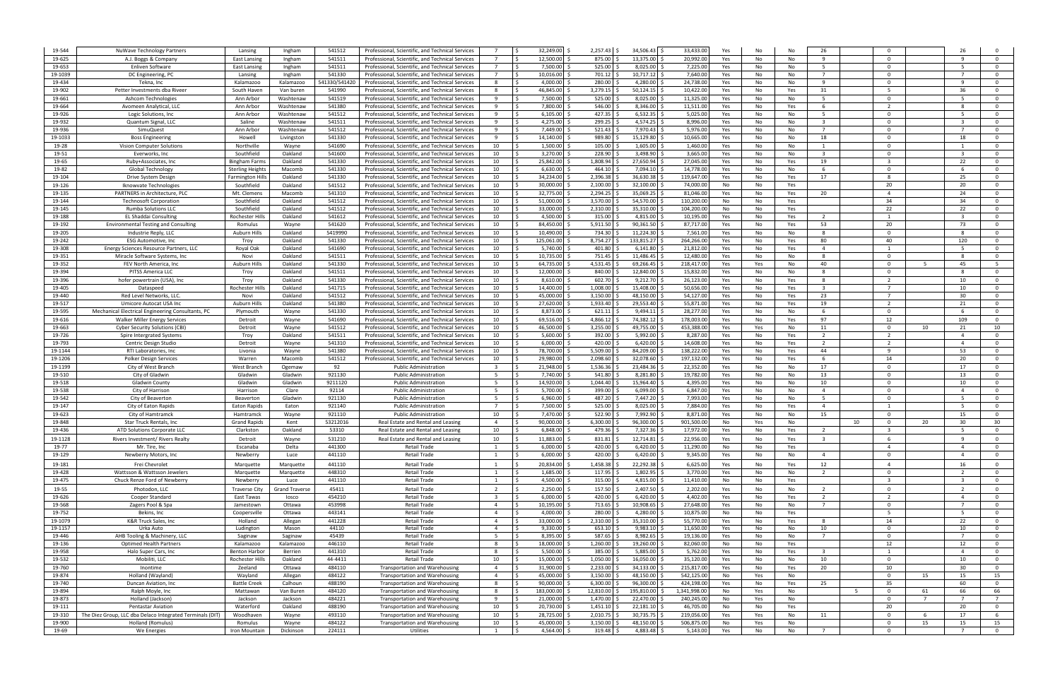| | | | | | | | | | | | | | | | | | | | |
|---|---|---|---|---|---|---|---|---|---|---|---|---|---|---|---|---|---|---|---|
| 19-544 | NuWave Technology Partners | Lansing | Ingham | 541512 | Professional, Scientific, and Technical Services | 7 | $ 32,249.00 | $ 2,257.43 | $ 34,506.43 | $ 33,433.00 | Yes | No | No | 26 | | 0 | | 26 | 0 |
| 19-625 | A.J. Boggs & Company | East Lansing | Ingham | 541511 | Professional, Scientific, and Technical Services | 7 | $ 12,500.00 | $ 875.00 | $ 13,375.00 | $ 20,992.00 | Yes | No | No | 9 | | 0 | | 9 | 0 |
| 19-653 | Enliven Software | East Lansing | Ingham | 541511 | Professional, Scientific, and Technical Services | 7 | $ 7,500.00 | $ 525.00 | $ 8,025.00 | $ 7,225.00 | Yes | No | No | 5 | | 0 | | 5 | 0 |
| 19-1039 | DC Engineering, PC | Lansing | Ingham | 541330 | Professional, Scientific, and Technical Services | 7 | $ 10,016.00 | $ 701.12 | $ 10,717.12 | $ 7,640.00 | Yes | No | No | 7 | | 0 | | 7 | 0 |
| 19-434 | Tekna, Inc | Kalamazoo | Kalamazoo | 541330/541420 | Professional, Scientific, and Technical Services | 8 | $ 4,000.00 | $ 280.00 | $ 4,280.00 | $ 24,738.00 | Yes | No | No | 9 | | 0 | | 9 | 0 |
| 19-902 | Petter Investments dba Riveer | South Haven | Van buren | 541990 | Professional, Scientific, and Technical Services | 8 | $ 46,845.00 | $ 3,279.15 | $ 50,124.15 | $ 10,422.00 | Yes | No | Yes | 31 | | 5 | | 36 | 0 |
| 19-661 | Ashcom Technologies | Ann Arbor | Washtenaw | 541519 | Professional, Scientific, and Technical Services | 9 | $ 7,500.00 | $ 525.00 | $ 8,025.00 | $ 11,325.00 | Yes | No | No | 5 | | 0 | | 5 | 0 |
| 19-664 | Avomeen Analytical, LLC | Ann Arbor | Washtenaw | 541380 | Professional, Scientific, and Technical Services | 9 | $ 7,800.00 | $ 546.00 | $ 8,346.00 | $ 11,511.00 | Yes | No | Yes | 6 | | 2 | | 8 | 0 |
| 19-926 | Logic Solutions, Inc | Ann Arbor | Washtenaw | 541512 | Professional, Scientific, and Technical Services | 9 | $ 6,105.00 | $ 427.35 | $ 6,532.35 | $ 5,025.00 | Yes | No | No | 5 | | 0 | | 5 | 0 |
| 19-932 | Quantum Signal, LLC | Saline | Washtenaw | 541511 | Professional, Scientific, and Technical Services | 9 | $ 4,275.00 | $ 299.25 | $ 4,574.25 | $ 8,996.00 | Yes | No | No | 3 | | 0 | | 3 | 0 |
| 19-936 | SimuQuest | Ann Arbor | Washtenaw | 541512 | Professional, Scientific, and Technical Services | 9 | $ 7,449.00 | $ 521.43 | $ 7,970.43 | $ 5,976.00 | Yes | No | No | 7 | | 0 | | 7 | 0 |
| 19-1033 | Boss Engineering | Howell | Livingston | 541330 | Professional, Scientific, and Technical Services | 9 | $ 14,140.00 | $ 989.80 | $ 15,129.80 | $ 10,665.00 | Yes | No | No | 18 | | 0 | | 18 | 0 |
| 19-28 | Vision Computer Solutions | Northville | Wayne | 541690 | Professional, Scientific, and Technical Services | 10 | $ 1,500.00 | $ 105.00 | $ 1,605.00 | $ 1,460.00 | Yes | No | No | 1 | | 0 | | 1 | 0 |
| 19-51 | Everworks, Inc | Southfield | Oakland | 541600 | Professional, Scientific, and Technical Services | 10 | $ 3,270.00 | $ 228.90 | $ 3,498.90 | $ 3,665.00 | Yes | No | No | 3 | | 0 | | 3 | 0 |
| 19-65 | Ruby+Associates, Inc | Bingham Farms | Oakland | 541330 | Professional, Scientific, and Technical Services | 10 | $ 25,842.00 | $ 1,808.94 | $ 27,650.94 | $ 27,045.00 | Yes | No | Yes | 19 | | 3 | | 22 | 0 |
| 19-82 | Global Technology | Sterling Heights | Macomb | 541330 | Professional, Scientific, and Technical Services | 10 | $ 6,630.00 | $ 464.10 | $ 7,094.10 | $ 14,778.00 | Yes | No | No | 6 | | 0 | | 6 | 0 |
| 19-104 | Drive System Design | Farmington Hills | Oakland | 541330 | Professional, Scientific, and Technical Services | 10 | $ 34,234.00 | $ 2,396.38 | $ 36,630.38 | $ 119,647.00 | Yes | No | Yes | 17 | | 8 | | 25 | 0 |
| 19-126 | Iknowvate Technologies | Southfield | Oakland | 541512 | Professional, Scientific, and Technical Services | 10 | $ 30,000.00 | $ 2,100.00 | $ 32,100.00 | $ 74,000.00 | No | No | Yes | | | 20 | | 20 | 0 |
| 19-135 | PARTNERS in Architecture, PLC | Mt. Clemens | Macomb | 541310 | Professional, Scientific, and Technical Services | 10 | $ 32,775.00 | $ 2,294.25 | $ 35,069.25 | $ 81,046.00 | Yes | No | Yes | 20 | | 4 | | 24 | 0 |
| 19-144 | Technosoft Corporation | Southfield | Oakland | 541512 | Professional, Scientific, and Technical Services | 10 | $ 51,000.00 | $ 3,570.00 | $ 54,570.00 | $ 110,200.00 | No | No | Yes | | | 34 | | 34 | 0 |
| 19-145 | Rumba Solutions LLC | Southfield | Oakland | 541512 | Professional, Scientific, and Technical Services | 10 | $ 33,000.00 | $ 2,310.00 | $ 35,310.00 | $ 104,200.00 | No | No | Yes | | | 22 | | 22 | 0 |
| 19-188 | EL Shaddai Consulting | Rochester Hills | Oakland | 541612 | Professional, Scientific, and Technical Services | 10 | $ 4,500.00 | $ 315.00 | $ 4,815.00 | $ 10,195.00 | Yes | No | Yes | 2 | | 1 | | 3 | 0 |
| 19-192 | Environmental Testing and Consulting | Romulus | Wayne | 541620 | Professional, Scientific, and Technical Services | 10 | $ 84,450.00 | $ 5,911.50 | $ 90,361.50 | $ 87,717.00 | Yes | No | Yes | 53 | | 20 | | 73 | 0 |
| 19-205 | Industrie Reply, LLC | Auburn Hills | Oakland | 5419990 | Professional, Scientific, and Technical Services | 10 | $ 10,490.00 | $ 734.30 | $ 11,224.30 | $ 7,561.00 | Yes | No | No | 8 | | 0 | | 8 | 0 |
| 19-242 | ESG Automotive, Inc | Troy | Oakland | 541330 | Professional, Scientific, and Technical Services | 10 | $ 125,061.00 | $ 8,754.27 | $ 133,815.27 | $ 264,266.00 | Yes | No | Yes | 80 | | 40 | | 120 | 0 |
| 19-308 | Energy Sciences Resource Partners, LLC | Royal Oak | Oakland | 541690 | Professional, Scientific, and Technical Services | 10 | $ 5,740.00 | $ 401.80 | $ 6,141.80 | $ 21,812.00 | Yes | No | Yes | 4 | | 1 | | 5 | 0 |
| 19-351 | Miracle Software Systems, Inc | Novi | Oakland | 541511 | Professional, Scientific, and Technical Services | 10 | $ 10,735.00 | $ 751.45 | $ 11,486.45 | $ 12,480.00 | Yes | No | No | 8 | | 0 | | 8 | 0 |
| 19-352 | FEV North America, Inc | Auburn Hills | Oakland | 541330 | Professional, Scientific, and Technical Services | 10 | $ 64,735.00 | $ 4,531.45 | $ 69,266.45 | $ 218,417.00 | Yes | Yes | No | 40 | | 0 | 5 | 45 | 5 |
| 19-394 | PITSS America LLC | Troy | Oakland | 541511 | Professional, Scientific, and Technical Services | 10 | $ 12,000.00 | $ 840.00 | $ 12,840.00 | $ 15,832.00 | Yes | No | No | 8 | | 0 | | 8 | 0 |
| 19-396 | hofer powertrain (USA), Inc | Troy | Oakland | 541330 | Professional, Scientific, and Technical Services | 10 | $ 8,610.00 | $ 602.70 | $ 9,212.70 | $ 26,123.00 | Yes | No | Yes | 8 | | 2 | | 10 | 0 |
| 19-405 | Dataspeed | Rochester Hills | Oakland | 541715 | Professional, Scientific, and Technical Services | 10 | $ 14,400.00 | $ 1,008.00 | $ 15,408.00 | $ 50,656.00 | Yes | No | Yes | 3 | | 7 | | 10 | 0 |
| 19-440 | Red Level Networks, LLC. | Novi | Oakland | 541512 | Professional, Scientific, and Technical Services | 10 | $ 45,000.00 | $ 3,150.00 | $ 48,150.00 | $ 54,127.00 | Yes | No | Yes | 23 | | 7 | | 30 | 0 |
| 19-517 | Umicore Autocat USA Inc | Auburn Hills | Oakland | 541380 | Professional, Scientific, and Technical Services | 10 | $ 27,620.00 | $ 1,933.40 | $ 29,553.40 | $ 55,871.00 | Yes | No | Yes | 19 | | 2 | | 21 | 0 |
| 19-595 | Mechanical Electrical Engineering Consultants, PC | Plymouth | Wayne | 541330 | Professional, Scientific, and Technical Services | 10 | $ 8,873.00 | $ 621.11 | $ 9,494.11 | $ 28,277.00 | Yes | No | No | 6 | | 0 | | 6 | 0 |
| 19-616 | Walker Miller Energy Services | Detroit | Wayne | 541690 | Professional, Scientific, and Technical Services | 10 | $ 69,516.00 | $ 4,866.12 | $ 74,382.12 | $ 178,003.00 | Yes | No | Yes | 97 | | 12 | | 109 | 0 |
| 19-663 | Cyber Security Solutions (CBI) | Detroit | Wayne | 541512 | Professional, Scientific, and Technical Services | 10 | $ 46,500.00 | $ 3,255.00 | $ 49,755.00 | $ 453,388.00 | Yes | Yes | No | 11 | | 0 | 10 | 21 | 10 |
| 19-726 | Spire Intergrated Systems | Troy | Oakland | 541511 | Professional, Scientific, and Technical Services | 10 | $ 5,600.00 | $ 392.00 | $ 5,992.00 | $ 8,287.00 | Yes | No | Yes | 2 | | 2 | | 4 | 0 |
| 19-793 | Centric Design Studio | Detroit | Wayne | 541310 | Professional, Scientific, and Technical Services | 10 | $ 6,000.00 | $ 420.00 | $ 6,420.00 | $ 14,608.00 | Yes | No | Yes | 2 | | 2 | | 4 | 0 |
| 19-1144 | RTI Laboratories, Inc | Livonia | Wayne | 541380 | Professional, Scientific, and Technical Services | 10 | $ 78,700.00 | $ 5,509.00 | $ 84,209.00 | $ 138,222.00 | Yes | No | Yes | 44 | | 9 | | 53 | 0 |
| 19-1206 | Polker Design Services | Warren | Macomb | 541512 | Professional, Scientific, and Technical Services | 10 | $ 29,980.00 | $ 2,098.60 | $ 32,078.60 | $ 197,132.00 | Yes | No | Yes | 6 | | 14 | | 20 | 0 |
| 19-1199 | City of West Branch | West Branch | Ogemaw | 92 | Public Administration | 3 | $ 21,948.00 | $ 1,536.36 | $ 23,484.36 | $ 22,352.00 | Yes | No | No | 17 | | 0 | | 17 | 0 |
| 19-510 | City of Gladwin | Gladwin | Gladwin | 921130 | Public Administration | 5 | $ 7,740.00 | $ 541.80 | $ 8,281.80 | $ 19,782.00 | Yes | No | No | 13 | | 0 | | 13 | 0 |
| 19-518 | Gladwin County | Gladwin | Gladwin | 9211120 | Public Administration | 5 | $ 14,920.00 | $ 1,044.40 | $ 15,964.40 | $ 4,395.00 | Yes | No | No | 10 | | 0 | | 10 | 0 |
| 19-538 | City of Harrison | Harrison | Clare | 92114 | Public Administration | 5 | $ 5,700.00 | $ 399.00 | $ 6,099.00 | $ 6,847.00 | Yes | No | No | 4 | | 0 | | 4 | 0 |
| 19-542 | City of Beaverton | Beaverton | Gladwin | 921130 | Public Administration | 5 | $ 6,960.00 | $ 487.20 | $ 7,447.20 | $ 7,993.00 | Yes | No | No | 5 | | 0 | | 5 | 0 |
| 19-147 | City of Eaton Rapids | Eaton Rapids | Eaton | 921140 | Public Administration | 7 | $ 7,500.00 | $ 525.00 | $ 8,025.00 | $ 7,884.00 | Yes | No | Yes | 4 | | 1 | | 5 | 0 |
| 19-623 | City of Hamtramck | Hamtramck | Wayne | 921110 | Public Administration | 10 | $ 7,470.00 | $ 522.90 | $ 7,992.90 | $ 8,871.00 | Yes | No | No | 15 | | 0 | | 15 | 0 |
| 19-848 | Star Truck Rentals, Inc | Grand Rapids | Kent | 53212016 | Real Estate and Rental and Leasing | 4 | $ 90,000.00 | $ 6,300.00 | $ 96,300.00 | $ 901,500.00 | No | Yes | No | | 10 | 0 | 20 | 30 | 30 |
| 19-436 | ATD Solutions Corporate LLC | Clarkston | Oakland | 53310 | Real Estate and Rental and Leasing | 10 | $ 6,848.00 | $ 479.36 | $ 7,327.36 | $ 17,972.00 | Yes | No | Yes | 2 | | 3 | | 5 | 0 |
| 19-1128 | Rivers Investment/ Rivers Realty | Detroit | Wayne | 531210 | Real Estate and Rental and Leasing | 10 | $ 11,883.00 | $ 831.81 | $ 12,714.81 | $ 22,956.00 | Yes | No | Yes | 3 | | 6 | | 9 | 0 |
| 19-77 | Mr. Tire, Inc | Escanaba | Delta | 441300 | Retail Trade | 1 | $ 6,000.00 | $ 420.00 | $ 6,420.00 | $ 11,290.00 | No | No | Yes | | | 4 | | 4 | 0 |
| 19-129 | Newberry Motors, Inc | Newberry | Luce | 441110 | Retail Trade | 1 | $ 6,000.00 | $ 420.00 | $ 6,420.00 | $ 9,345.00 | Yes | No | No | 4 | | 0 | | 4 | 0 |
| 19-181 | Frei Chevrolet | Marquette | Marquette | 441110 | Retail Trade | 1 | $ 20,834.00 | $ 1,458.38 | $ 22,292.38 | $ 6,625.00 | Yes | No | Yes | 12 | | 4 | | 16 | 0 |
| 19-428 | Wattsson & Wattsson Jewelers | Marquette | Marquette | 448310 | Retail Trade | 1 | $ 1,685.00 | $ 117.95 | $ 1,802.95 | $ 3,770.00 | Yes | No | No | 2 | | 0 | | 2 | 0 |
| 19-475 | Chuck Renze Ford of Newberry | Newberry | Luce | 441110 | Retail Trade | 1 | $ 4,500.00 | $ 315.00 | $ 4,815.00 | $ 11,410.00 | No | No | Yes | | | 3 | | 3 | 0 |
| 19-55 | Photodon, LLC | Traverse City | Grand Traverse | 45411 | Retail Trade | 2 | $ 2,250.00 | $ 157.50 | $ 2,407.50 | $ 2,202.00 | Yes | No | No | 2 | | 0 | | 2 | 0 |
| 19-626 | Cooper Standard | East Tawas | iosco | 454210 | Retail Trade | 3 | $ 6,000.00 | $ 420.00 | $ 6,420.00 | $ 4,402.00 | Yes | No | Yes | 2 | | 2 | | 4 | 0 |
| 19-568 | Zagers Pool & Spa | Jamestown | Ottawa | 453998 | Retail Trade | 4 | $ 10,195.00 | $ 713.65 | $ 10,908.65 | $ 27,648.00 | Yes | No | No | 7 | | 0 | | 7 | 0 |
| 19-752 | Bekins, Inc | Coopersville | Ottawa | 443141 | Retail Trade | 4 | $ 4,000.00 | $ 280.00 | $ 4,280.00 | $ 10,875.00 | No | No | Yes | | | 5 | | 5 | 0 |
| 19-1079 | K&R Truck Sales, Inc | Holland | Allegan | 441228 | Retail Trade | 4 | $ 33,000.00 | $ 2,310.00 | $ 35,310.00 | $ 55,770.00 | Yes | No | Yes | 8 | | 14 | | 22 | 0 |
| 19-1157 | Urka Auto | Ludington | Mason | 44110 | Retail Trade | 4 | $ 9,330.00 | $ 653.10 | $ 9,983.10 | $ 11,650.00 | Yes | No | No | 10 | | 0 | | 10 | 0 |
| 19-446 | AHB Tooling & Machinery, LLC | Saginaw | Saginaw | 45439 | Retail Trade | 5 | $ 8,395.00 | $ 587.65 | $ 8,982.65 | $ 19,136.00 | Yes | No | No | 7 | | 0 | | 7 | 0 |
| 19-136 | Optimed Health Partners | Kalamazoo | Kalamazoo | 446110 | Retail Trade | 8 | $ 18,000.00 | $ 1,260.00 | $ 19,260.00 | $ 82,060.00 | No | No | Yes | | | 12 | | 12 | 0 |
| 19-958 | Halo Super Cars, Inc | Benton Harbor | Berrien | 441310 | Retail Trade | 8 | $ 5,500.00 | $ 385.00 | $ 5,885.00 | $ 5,762.00 | Yes | No | Yes | 3 | | 1 | | 4 | 0 |
| 19-532 | Mobiliti, LLC | Rochester Hills | Oakland | 44-4411 | Retail Trade | 10 | $ 15,000.00 | $ 1,050.00 | $ 16,050.00 | $ 35,120.00 | Yes | No | No | 10 | | 0 | | 10 | 0 |
| 19-760 | Inontime | Zeeland | Ottawa | 484110 | Transportation and Warehousing | 4 | $ 31,900.00 | $ 2,233.00 | $ 34,133.00 | $ 215,817.00 | Yes | No | Yes | 20 | | 10 | | 30 | 0 |
| 19-874 | Holland (Wayland) | Wayland | Allegan | 484122 | Transportation and Warehousing | 4 | $ 45,000.00 | $ 3,150.00 | $ 48,150.00 | $ 542,125.00 | No | Yes | No | | | 0 | 15 | 15 | 15 |
| 19-740 | Duncan Aviation, Inc | Battle Creek | Calhoun | 488190 | Transportation and Warehousing | 8 | $ 90,000.00 | $ 6,300.00 | $ 96,300.00 | $ 424,198.00 | Yes | No | Yes | 25 | | 35 | | 60 | 0 |
| 19-894 | Ralph Moyle, Inc | Mattawan | Van Buren | 484120 | Transportation and Warehousing | 8 | $ 183,000.00 | $ 12,810.00 | $ 195,810.00 | $ 1,341,998.00 | No | Yes | No | | 5 | 0 | 61 | 66 | 66 |
| 19-873 | Holland (Jackson) | Jackson | Jackson | 484221 | Transportation and Warehousing | 9 | $ 21,000.00 | $ 1,470.00 | $ 22,470.00 | $ 240,245.00 | No | Yes | No | | | 0 | 7 | 7 | 7 |
| 19-111 | Pentastar Aviation | Waterford | Oakland | 488190 | Transportation and Warehousing | 10 | $ 20,730.00 | $ 1,451.10 | $ 22,181.10 | $ 46,705.00 | No | No | Yes | | | 20 | | 20 | 0 |
| 19-310 | The Diez Group, LLC dba Delaco Integrated Terminals (DIT) | Woodhaven | Wayne | 493110 | Transportation and Warehousing | 10 | $ 28,725.00 | $ 2,010.75 | $ 30,735.75 | $ 219,056.00 | Yes | Yes | No | 11 | | 0 | 6 | 17 | 6 |
| 19-900 | Holland (Romulus) | Romulus | Wayne | 484122 | Transportation and Warehousing | 10 | $ 45,000.00 | $ 3,150.00 | $ 48,150.00 | $ 506,875.00 | No | Yes | No | | | 0 | 15 | 15 | 15 |
| 19-69 | We Energies | Iron Mountain | Dickinson | 224111 | Utilities | 1 | $ 4,564.00 | $ 319.48 | $ 4,883.48 | $ 5,143.00 | Yes | No | No | 7 | | 0 | | 7 | 0 |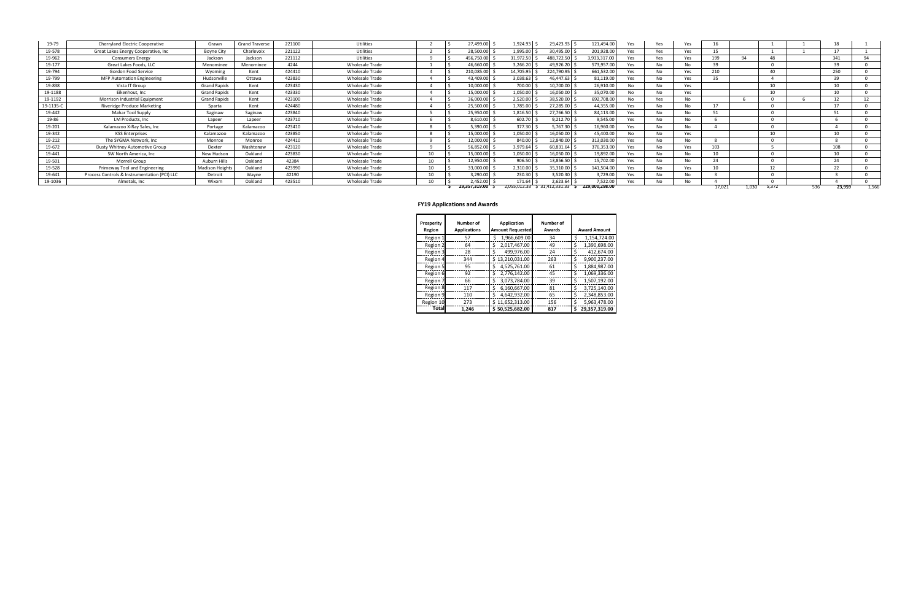| | | | | | | | | | | | | | | | | | | | | | |
|---|---|---|---|---|---|---|---|---|---|---|---|---|---|---|---|---|---|---|---|---|---|
| 19-79 | Cherryland Electric Cooperative | Grawn | Grand Traverse | 221100 | Utilities | 2 | $ 27,499.00 | $ 1,924.93 | $ 29,423.93 | $ 121,494.00 | Yes | Yes | Yes | 16 | | 1 | | 1 | | 18 | 1 |
| 19-578 | Great Lakes Energy Cooperative, Inc | Boyne City | Charlevoix | 221122 | Utilities | 2 | $ 28,500.00 | $ 1,995.00 | $ 30,495.00 | $ 201,928.00 | Yes | Yes | Yes | 15 | | 1 | | 1 | | 17 | 1 |
| 19-962 | Consumers Energy | Jackson | Jackson | 221112 | Utilities | 9 | $ 456,750.00 | $ 31,972.50 | $ 488,722.50 | $ 3,933,317.00 | Yes | Yes | Yes | 199 | 94 | 48 | | | | 341 | 94 |
| 19-177 | Great Lakes Foods, LLC | Menominee | Menominee | 4244 | Wholesale Trade | 1 | $ 46,660.00 | $ 3,266.20 | $ 49,926.20 | $ 573,957.00 | Yes | No | No | 39 | | 0 | | | | 39 | 0 |
| 19-794 | Gordon Food Service | Wyoming | Kent | 424410 | Wholesale Trade | 4 | $ 210,085.00 | $ 14,705.95 | $ 224,790.95 | $ 661,532.00 | Yes | No | Yes | 210 | | 40 | | | | 250 | 0 |
| 19-799 | MFP Automation Engineering | Hudsonville | Ottawa | 423830 | Wholesale Trade | 4 | $ 43,409.00 | $ 3,038.63 | $ 46,447.63 | $ 81,119.00 | Yes | No | Yes | 35 | | 4 | | | | 39 | 0 |
| 19-838 | Vista IT Group | Grand Rapids | Kent | 423430 | Wholesale Trade | 4 | $ 10,000.00 | $ 700.00 | $ 10,700.00 | $ 26,910.00 | No | No | Yes | | | 10 | | | | 10 | 0 |
| 19-1188 | Eikenhout, Inc | Grand Rapids | Kent | 423330 | Wholesale Trade | 4 | $ 15,000.00 | $ 1,050.00 | $ 16,050.00 | $ 35,070.00 | No | No | Yes | | | 10 | | | | 10 | 0 |
| 19-1192 | Morrison Industrial Equipment | Grand Rapids | Kent | 423100 | Wholesale Trade | 4 | $ 36,000.00 | $ 2,520.00 | $ 38,520.00 | $ 692,708.00 | No | Yes | No | | 6 | 0 | | 6 | | 12 | 12 |
| 19-1135-C | Riveridge Produce Marketing | Sparta | Kent | 424480 | Wholesale Trade | 4 | $ 25,500.00 | $ 1,785.00 | $ 27,285.00 | $ 44,355.00 | Yes | No | No | 17 | | 0 | | | | 17 | 0 |
| 19-442 | Mahar Tool Supply | Saginaw | Saginaw | 423840 | Wholesale Trade | 5 | $ 25,950.00 | $ 1,816.50 | $ 27,766.50 | $ 84,113.00 | Yes | No | No | 51 | | 0 | | | | 51 | 0 |
| 19-86 | LM Products, Inc | Lapeer | Lapeer | 423710 | Wholesale Trade | 6 | $ 8,610.00 | $ 602.70 | $ 9,212.70 | $ 9,545.00 | Yes | No | No | 6 | | 0 | | | | 6 | 0 |
| 19-201 | Kalamazoo X-Ray Sales, Inc | Portage | Kalamazoo | 423410 | Wholesale Trade | 8 | $ 5,390.00 | $ 377.30 | $ 5,767.30 | $ 16,960.00 | Yes | No | No | 4 | | 0 | | | | 4 | 0 |
| 19-342 | KSS Enterprises | Kalamazoo | Kalamazoo | 423850 | Wholesale Trade | 8 | $ 15,000.00 | $ 1,050.00 | $ 16,050.00 | $ 45,400.00 | No | No | Yes | | | 10 | | | | 10 | 0 |
| 19-212 | The SYGMA Network, Inc | Monroe | Monroe | 424410 | Wholesale Trade | 9 | $ 12,000.00 | $ 840.00 | $ 12,840.00 | $ 313,030.00 | Yes | No | No | 8 | | 0 | | | | 8 | 0 |
| 19-672 | Dusty Whitney Automotive Group | Dexter | Washtenaw | 423120 | Wholesale Trade | 9 | $ 56,852.00 | $ 3,979.64 | $ 60,831.64 | $ 376,353.00 | Yes | No | Yes | 103 | | 5 | | | | 108 | 0 |
| 19-441 | SW North America, Inc | New Hudson | Oakland | 423830 | Wholesale Trade | 10 | $ 15,000.00 | $ 1,050.00 | $ 16,050.00 | $ 19,892.00 | Yes | No | No | 10 | | 0 | | | | 10 | 0 |
| 19-501 | Morrell Group | Auburn Hills | Oakland | 42384 | Wholesale Trade | 10 | $ 12,950.00 | $ 906.50 | $ 13,856.50 | $ 15,702.00 | Yes | No | No | 24 | | 0 | | | | 24 | 0 |
| 19-528 | Primeway Tool and Engineering | Madison Heights | Oakland | 423990 | Wholesale Trade | 10 | $ 33,000.00 | $ 2,310.00 | $ 35,310.00 | $ 141,504.00 | Yes | No | Yes | 10 | | 12 | | | | 22 | 0 |
| 19-641 | Process Controls & Instrumentation (PCI) LLC | Detroit | Wayne | 42190 | Wholesale Trade | 10 | $ 3,290.00 | $ 230.30 | $ 3,520.30 | $ 3,729.00 | Yes | No | No | 3 | | 0 | | | | 3 | 0 |
| 19-1036 | Almetals, Inc | Wixom | Oakland | 423510 | Wholesale Trade | 10 | $ 2,452.00 | $ 171.64 | $ 2,623.64 | $ 7,522.00 | Yes | No | No | 4 | | 0 | | | | 4 | 0 |
| | | | | | | | $ 29,357,319.00 | $ 2,055,012.33 | $ 31,412,331.33 | $ 229,000,298.00 | | | | 17,021 | 1,030 | 5,372 | | 536 | | 23,959 | 1,566 |

## FY19 Applications and Awards

| Prosperity Region | Number of Applications | Application Amount Requested | Number of Awards | Award Amount |
|---|---|---|---|---|
| Region 1 | 57 | $ 1,966,609.00 | 34 | $ 1,154,724.00 |
| Region 2 | 64 | $ 2,017,467.00 | 49 | $ 1,390,698.00 |
| Region 3 | 28 | $ 499,976.00 | 24 | $ 412,674.00 |
| Region 4 | 344 | $ 13,210,031.00 | 263 | $ 9,900,237.00 |
| Region 5 | 95 | $ 4,525,761.00 | 61 | $ 1,884,987.00 |
| Region 6 | 92 | $ 2,776,142.00 | 45 | $ 1,069,336.00 |
| Region 7 | 66 | $ 3,073,784.00 | 39 | $ 1,507,192.00 |
| Region 8 | 117 | $ 6,160,667.00 | 81 | $ 3,725,140.00 |
| Region 9 | 110 | $ 4,642,932.00 | 65 | $ 2,348,853.00 |
| Region 10 | 273 | $ 11,652,313.00 | 156 | $ 5,963,478.00 |
| **Total** | **1,246** | **$ 50,525,682.00** | **817** | **$ 29,357,319.00** |